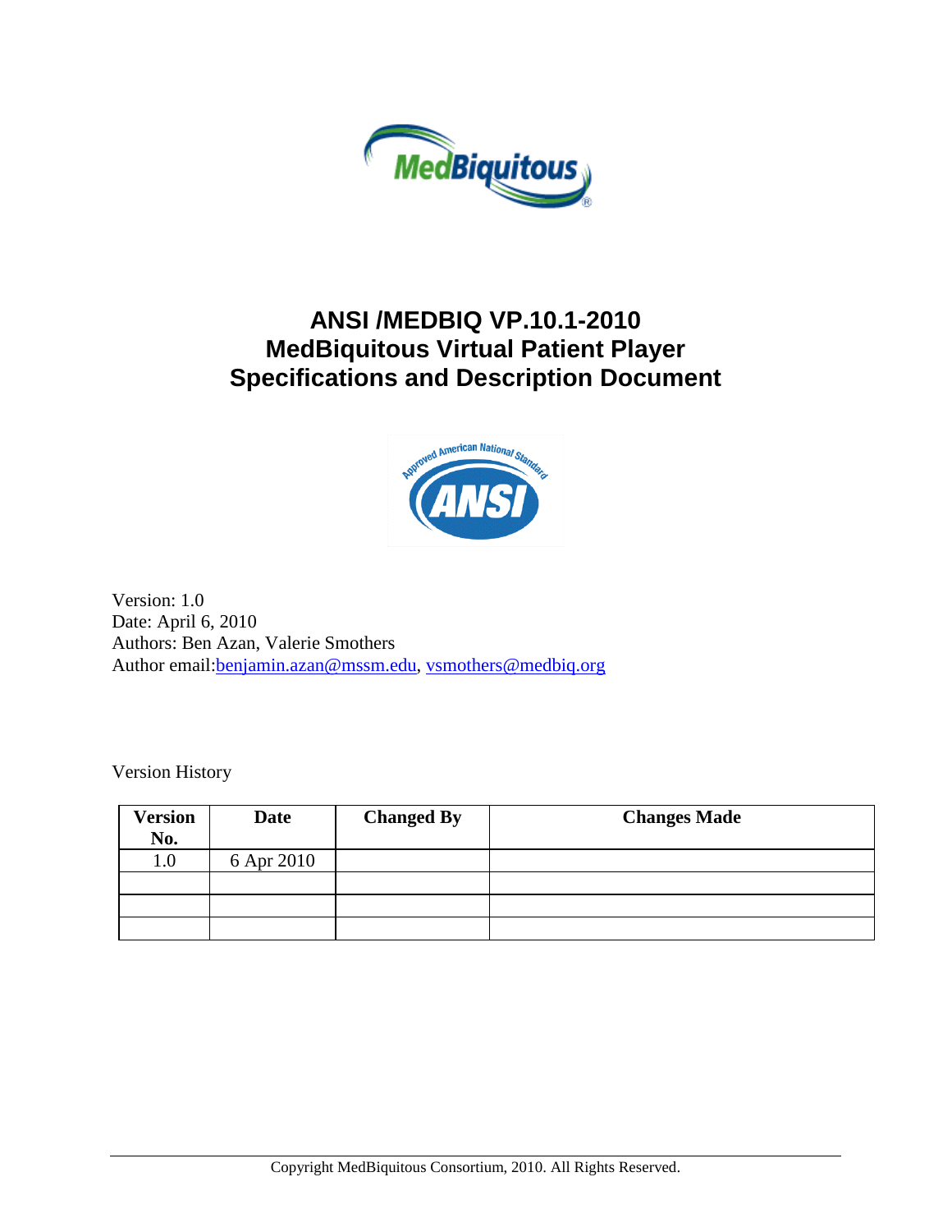# ANSI /MEDBIQ VP.10.1-2010 MedBiquitous Virtual Patient Player Specifications and Description Document

Version: 1.0
Date: April 6, 2010
Authors: Ben Azan, Valerie Smothers
Author email:benjamin.azan@mssm.edu, vsmothers@medbiq.org

Version History

| Version No. | Date | Changed By | Changes Made |
|---|---|---|---|
| 1.0 | 6 Apr 2010 | | |
| | | | |
| | | | |
| | | | |

Copyright MedBiquitous Consortium, 2010. All Rights Reserved.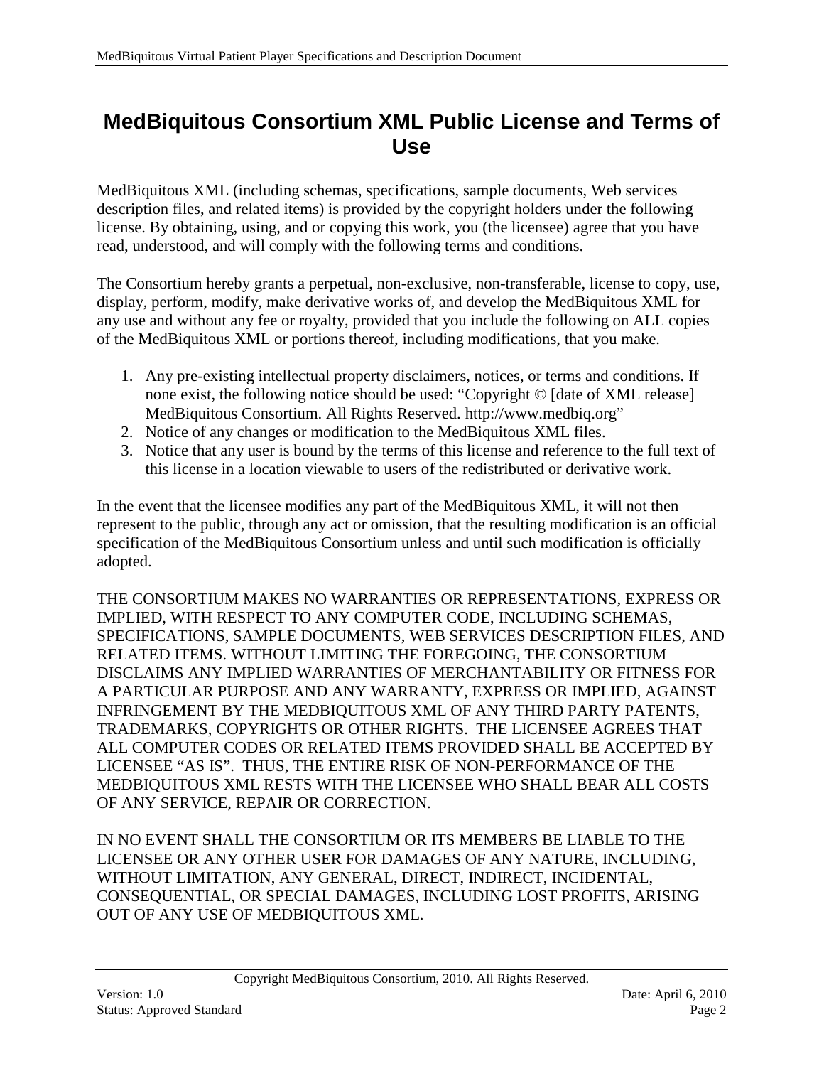# MedBiquitous Consortium XML Public License and Terms of Use

MedBiquitous XML (including schemas, specifications, sample documents, Web services description files, and related items) is provided by the copyright holders under the following license. By obtaining, using, and or copying this work, you (the licensee) agree that you have read, understood, and will comply with the following terms and conditions.

The Consortium hereby grants a perpetual, non-exclusive, non-transferable, license to copy, use, display, perform, modify, make derivative works of, and develop the MedBiquitous XML for any use and without any fee or royalty, provided that you include the following on ALL copies of the MedBiquitous XML or portions thereof, including modifications, that you make.

1. Any pre-existing intellectual property disclaimers, notices, or terms and conditions. If none exist, the following notice should be used: “Copyright © [date of XML release] MedBiquitous Consortium. All Rights Reserved. http://www.medbiq.org”
2. Notice of any changes or modification to the MedBiquitous XML files.
3. Notice that any user is bound by the terms of this license and reference to the full text of this license in a location viewable to users of the redistributed or derivative work.

In the event that the licensee modifies any part of the MedBiquitous XML, it will not then represent to the public, through any act or omission, that the resulting modification is an official specification of the MedBiquitous Consortium unless and until such modification is officially adopted.

THE CONSORTIUM MAKES NO WARRANTIES OR REPRESENTATIONS, EXPRESS OR IMPLIED, WITH RESPECT TO ANY COMPUTER CODE, INCLUDING SCHEMAS, SPECIFICATIONS, SAMPLE DOCUMENTS, WEB SERVICES DESCRIPTION FILES, AND RELATED ITEMS. WITHOUT LIMITING THE FOREGOING, THE CONSORTIUM DISCLAIMS ANY IMPLIED WARRANTIES OF MERCHANTABILITY OR FITNESS FOR A PARTICULAR PURPOSE AND ANY WARRANTY, EXPRESS OR IMPLIED, AGAINST INFRINGEMENT BY THE MEDBIQUITOUS XML OF ANY THIRD PARTY PATENTS, TRADEMARKS, COPYRIGHTS OR OTHER RIGHTS. THE LICENSEE AGREES THAT ALL COMPUTER CODES OR RELATED ITEMS PROVIDED SHALL BE ACCEPTED BY LICENSEE “AS IS”. THUS, THE ENTIRE RISK OF NON-PERFORMANCE OF THE MEDBIQUITOUS XML RESTS WITH THE LICENSEE WHO SHALL BEAR ALL COSTS OF ANY SERVICE, REPAIR OR CORRECTION.

IN NO EVENT SHALL THE CONSORTIUM OR ITS MEMBERS BE LIABLE TO THE LICENSEE OR ANY OTHER USER FOR DAMAGES OF ANY NATURE, INCLUDING, WITHOUT LIMITATION, ANY GENERAL, DIRECT, INDIRECT, INCIDENTAL, CONSEQUENTIAL, OR SPECIAL DAMAGES, INCLUDING LOST PROFITS, ARISING OUT OF ANY USE OF MEDBIQUITOUS XML.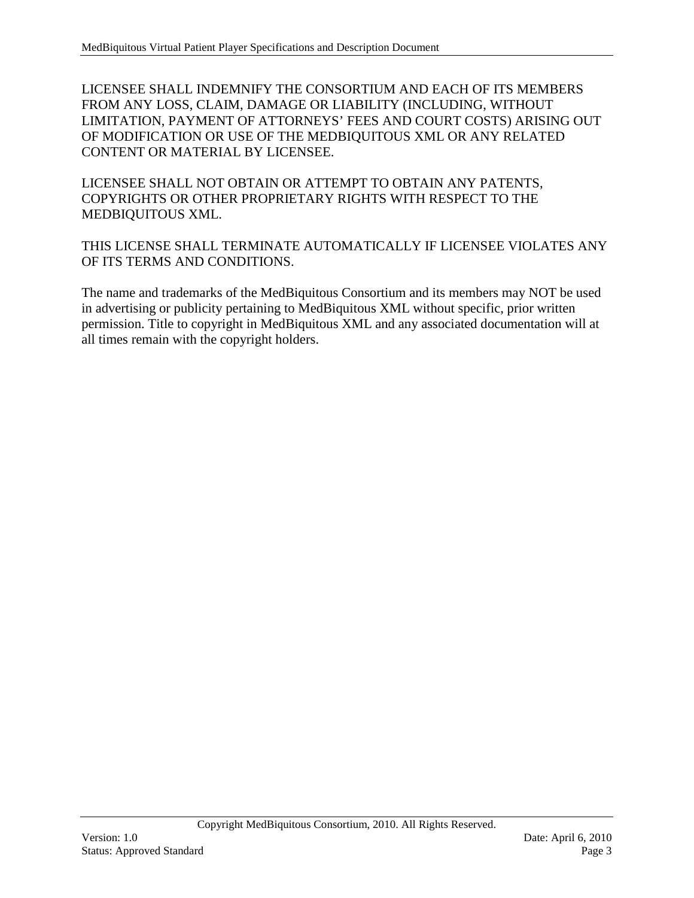LICENSEE SHALL INDEMNIFY THE CONSORTIUM AND EACH OF ITS MEMBERS FROM ANY LOSS, CLAIM, DAMAGE OR LIABILITY (INCLUDING, WITHOUT LIMITATION, PAYMENT OF ATTORNEYS' FEES AND COURT COSTS) ARISING OUT OF MODIFICATION OR USE OF THE MEDBIQUITOUS XML OR ANY RELATED CONTENT OR MATERIAL BY LICENSEE.

LICENSEE SHALL NOT OBTAIN OR ATTEMPT TO OBTAIN ANY PATENTS, COPYRIGHTS OR OTHER PROPRIETARY RIGHTS WITH RESPECT TO THE MEDBIQUITOUS XML.

THIS LICENSE SHALL TERMINATE AUTOMATICALLY IF LICENSEE VIOLATES ANY OF ITS TERMS AND CONDITIONS.

The name and trademarks of the MedBiquitous Consortium and its members may NOT be used in advertising or publicity pertaining to MedBiquitous XML without specific, prior written permission. Title to copyright in MedBiquitous XML and any associated documentation will at all times remain with the copyright holders.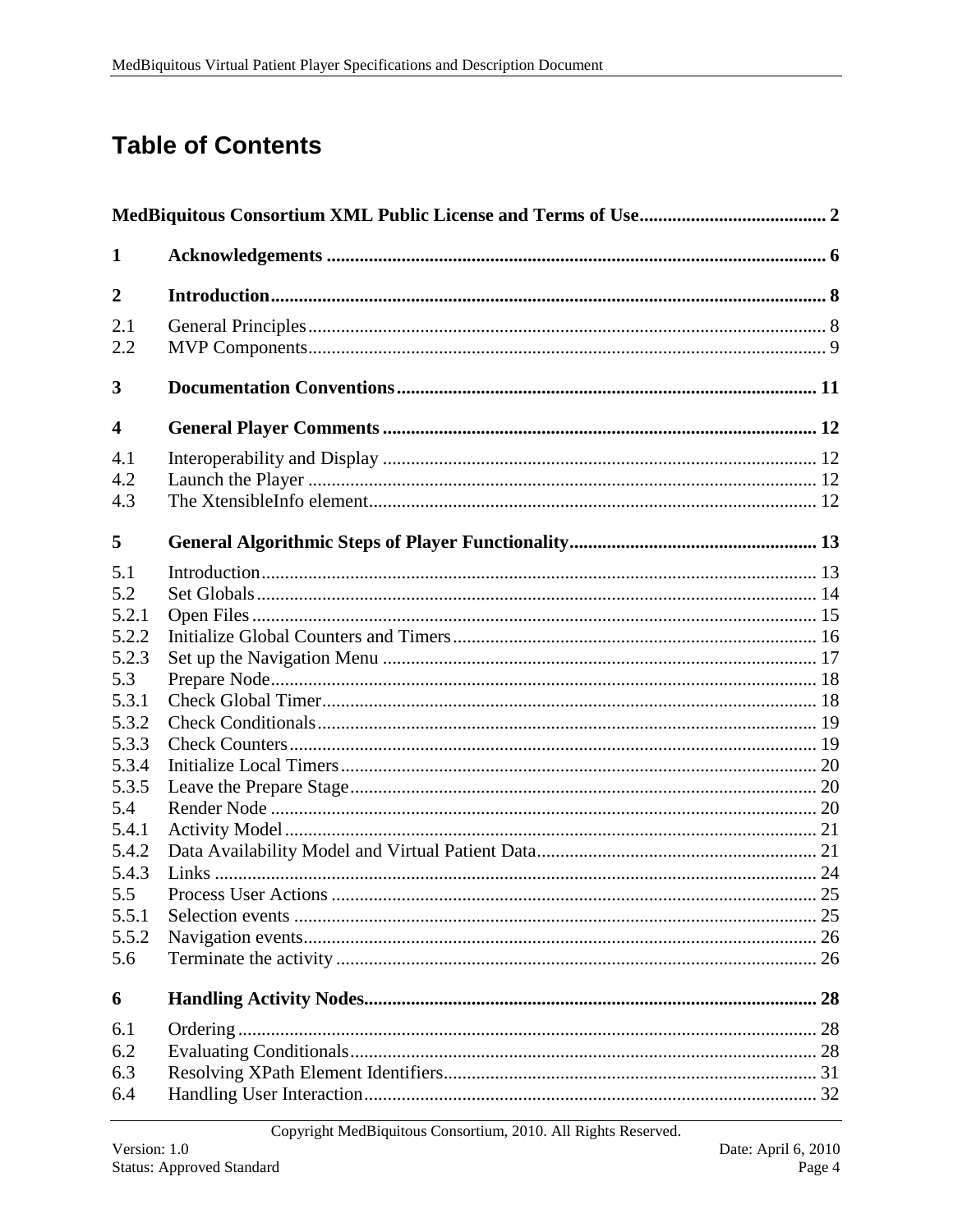# Table of Contents

**MedBiquitous Consortium XML Public License and Terms of Use** ........................................ **2**

**1 Acknowledgements** ........................................................................................................ **6**

**2 Introduction** ...................................................................................................................... **8**

2.1 General Principles ............................................................................................................. 8
2.2 MVP Components ............................................................................................................. 9

**3 Documentation Conventions** ......................................................................................... **11**

**4 General Player Comments** ............................................................................................ **12**

4.1 Interoperability and Display ............................................................................................ 12
4.2 Launch the Player ............................................................................................................ 12
4.3 The XtensibleInfo element ............................................................................................... 12

**5 General Algorithmic Steps of Player Functionality** ..................................................... **13**

5.1 Introduction ..................................................................................................................... 13
5.2 Set Globals ....................................................................................................................... 14
5.2.1 Open Files ....................................................................................................................... 15
5.2.2 Initialize Global Counters and Timers ............................................................................. 16
5.2.3 Set up the Navigation Menu ............................................................................................ 17
5.3 Prepare Node .................................................................................................................... 18
5.3.1 Check Global Timer ......................................................................................................... 18
5.3.2 Check Conditionals .......................................................................................................... 19
5.3.3 Check Counters ................................................................................................................ 19
5.3.4 Initialize Local Timers ...................................................................................................... 20
5.3.5 Leave the Prepare Stage ................................................................................................... 20
5.4 Render Node .................................................................................................................... 20
5.4.1 Activity Model ................................................................................................................. 21
5.4.2 Data Availability Model and Virtual Patient Data ........................................................... 21
5.4.3 Links ................................................................................................................................ 24
5.5 Process User Actions ....................................................................................................... 25
5.5.1 Selection events ............................................................................................................... 25
5.5.2 Navigation events ............................................................................................................. 26
5.6 Terminate the activity ...................................................................................................... 26

**6 Handling Activity Nodes** ................................................................................................ **28**

6.1 Ordering ........................................................................................................................... 28
6.2 Evaluating Conditionals ................................................................................................... 28
6.3 Resolving XPath Element Identifiers ............................................................................... 31
6.4 Handling User Interaction ................................................................................................ 32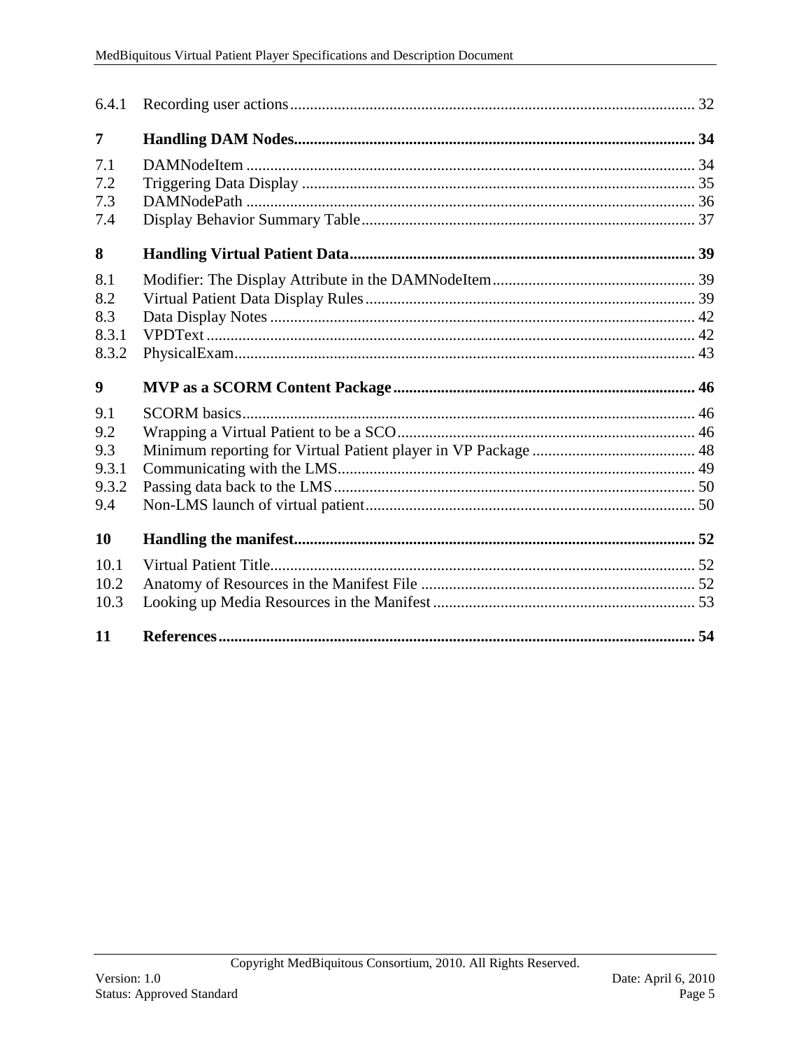6.4.1 Recording user actions ..................................................................................................... 32

**7 Handling DAM Nodes ..................................................................................................... 34**

7.1 DAMNodeItem ................................................................................................................ 34
7.2 Triggering Data Display .................................................................................................. 35
7.3 DAMNodePath ................................................................................................................ 36
7.4 Display Behavior Summary Table ................................................................................... 37

**8 Handling Virtual Patient Data ...................................................................................... 39**

8.1 Modifier: The Display Attribute in the DAMNodeItem ................................................... 39
8.2 Virtual Patient Data Display Rules .................................................................................. 39
8.3 Data Display Notes .......................................................................................................... 42
8.3.1 VPDText .......................................................................................................................... 42
8.3.2 PhysicalExam ................................................................................................................... 43

**9 MVP as a SCORM Content Package ........................................................................... 46**

9.1 SCORM basics ................................................................................................................. 46
9.2 Wrapping a Virtual Patient to be a SCO .......................................................................... 46
9.3 Minimum reporting for Virtual Patient player in VP Package ......................................... 48
9.3.1 Communicating with the LMS ......................................................................................... 49
9.3.2 Passing data back to the LMS .......................................................................................... 50
9.4 Non-LMS launch of virtual patient .................................................................................. 50

**10 Handling the manifest .................................................................................................... 52**

10.1 Virtual Patient Title .......................................................................................................... 52
10.2 Anatomy of Resources in the Manifest File ..................................................................... 52
10.3 Looking up Media Resources in the Manifest ................................................................. 53

**11 References ....................................................................................................................... 54**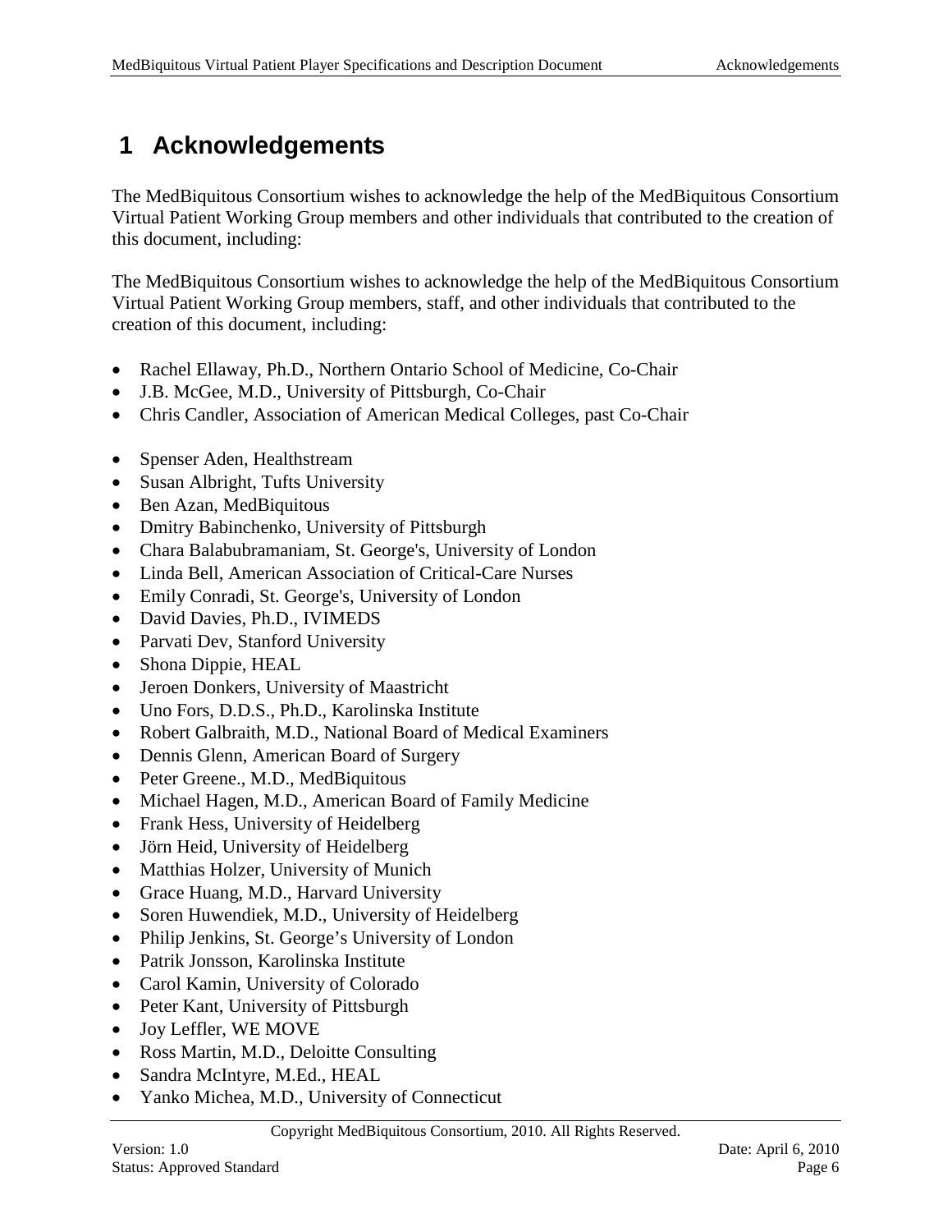# 1 Acknowledgements

The MedBiquitous Consortium wishes to acknowledge the help of the MedBiquitous Consortium Virtual Patient Working Group members and other individuals that contributed to the creation of this document, including:

The MedBiquitous Consortium wishes to acknowledge the help of the MedBiquitous Consortium Virtual Patient Working Group members, staff, and other individuals that contributed to the creation of this document, including:

- Rachel Ellaway, Ph.D., Northern Ontario School of Medicine, Co-Chair
- J.B. McGee, M.D., University of Pittsburgh, Co-Chair
- Chris Candler, Association of American Medical Colleges, past Co-Chair

- Spenser Aden, Healthstream
- Susan Albright, Tufts University
- Ben Azan, MedBiquitous
- Dmitry Babinchenko, University of Pittsburgh
- Chara Balabubramaniam, St. George's, University of London
- Linda Bell, American Association of Critical-Care Nurses
- Emily Conradi, St. George's, University of London
- David Davies, Ph.D., IVIMEDS
- Parvati Dev, Stanford University
- Shona Dippie, HEAL
- Jeroen Donkers, University of Maastricht
- Uno Fors, D.D.S., Ph.D., Karolinska Institute
- Robert Galbraith, M.D., National Board of Medical Examiners
- Dennis Glenn, American Board of Surgery
- Peter Greene., M.D., MedBiquitous
- Michael Hagen, M.D., American Board of Family Medicine
- Frank Hess, University of Heidelberg
- Jörn Heid, University of Heidelberg
- Matthias Holzer, University of Munich
- Grace Huang, M.D., Harvard University
- Soren Huwendiek, M.D., University of Heidelberg
- Philip Jenkins, St. George's University of London
- Patrik Jonsson, Karolinska Institute
- Carol Kamin, University of Colorado
- Peter Kant, University of Pittsburgh
- Joy Leffler, WE MOVE
- Ross Martin, M.D., Deloitte Consulting
- Sandra McIntyre, M.Ed., HEAL
- Yanko Michea, M.D., University of Connecticut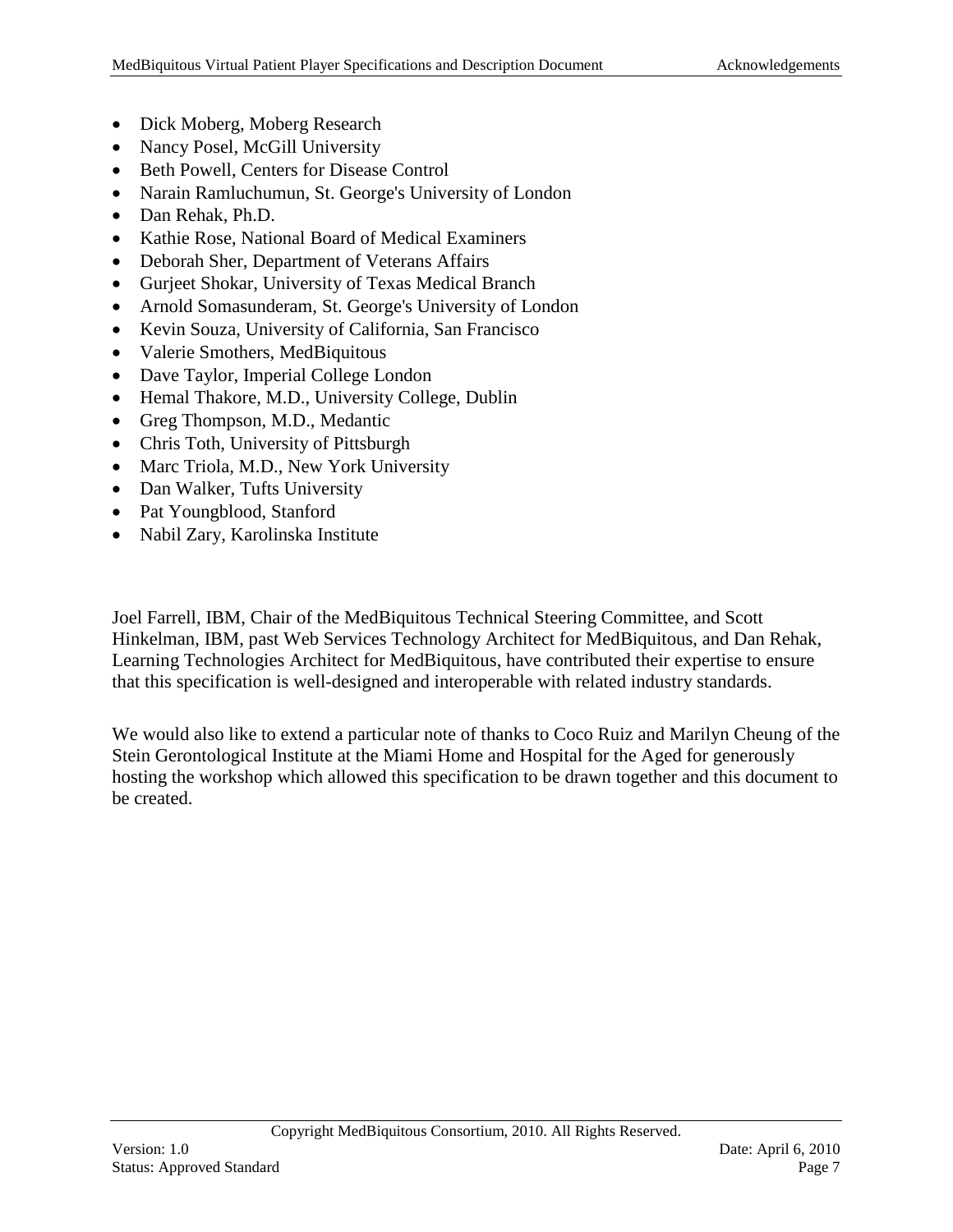- Dick Moberg, Moberg Research
- Nancy Posel, McGill University
- Beth Powell, Centers for Disease Control
- Narain Ramluchumun, St. George's University of London
- Dan Rehak, Ph.D.
- Kathie Rose, National Board of Medical Examiners
- Deborah Sher, Department of Veterans Affairs
- Gurjeet Shokar, University of Texas Medical Branch
- Arnold Somasunderam, St. George's University of London
- Kevin Souza, University of California, San Francisco
- Valerie Smothers, MedBiquitous
- Dave Taylor, Imperial College London
- Hemal Thakore, M.D., University College, Dublin
- Greg Thompson, M.D., Medantic
- Chris Toth, University of Pittsburgh
- Marc Triola, M.D., New York University
- Dan Walker, Tufts University
- Pat Youngblood, Stanford
- Nabil Zary, Karolinska Institute

Joel Farrell, IBM, Chair of the MedBiquitous Technical Steering Committee, and Scott Hinkelman, IBM, past Web Services Technology Architect for MedBiquitous, and Dan Rehak, Learning Technologies Architect for MedBiquitous, have contributed their expertise to ensure that this specification is well-designed and interoperable with related industry standards.

We would also like to extend a particular note of thanks to Coco Ruiz and Marilyn Cheung of the Stein Gerontological Institute at the Miami Home and Hospital for the Aged for generously hosting the workshop which allowed this specification to be drawn together and this document to be created.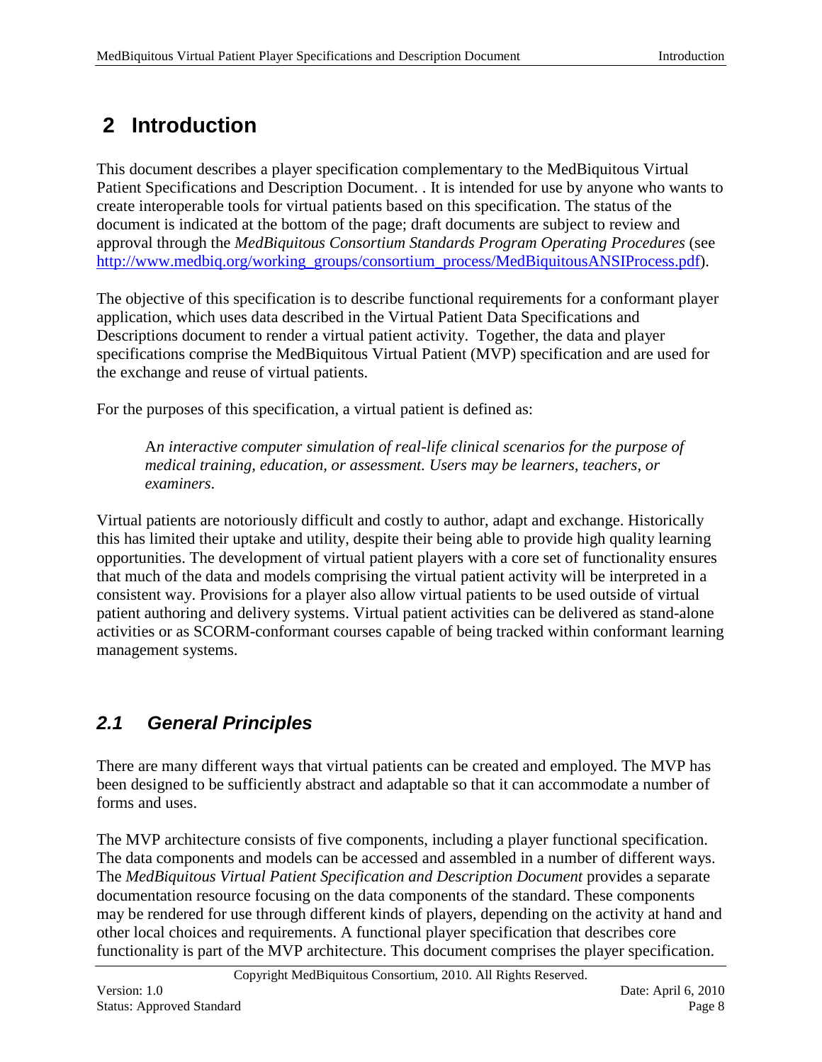# 2 Introduction

This document describes a player specification complementary to the MedBiquitous Virtual Patient Specifications and Description Document. . It is intended for use by anyone who wants to create interoperable tools for virtual patients based on this specification. The status of the document is indicated at the bottom of the page; draft documents are subject to review and approval through the *MedBiquitous Consortium Standards Program Operating Procedures* (see [http://www.medbiq.org/working_groups/consortium_process/MedBiquitousANSIProcess.pdf](http://www.medbiq.org/working_groups/consortium_process/MedBiquitousANSIProcess.pdf)).

The objective of this specification is to describe functional requirements for a conformant player application, which uses data described in the Virtual Patient Data Specifications and Descriptions document to render a virtual patient activity. Together, the data and player specifications comprise the MedBiquitous Virtual Patient (MVP) specification and are used for the exchange and reuse of virtual patients.

For the purposes of this specification, a virtual patient is defined as:

> A*n interactive computer simulation of real-life clinical scenarios for the purpose of medical training, education, or assessment. Users may be learners, teachers, or examiners.*

Virtual patients are notoriously difficult and costly to author, adapt and exchange. Historically this has limited their uptake and utility, despite their being able to provide high quality learning opportunities. The development of virtual patient players with a core set of functionality ensures that much of the data and models comprising the virtual patient activity will be interpreted in a consistent way. Provisions for a player also allow virtual patients to be used outside of virtual patient authoring and delivery systems. Virtual patient activities can be delivered as stand-alone activities or as SCORM-conformant courses capable of being tracked within conformant learning management systems.

## *2.1 General Principles*

There are many different ways that virtual patients can be created and employed. The MVP has been designed to be sufficiently abstract and adaptable so that it can accommodate a number of forms and uses.

The MVP architecture consists of five components, including a player functional specification. The data components and models can be accessed and assembled in a number of different ways. The *MedBiquitous Virtual Patient Specification and Description Document* provides a separate documentation resource focusing on the data components of the standard. These components may be rendered for use through different kinds of players, depending on the activity at hand and other local choices and requirements. A functional player specification that describes core functionality is part of the MVP architecture. This document comprises the player specification.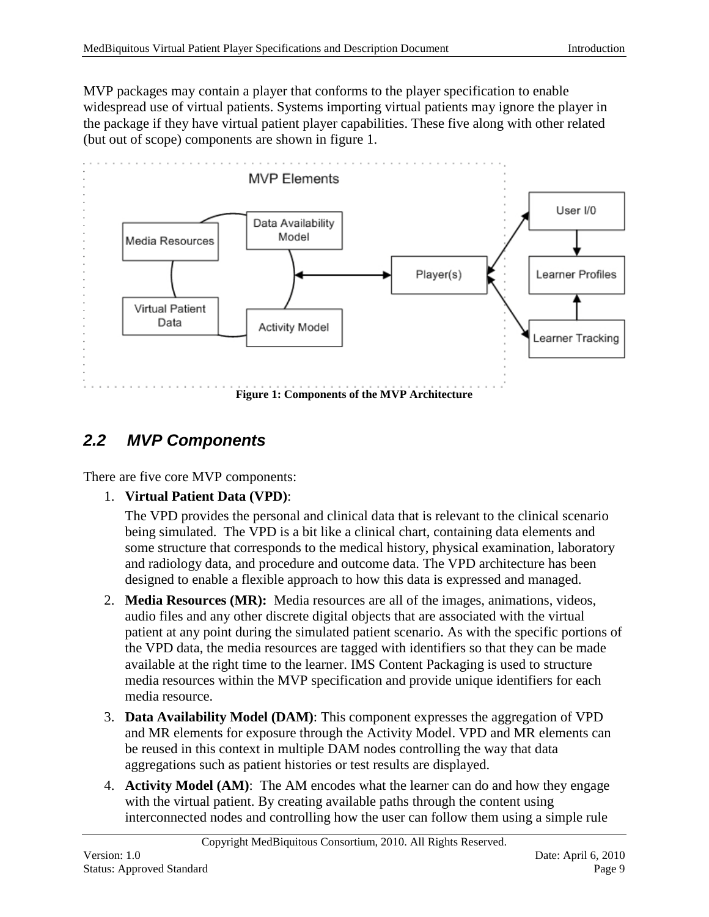MVP packages may contain a player that conforms to the player specification to enable widespread use of virtual patients. Systems importing virtual patients may ignore the player in the package if they have virtual patient player capabilities. These five along with other related (but out of scope) components are shown in figure 1.

**Figure 1: Components of the MVP Architecture**

## 2.2 MVP Components

There are five core MVP components:

1. **Virtual Patient Data (VPD)**:

   The VPD provides the personal and clinical data that is relevant to the clinical scenario being simulated. The VPD is a bit like a clinical chart, containing data elements and some structure that corresponds to the medical history, physical examination, laboratory and radiology data, and procedure and outcome data. The VPD architecture has been designed to enable a flexible approach to how this data is expressed and managed.

2. **Media Resources (MR):** Media resources are all of the images, animations, videos, audio files and any other discrete digital objects that are associated with the virtual patient at any point during the simulated patient scenario. As with the specific portions of the VPD data, the media resources are tagged with identifiers so that they can be made available at the right time to the learner. IMS Content Packaging is used to structure media resources within the MVP specification and provide unique identifiers for each media resource.

3. **Data Availability Model (DAM)**: This component expresses the aggregation of VPD and MR elements for exposure through the Activity Model. VPD and MR elements can be reused in this context in multiple DAM nodes controlling the way that data aggregations such as patient histories or test results are displayed.

4. **Activity Model (AM)**: The AM encodes what the learner can do and how they engage with the virtual patient. By creating available paths through the content using interconnected nodes and controlling how the user can follow them using a simple rule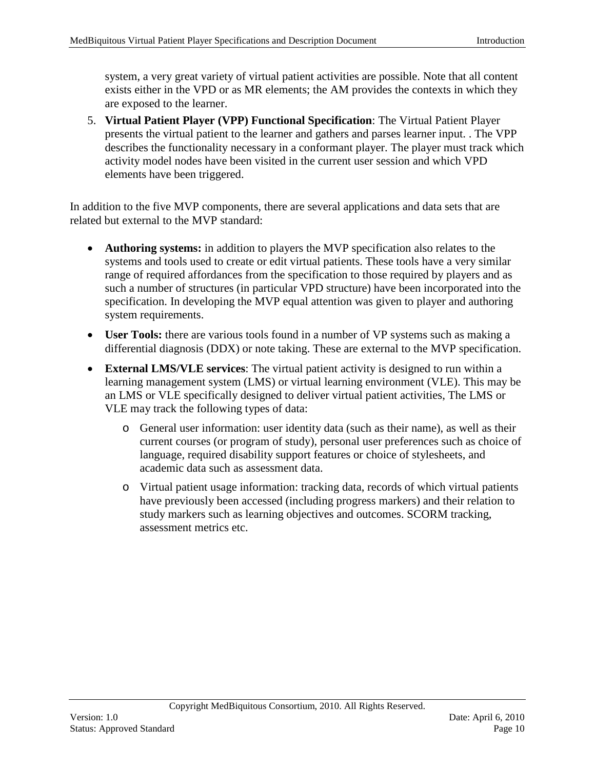system, a very great variety of virtual patient activities are possible. Note that all content exists either in the VPD or as MR elements; the AM provides the contexts in which they are exposed to the learner.

5. **Virtual Patient Player (VPP) Functional Specification**: The Virtual Patient Player presents the virtual patient to the learner and gathers and parses learner input. . The VPP describes the functionality necessary in a conformant player. The player must track which activity model nodes have been visited in the current user session and which VPD elements have been triggered.

In addition to the five MVP components, there are several applications and data sets that are related but external to the MVP standard:

- **Authoring systems:** in addition to players the MVP specification also relates to the systems and tools used to create or edit virtual patients. These tools have a very similar range of required affordances from the specification to those required by players and as such a number of structures (in particular VPD structure) have been incorporated into the specification. In developing the MVP equal attention was given to player and authoring system requirements.
- **User Tools:** there are various tools found in a number of VP systems such as making a differential diagnosis (DDX) or note taking. These are external to the MVP specification.
- **External LMS/VLE services**: The virtual patient activity is designed to run within a learning management system (LMS) or virtual learning environment (VLE). This may be an LMS or VLE specifically designed to deliver virtual patient activities, The LMS or VLE may track the following types of data:
    - General user information: user identity data (such as their name), as well as their current courses (or program of study), personal user preferences such as choice of language, required disability support features or choice of stylesheets, and academic data such as assessment data.
    - Virtual patient usage information: tracking data, records of which virtual patients have previously been accessed (including progress markers) and their relation to study markers such as learning objectives and outcomes. SCORM tracking, assessment metrics etc.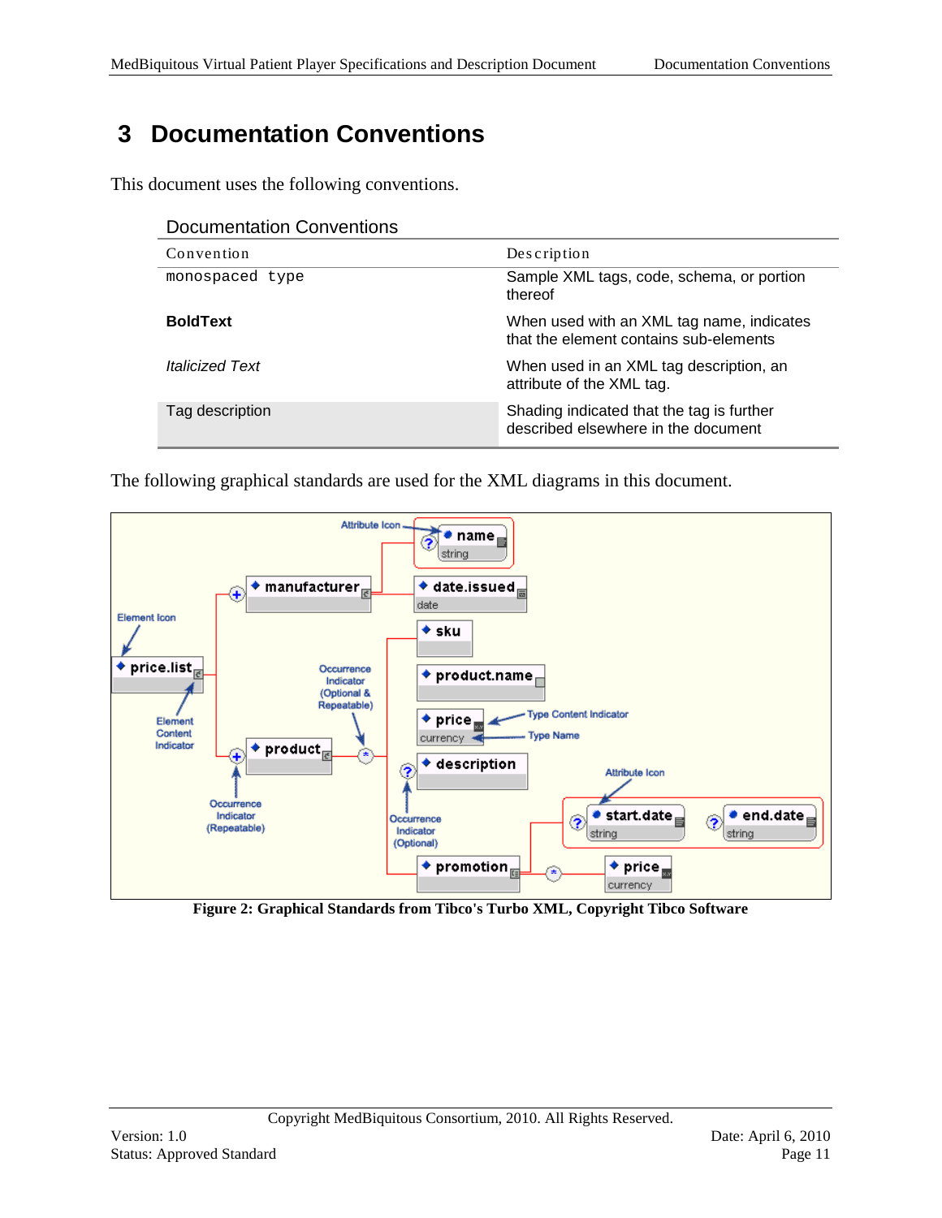# 3 Documentation Conventions

This document uses the following conventions.

Documentation Conventions

| Convention | Description |
|---|---|
| `monospaced type` | Sample XML tags, code, schema, or portion thereof |
| **BoldText** | When used with an XML tag name, indicates that the element contains sub-elements |
| *Italicized Text* | When used in an XML tag description, an attribute of the XML tag. |
| Tag description | Shading indicated that the tag is further described elsewhere in the document |

The following graphical standards are used for the XML diagrams in this document.

**Figure 2: Graphical Standards from Tibco's Turbo XML, Copyright Tibco Software**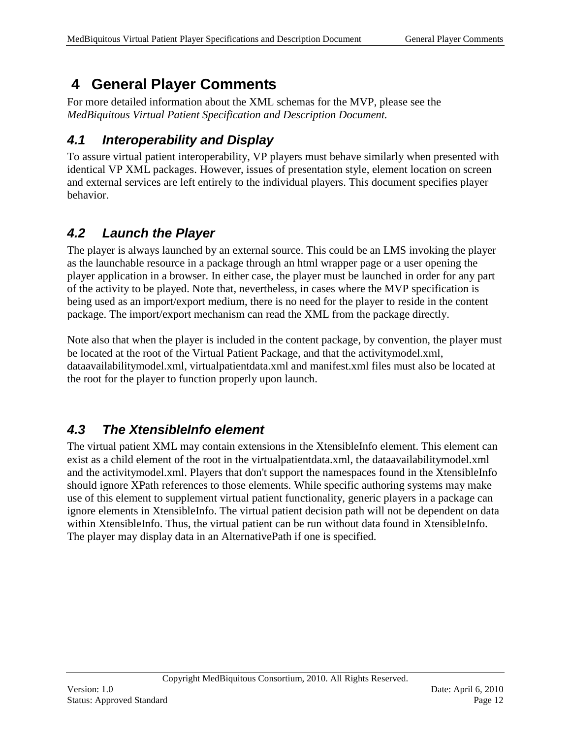# 4 General Player Comments

For more detailed information about the XML schemas for the MVP, please see the *MedBiquitous Virtual Patient Specification and Description Document.*

## 4.1 Interoperability and Display

To assure virtual patient interoperability, VP players must behave similarly when presented with identical VP XML packages. However, issues of presentation style, element location on screen and external services are left entirely to the individual players. This document specifies player behavior.

## 4.2 Launch the Player

The player is always launched by an external source. This could be an LMS invoking the player as the launchable resource in a package through an html wrapper page or a user opening the player application in a browser. In either case, the player must be launched in order for any part of the activity to be played. Note that, nevertheless, in cases where the MVP specification is being used as an import/export medium, there is no need for the player to reside in the content package. The import/export mechanism can read the XML from the package directly.

Note also that when the player is included in the content package, by convention, the player must be located at the root of the Virtual Patient Package, and that the activitymodel.xml, dataavailabilitymodel.xml, virtualpatientdata.xml and manifest.xml files must also be located at the root for the player to function properly upon launch.

## 4.3 The XtensibleInfo element

The virtual patient XML may contain extensions in the XtensibleInfo element. This element can exist as a child element of the root in the virtualpatientdata.xml, the dataavailabilitymodel.xml and the activitymodel.xml. Players that don't support the namespaces found in the XtensibleInfo should ignore XPath references to those elements. While specific authoring systems may make use of this element to supplement virtual patient functionality, generic players in a package can ignore elements in XtensibleInfo. The virtual patient decision path will not be dependent on data within XtensibleInfo. Thus, the virtual patient can be run without data found in XtensibleInfo. The player may display data in an AlternativePath if one is specified.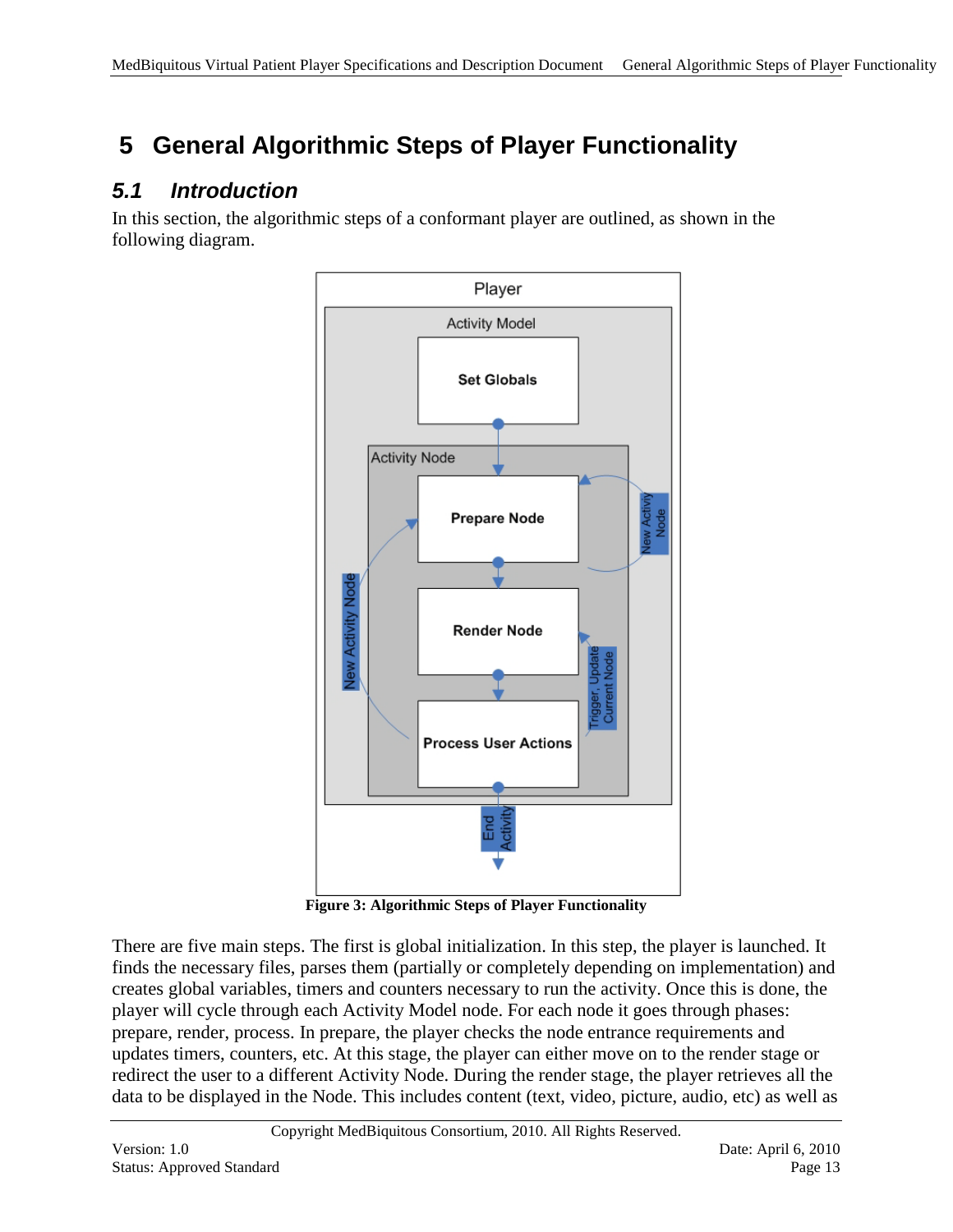# 5 General Algorithmic Steps of Player Functionality

## 5.1 Introduction

In this section, the algorithmic steps of a conformant player are outlined, as shown in the following diagram.

**Figure 3: Algorithmic Steps of Player Functionality**

There are five main steps. The first is global initialization. In this step, the player is launched. It finds the necessary files, parses them (partially or completely depending on implementation) and creates global variables, timers and counters necessary to run the activity. Once this is done, the player will cycle through each Activity Model node. For each node it goes through phases: prepare, render, process. In prepare, the player checks the node entrance requirements and updates timers, counters, etc. At this stage, the player can either move on to the render stage or redirect the user to a different Activity Node. During the render stage, the player retrieves all the data to be displayed in the Node. This includes content (text, video, picture, audio, etc) as well as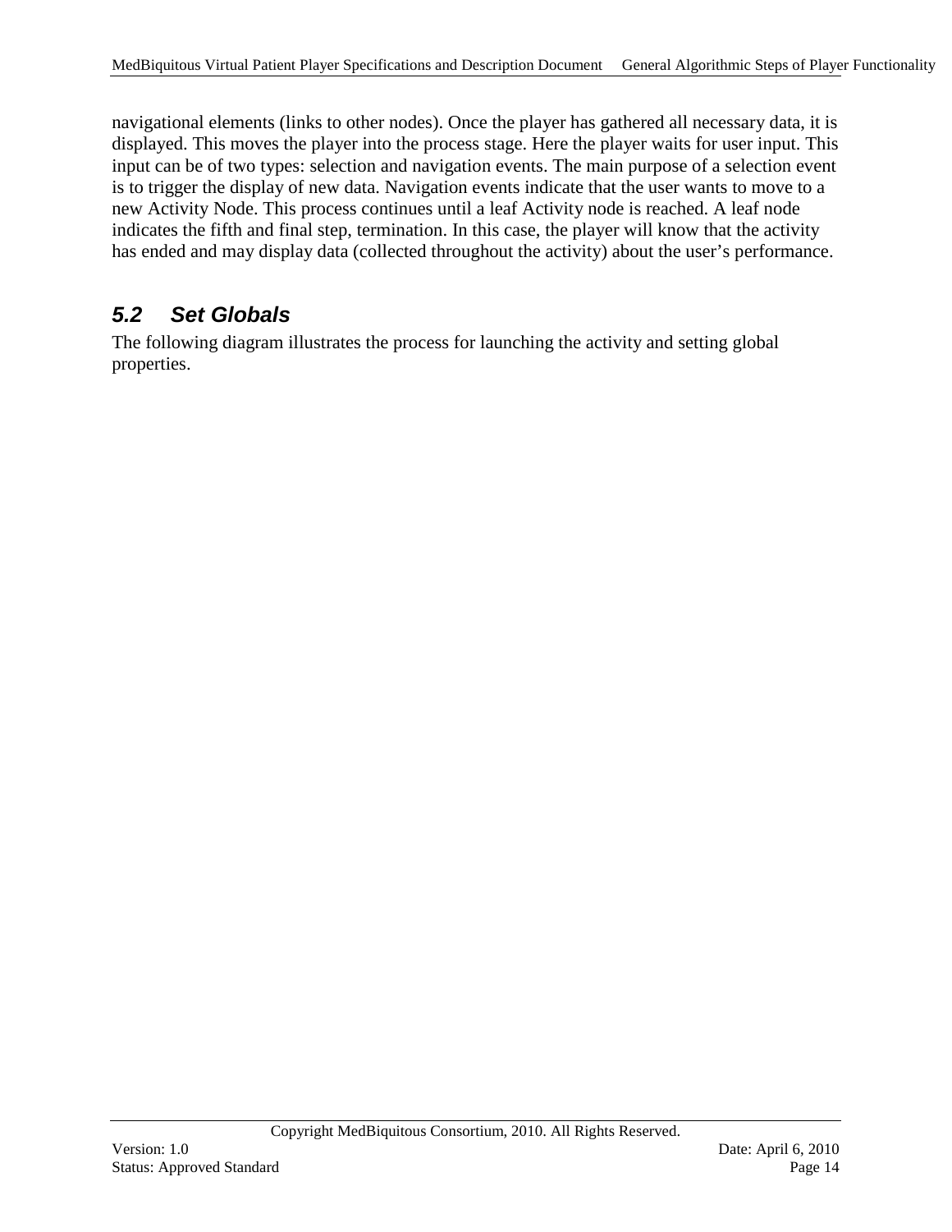navigational elements (links to other nodes). Once the player has gathered all necessary data, it is displayed. This moves the player into the process stage. Here the player waits for user input. This input can be of two types: selection and navigation events. The main purpose of a selection event is to trigger the display of new data. Navigation events indicate that the user wants to move to a new Activity Node. This process continues until a leaf Activity node is reached. A leaf node indicates the fifth and final step, termination. In this case, the player will know that the activity has ended and may display data (collected throughout the activity) about the user's performance.

## 5.2 Set Globals

The following diagram illustrates the process for launching the activity and setting global properties.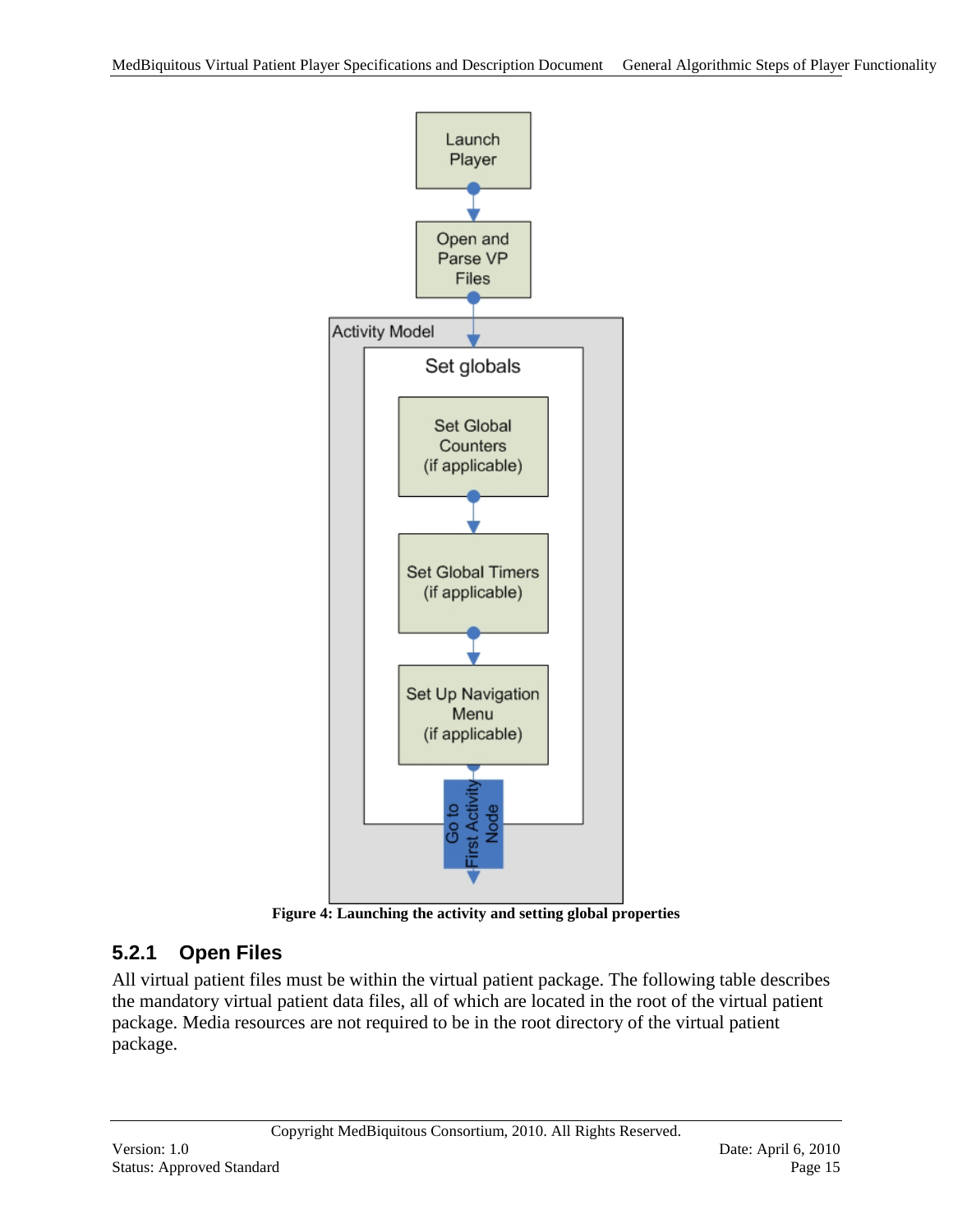Figure 4: Launching the activity and setting global properties

### 5.2.1 Open Files

All virtual patient files must be within the virtual patient package. The following table describes the mandatory virtual patient data files, all of which are located in the root of the virtual patient package. Media resources are not required to be in the root directory of the virtual patient package.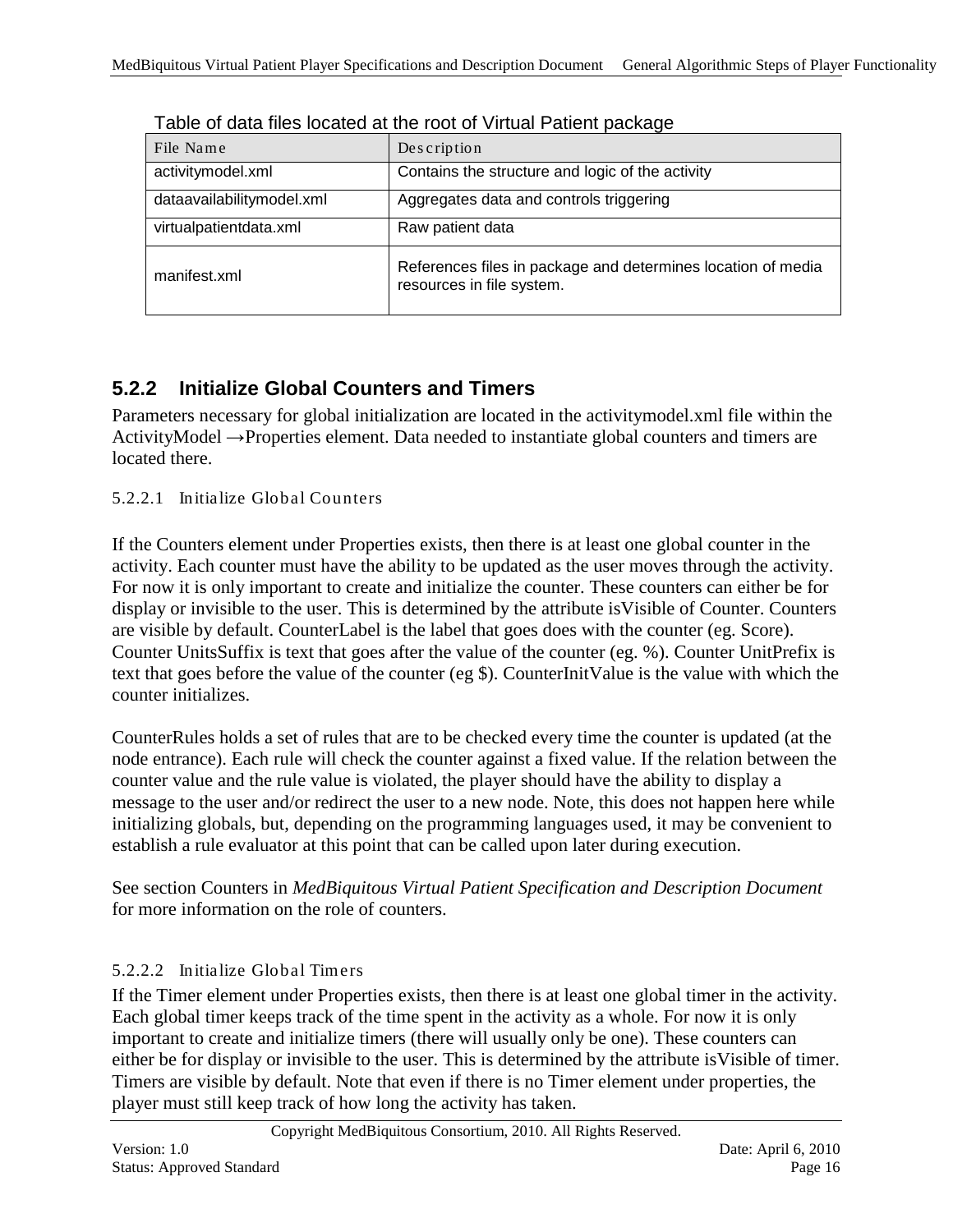Table of data files located at the root of Virtual Patient package

| File Name | Description |
| --- | --- |
| activitymodel.xml | Contains the structure and logic of the activity |
| dataavailabilitymodel.xml | Aggregates data and controls triggering |
| virtualpatientdata.xml | Raw patient data |
| manifest.xml | References files in package and determines location of media resources in file system. |

### 5.2.2 Initialize Global Counters and Timers

Parameters necessary for global initialization are located in the activitymodel.xml file within the ActivityModel →Properties element. Data needed to instantiate global counters and timers are located there.

#### 5.2.2.1 Initialize Global Counters

If the Counters element under Properties exists, then there is at least one global counter in the activity. Each counter must have the ability to be updated as the user moves through the activity. For now it is only important to create and initialize the counter. These counters can either be for display or invisible to the user. This is determined by the attribute isVisible of Counter. Counters are visible by default. CounterLabel is the label that goes does with the counter (eg. Score). Counter UnitsSuffix is text that goes after the value of the counter (eg. %). Counter UnitPrefix is text that goes before the value of the counter (eg $). CounterInitValue is the value with which the counter initializes.

CounterRules holds a set of rules that are to be checked every time the counter is updated (at the node entrance). Each rule will check the counter against a fixed value. If the relation between the counter value and the rule value is violated, the player should have the ability to display a message to the user and/or redirect the user to a new node. Note, this does not happen here while initializing globals, but, depending on the programming languages used, it may be convenient to establish a rule evaluator at this point that can be called upon later during execution.

See section Counters in *MedBiquitous Virtual Patient Specification and Description Document* for more information on the role of counters.

#### 5.2.2.2 Initialize Global Timers

If the Timer element under Properties exists, then there is at least one global timer in the activity. Each global timer keeps track of the time spent in the activity as a whole. For now it is only important to create and initialize timers (there will usually only be one). These counters can either be for display or invisible to the user. This is determined by the attribute isVisible of timer. Timers are visible by default. Note that even if there is no Timer element under properties, the player must still keep track of how long the activity has taken.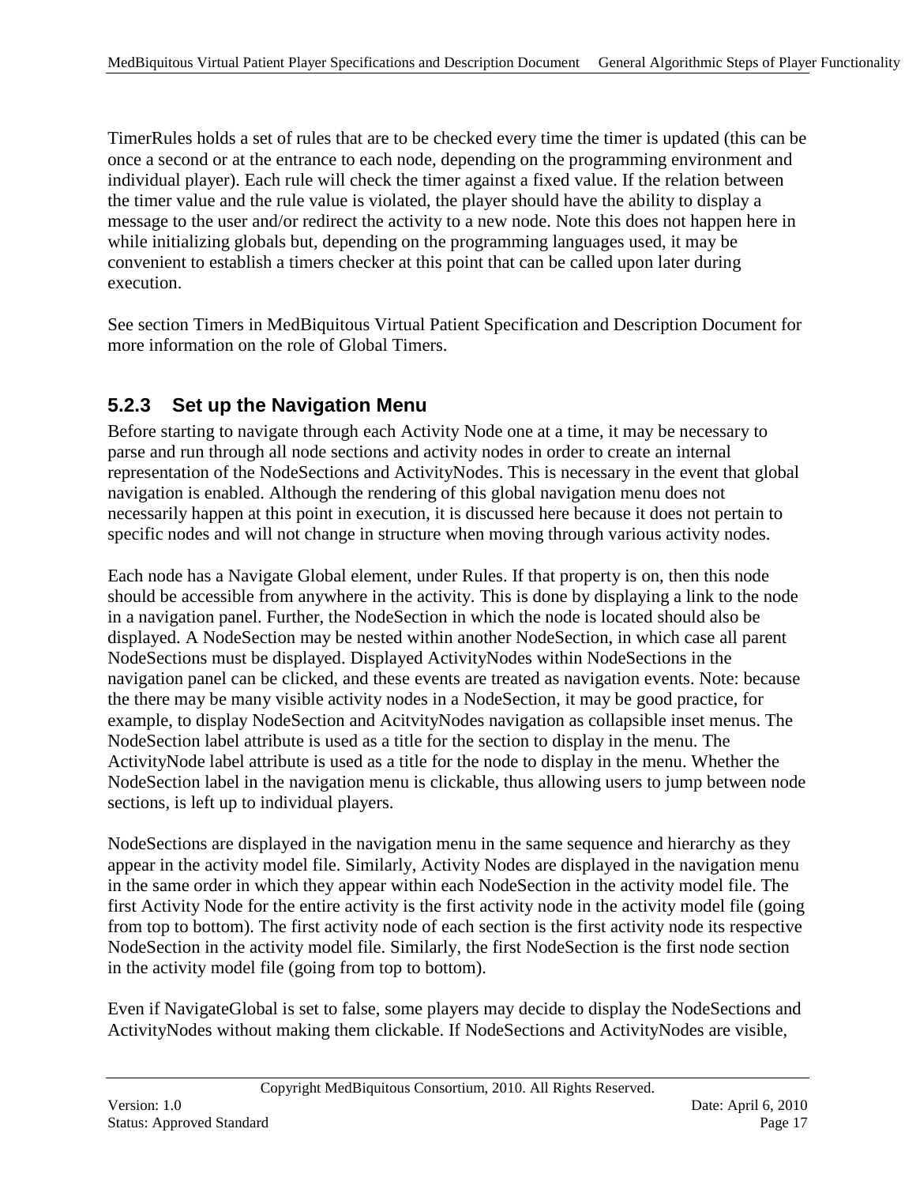TimerRules holds a set of rules that are to be checked every time the timer is updated (this can be once a second or at the entrance to each node, depending on the programming environment and individual player). Each rule will check the timer against a fixed value. If the relation between the timer value and the rule value is violated, the player should have the ability to display a message to the user and/or redirect the activity to a new node. Note this does not happen here in while initializing globals but, depending on the programming languages used, it may be convenient to establish a timers checker at this point that can be called upon later during execution.

See section Timers in MedBiquitous Virtual Patient Specification and Description Document for more information on the role of Global Timers.

### 5.2.3 Set up the Navigation Menu

Before starting to navigate through each Activity Node one at a time, it may be necessary to parse and run through all node sections and activity nodes in order to create an internal representation of the NodeSections and ActivityNodes. This is necessary in the event that global navigation is enabled. Although the rendering of this global navigation menu does not necessarily happen at this point in execution, it is discussed here because it does not pertain to specific nodes and will not change in structure when moving through various activity nodes.

Each node has a Navigate Global element, under Rules. If that property is on, then this node should be accessible from anywhere in the activity. This is done by displaying a link to the node in a navigation panel. Further, the NodeSection in which the node is located should also be displayed. A NodeSection may be nested within another NodeSection, in which case all parent NodeSections must be displayed. Displayed ActivityNodes within NodeSections in the navigation panel can be clicked, and these events are treated as navigation events. Note: because the there may be many visible activity nodes in a NodeSection, it may be good practice, for example, to display NodeSection and AcitvityNodes navigation as collapsible inset menus. The NodeSection label attribute is used as a title for the section to display in the menu. The ActivityNode label attribute is used as a title for the node to display in the menu. Whether the NodeSection label in the navigation menu is clickable, thus allowing users to jump between node sections, is left up to individual players.

NodeSections are displayed in the navigation menu in the same sequence and hierarchy as they appear in the activity model file. Similarly, Activity Nodes are displayed in the navigation menu in the same order in which they appear within each NodeSection in the activity model file. The first Activity Node for the entire activity is the first activity node in the activity model file (going from top to bottom). The first activity node of each section is the first activity node its respective NodeSection in the activity model file. Similarly, the first NodeSection is the first node section in the activity model file (going from top to bottom).

Even if NavigateGlobal is set to false, some players may decide to display the NodeSections and ActivityNodes without making them clickable. If NodeSections and ActivityNodes are visible,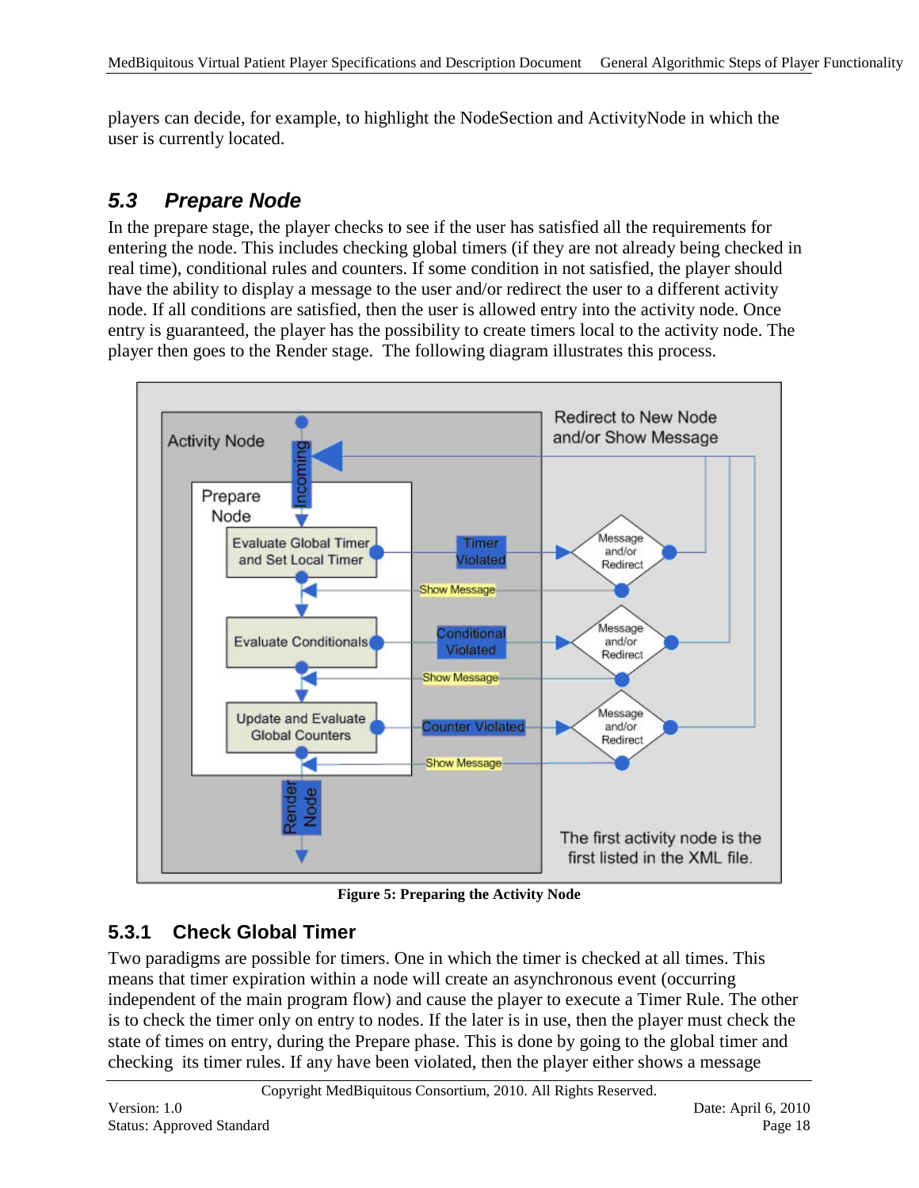players can decide, for example, to highlight the NodeSection and ActivityNode in which the user is currently located.

## 5.3 Prepare Node

In the prepare stage, the player checks to see if the user has satisfied all the requirements for entering the node. This includes checking global timers (if they are not already being checked in real time), conditional rules and counters. If some condition in not satisfied, the player should have the ability to display a message to the user and/or redirect the user to a different activity node. If all conditions are satisfied, then the user is allowed entry into the activity node. Once entry is guaranteed, the player has the possibility to create timers local to the activity node. The player then goes to the Render stage. The following diagram illustrates this process.

**Figure 5: Preparing the Activity Node**

### 5.3.1 Check Global Timer

Two paradigms are possible for timers. One in which the timer is checked at all times. This means that timer expiration within a node will create an asynchronous event (occurring independent of the main program flow) and cause the player to execute a Timer Rule. The other is to check the timer only on entry to nodes. If the later is in use, then the player must check the state of times on entry, during the Prepare phase. This is done by going to the global timer and checking its timer rules. If any have been violated, then the player either shows a message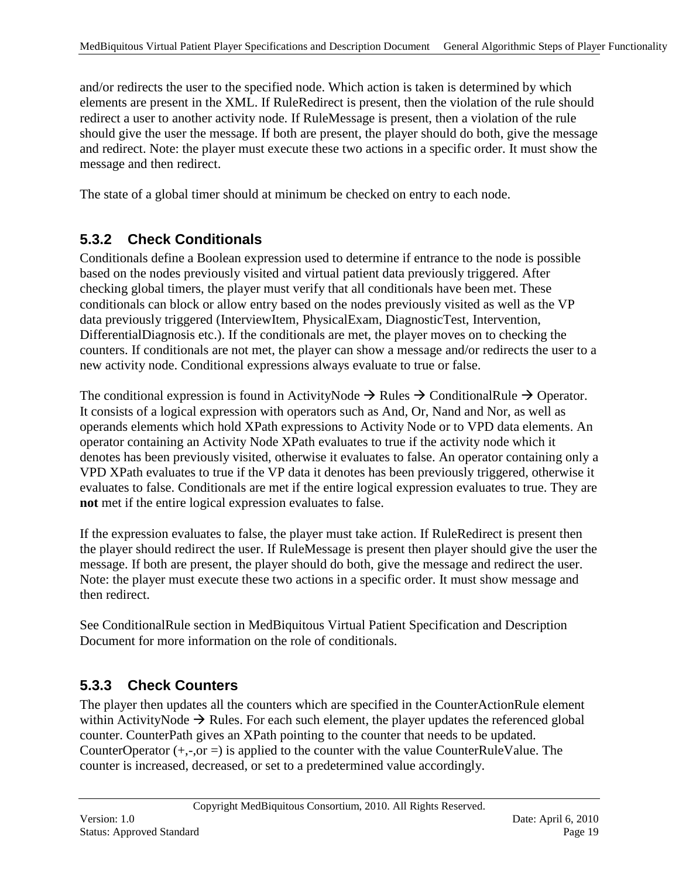and/or redirects the user to the specified node. Which action is taken is determined by which elements are present in the XML. If RuleRedirect is present, then the violation of the rule should redirect a user to another activity node. If RuleMessage is present, then a violation of the rule should give the user the message. If both are present, the player should do both, give the message and redirect. Note: the player must execute these two actions in a specific order. It must show the message and then redirect.

The state of a global timer should at minimum be checked on entry to each node.

### 5.3.2 Check Conditionals

Conditionals define a Boolean expression used to determine if entrance to the node is possible based on the nodes previously visited and virtual patient data previously triggered. After checking global timers, the player must verify that all conditionals have been met. These conditionals can block or allow entry based on the nodes previously visited as well as the VP data previously triggered (InterviewItem, PhysicalExam, DiagnosticTest, Intervention, DifferentialDiagnosis etc.). If the conditionals are met, the player moves on to checking the counters. If conditionals are not met, the player can show a message and/or redirects the user to a new activity node. Conditional expressions always evaluate to true or false.

The conditional expression is found in ActivityNode → Rules → ConditionalRule → Operator. It consists of a logical expression with operators such as And, Or, Nand and Nor, as well as operands elements which hold XPath expressions to Activity Node or to VPD data elements. An operator containing an Activity Node XPath evaluates to true if the activity node which it denotes has been previously visited, otherwise it evaluates to false. An operator containing only a VPD XPath evaluates to true if the VP data it denotes has been previously triggered, otherwise it evaluates to false. Conditionals are met if the entire logical expression evaluates to true. They are **not** met if the entire logical expression evaluates to false.

If the expression evaluates to false, the player must take action. If RuleRedirect is present then the player should redirect the user. If RuleMessage is present then player should give the user the message. If both are present, the player should do both, give the message and redirect the user. Note: the player must execute these two actions in a specific order. It must show message and then redirect.

See ConditionalRule section in MedBiquitous Virtual Patient Specification and Description Document for more information on the role of conditionals.

### 5.3.3 Check Counters

The player then updates all the counters which are specified in the CounterActionRule element within ActivityNode → Rules. For each such element, the player updates the referenced global counter. CounterPath gives an XPath pointing to the counter that needs to be updated. CounterOperator (+,-,or =) is applied to the counter with the value CounterRuleValue. The counter is increased, decreased, or set to a predetermined value accordingly.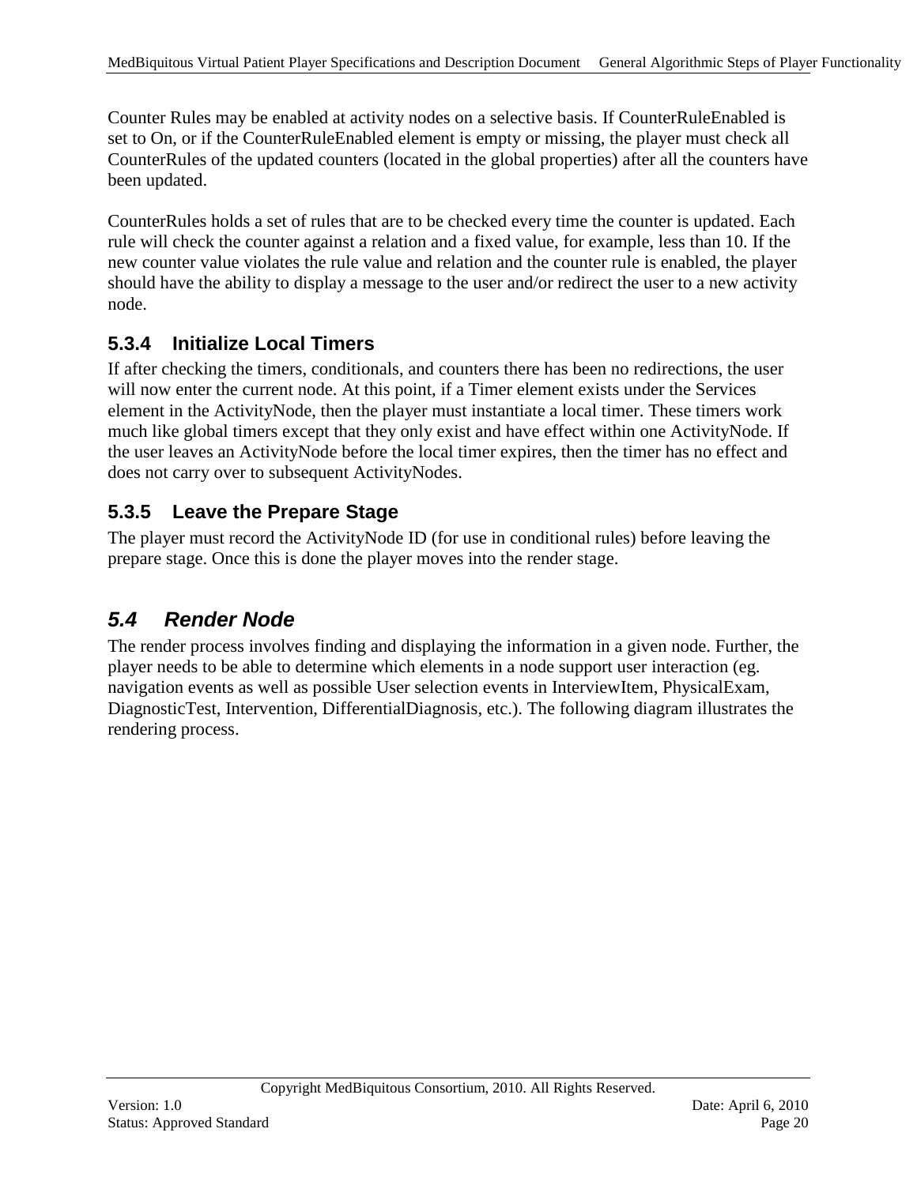Counter Rules may be enabled at activity nodes on a selective basis. If CounterRuleEnabled is set to On, or if the CounterRuleEnabled element is empty or missing, the player must check all CounterRules of the updated counters (located in the global properties) after all the counters have been updated.

CounterRules holds a set of rules that are to be checked every time the counter is updated. Each rule will check the counter against a relation and a fixed value, for example, less than 10. If the new counter value violates the rule value and relation and the counter rule is enabled, the player should have the ability to display a message to the user and/or redirect the user to a new activity node.

### 5.3.4 Initialize Local Timers

If after checking the timers, conditionals, and counters there has been no redirections, the user will now enter the current node. At this point, if a Timer element exists under the Services element in the ActivityNode, then the player must instantiate a local timer. These timers work much like global timers except that they only exist and have effect within one ActivityNode. If the user leaves an ActivityNode before the local timer expires, then the timer has no effect and does not carry over to subsequent ActivityNodes.

### 5.3.5 Leave the Prepare Stage

The player must record the ActivityNode ID (for use in conditional rules) before leaving the prepare stage. Once this is done the player moves into the render stage.

## *5.4 Render Node*

The render process involves finding and displaying the information in a given node. Further, the player needs to be able to determine which elements in a node support user interaction (eg. navigation events as well as possible User selection events in InterviewItem, PhysicalExam, DiagnosticTest, Intervention, DifferentialDiagnosis, etc.). The following diagram illustrates the rendering process.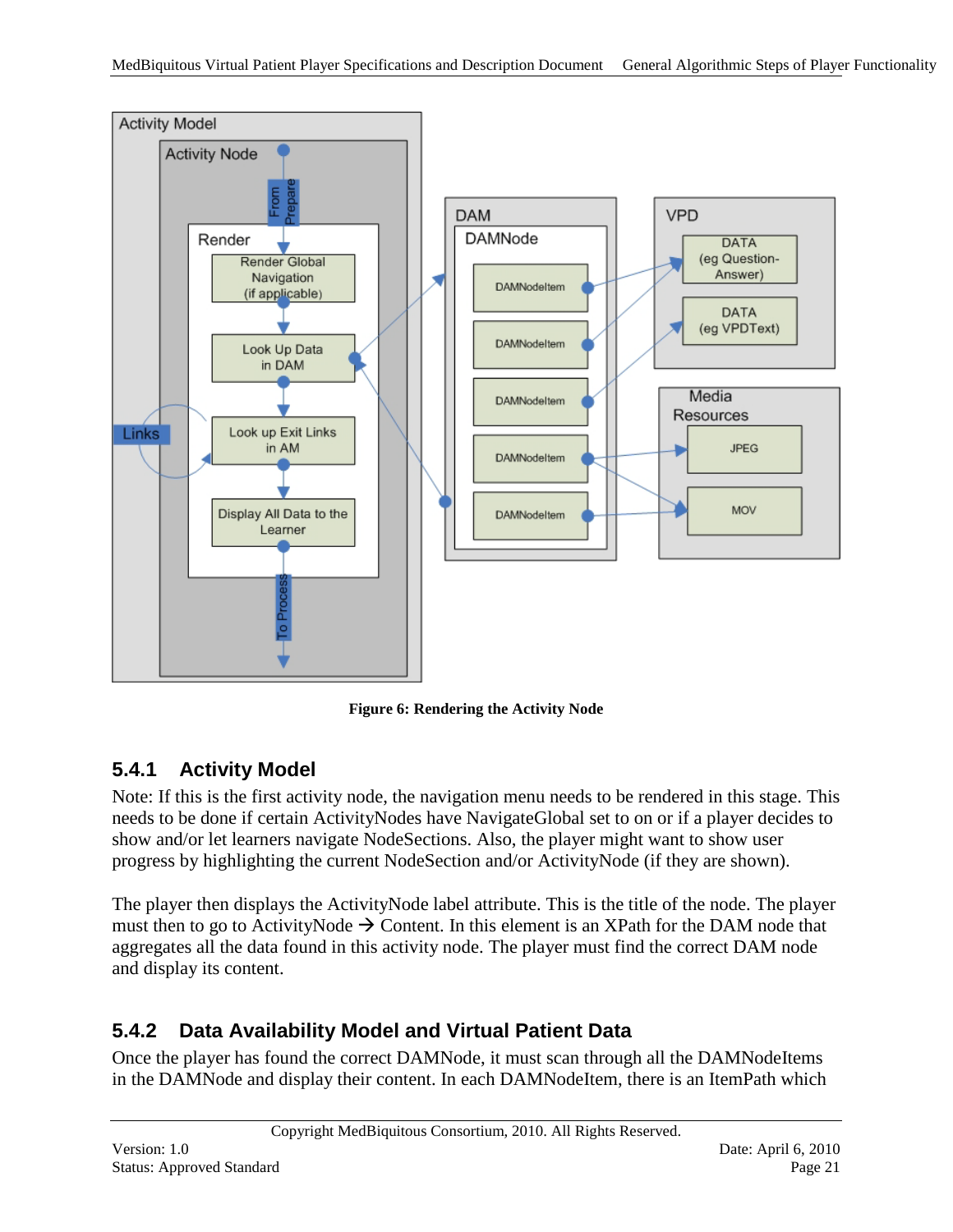Figure 6: Rendering the Activity Node

## 5.4.1 Activity Model

Note: If this is the first activity node, the navigation menu needs to be rendered in this stage. This needs to be done if certain ActivityNodes have NavigateGlobal set to on or if a player decides to show and/or let learners navigate NodeSections. Also, the player might want to show user progress by highlighting the current NodeSection and/or ActivityNode (if they are shown).

The player then displays the ActivityNode label attribute. This is the title of the node. The player must then to go to ActivityNode → Content. In this element is an XPath for the DAM node that aggregates all the data found in this activity node. The player must find the correct DAM node and display its content.

## 5.4.2 Data Availability Model and Virtual Patient Data

Once the player has found the correct DAMNode, it must scan through all the DAMNodeItems in the DAMNode and display their content. In each DAMNodeItem, there is an ItemPath which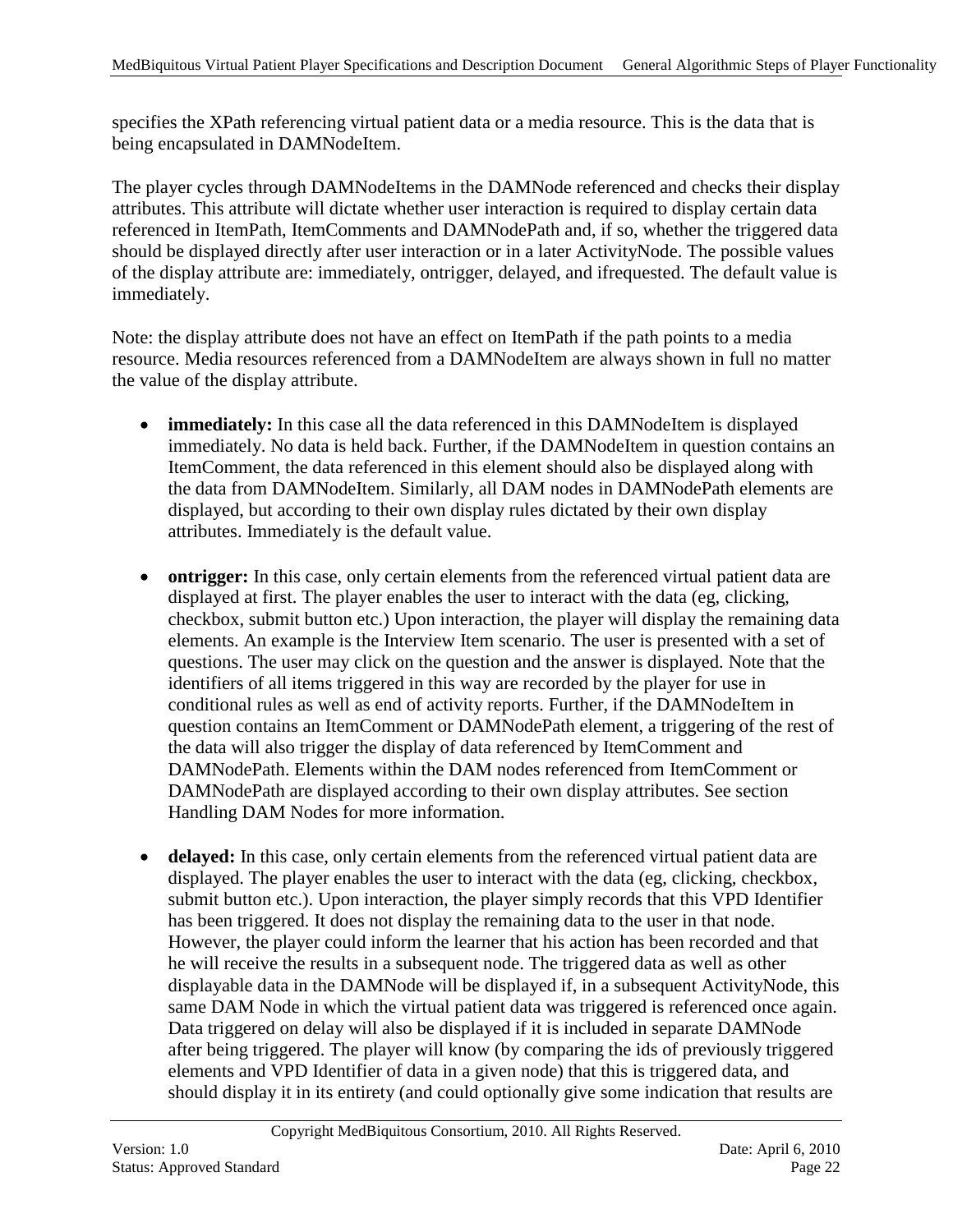specifies the XPath referencing virtual patient data or a media resource. This is the data that is being encapsulated in DAMNodeItem.

The player cycles through DAMNodeItems in the DAMNode referenced and checks their display attributes. This attribute will dictate whether user interaction is required to display certain data referenced in ItemPath, ItemComments and DAMNodePath and, if so, whether the triggered data should be displayed directly after user interaction or in a later ActivityNode. The possible values of the display attribute are: immediately, ontrigger, delayed, and ifrequested. The default value is immediately.

Note: the display attribute does not have an effect on ItemPath if the path points to a media resource. Media resources referenced from a DAMNodeItem are always shown in full no matter the value of the display attribute.

- **immediately:** In this case all the data referenced in this DAMNodeItem is displayed immediately. No data is held back. Further, if the DAMNodeItem in question contains an ItemComment, the data referenced in this element should also be displayed along with the data from DAMNodeItem. Similarly, all DAM nodes in DAMNodePath elements are displayed, but according to their own display rules dictated by their own display attributes. Immediately is the default value.

- **ontrigger:** In this case, only certain elements from the referenced virtual patient data are displayed at first. The player enables the user to interact with the data (eg, clicking, checkbox, submit button etc.) Upon interaction, the player will display the remaining data elements. An example is the Interview Item scenario. The user is presented with a set of questions. The user may click on the question and the answer is displayed. Note that the identifiers of all items triggered in this way are recorded by the player for use in conditional rules as well as end of activity reports. Further, if the DAMNodeItem in question contains an ItemComment or DAMNodePath element, a triggering of the rest of the data will also trigger the display of data referenced by ItemComment and DAMNodePath. Elements within the DAM nodes referenced from ItemComment or DAMNodePath are displayed according to their own display attributes. See section Handling DAM Nodes for more information.

- **delayed:** In this case, only certain elements from the referenced virtual patient data are displayed. The player enables the user to interact with the data (eg, clicking, checkbox, submit button etc.). Upon interaction, the player simply records that this VPD Identifier has been triggered. It does not display the remaining data to the user in that node. However, the player could inform the learner that his action has been recorded and that he will receive the results in a subsequent node. The triggered data as well as other displayable data in the DAMNode will be displayed if, in a subsequent ActivityNode, this same DAM Node in which the virtual patient data was triggered is referenced once again. Data triggered on delay will also be displayed if it is included in separate DAMNode after being triggered. The player will know (by comparing the ids of previously triggered elements and VPD Identifier of data in a given node) that this is triggered data, and should display it in its entirety (and could optionally give some indication that results are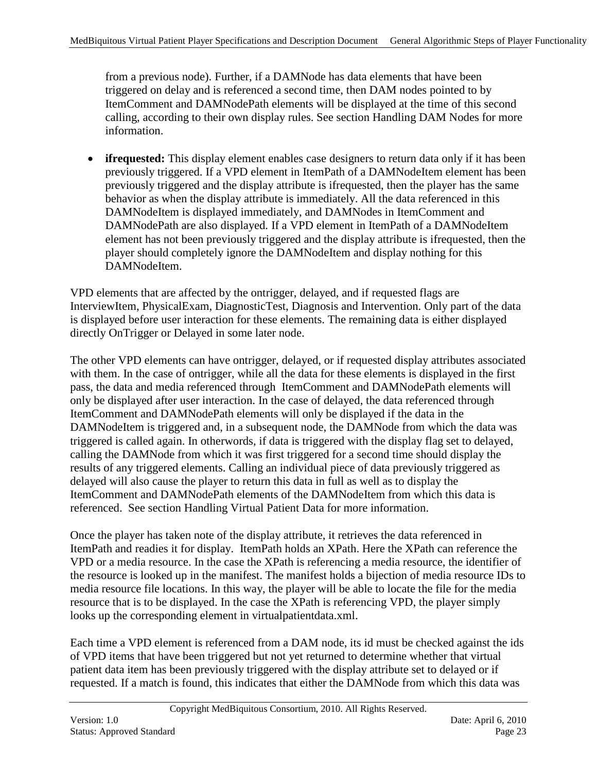from a previous node). Further, if a DAMNode has data elements that have been triggered on delay and is referenced a second time, then DAM nodes pointed to by ItemComment and DAMNodePath elements will be displayed at the time of this second calling, according to their own display rules. See section Handling DAM Nodes for more information.

- **ifrequested:** This display element enables case designers to return data only if it has been previously triggered. If a VPD element in ItemPath of a DAMNodeItem element has been previously triggered and the display attribute is ifrequested, then the player has the same behavior as when the display attribute is immediately. All the data referenced in this DAMNodeItem is displayed immediately, and DAMNodes in ItemComment and DAMNodePath are also displayed. If a VPD element in ItemPath of a DAMNodeItem element has not been previously triggered and the display attribute is ifrequested, then the player should completely ignore the DAMNodeItem and display nothing for this DAMNodeItem.

VPD elements that are affected by the ontrigger, delayed, and if requested flags are InterviewItem, PhysicalExam, DiagnosticTest, Diagnosis and Intervention. Only part of the data is displayed before user interaction for these elements. The remaining data is either displayed directly OnTrigger or Delayed in some later node.

The other VPD elements can have ontrigger, delayed, or if requested display attributes associated with them. In the case of ontrigger, while all the data for these elements is displayed in the first pass, the data and media referenced through ItemComment and DAMNodePath elements will only be displayed after user interaction. In the case of delayed, the data referenced through ItemComment and DAMNodePath elements will only be displayed if the data in the DAMNodeItem is triggered and, in a subsequent node, the DAMNode from which the data was triggered is called again. In otherwords, if data is triggered with the display flag set to delayed, calling the DAMNode from which it was first triggered for a second time should display the results of any triggered elements. Calling an individual piece of data previously triggered as delayed will also cause the player to return this data in full as well as to display the ItemComment and DAMNodePath elements of the DAMNodeItem from which this data is referenced. See section Handling Virtual Patient Data for more information.

Once the player has taken note of the display attribute, it retrieves the data referenced in ItemPath and readies it for display. ItemPath holds an XPath. Here the XPath can reference the VPD or a media resource. In the case the XPath is referencing a media resource, the identifier of the resource is looked up in the manifest. The manifest holds a bijection of media resource IDs to media resource file locations. In this way, the player will be able to locate the file for the media resource that is to be displayed. In the case the XPath is referencing VPD, the player simply looks up the corresponding element in virtualpatientdata.xml.

Each time a VPD element is referenced from a DAM node, its id must be checked against the ids of VPD items that have been triggered but not yet returned to determine whether that virtual patient data item has been previously triggered with the display attribute set to delayed or if requested. If a match is found, this indicates that either the DAMNode from which this data was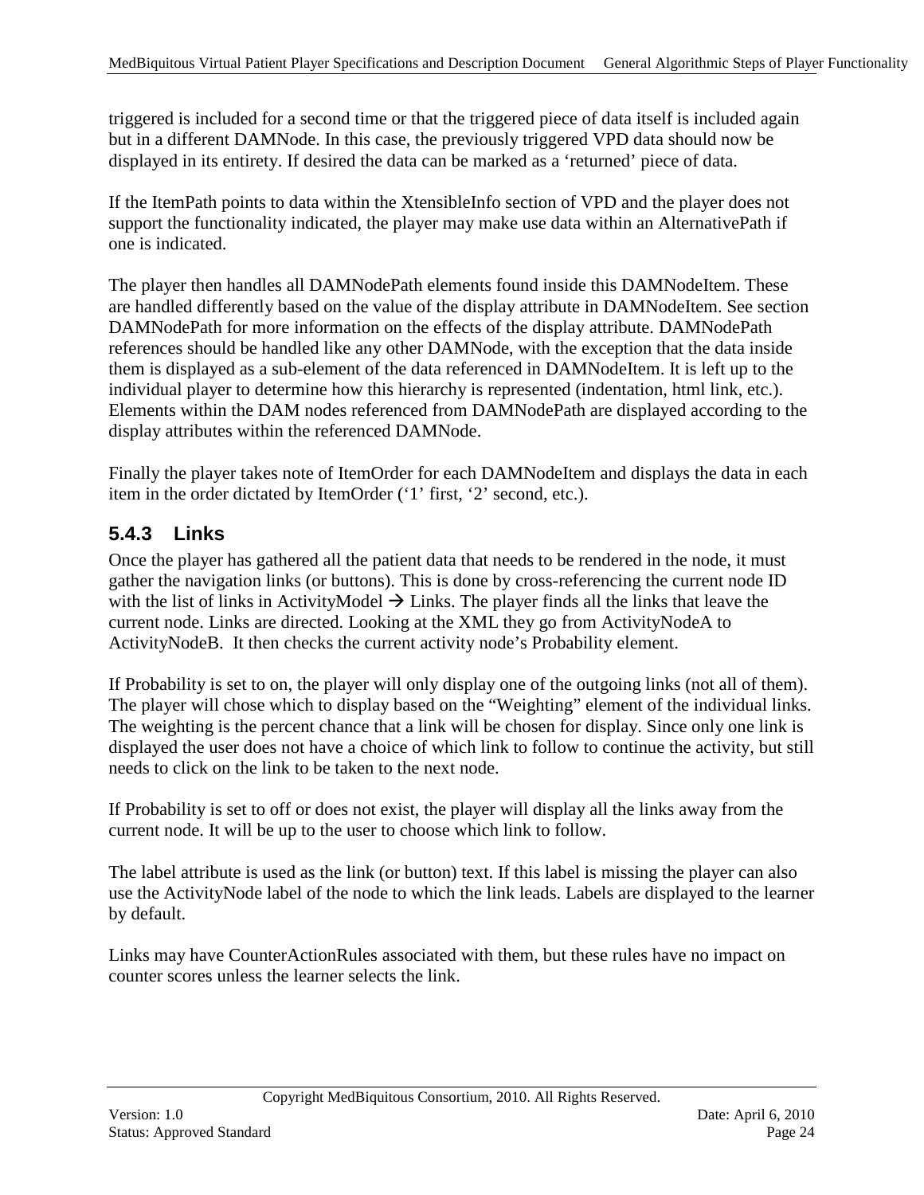triggered is included for a second time or that the triggered piece of data itself is included again but in a different DAMNode. In this case, the previously triggered VPD data should now be displayed in its entirety. If desired the data can be marked as a 'returned' piece of data.

If the ItemPath points to data within the XtensibleInfo section of VPD and the player does not support the functionality indicated, the player may make use data within an AlternativePath if one is indicated.

The player then handles all DAMNodePath elements found inside this DAMNodeItem. These are handled differently based on the value of the display attribute in DAMNodeItem. See section DAMNodePath for more information on the effects of the display attribute. DAMNodePath references should be handled like any other DAMNode, with the exception that the data inside them is displayed as a sub-element of the data referenced in DAMNodeItem. It is left up to the individual player to determine how this hierarchy is represented (indentation, html link, etc.). Elements within the DAM nodes referenced from DAMNodePath are displayed according to the display attributes within the referenced DAMNode.

Finally the player takes note of ItemOrder for each DAMNodeItem and displays the data in each item in the order dictated by ItemOrder ('1' first, '2' second, etc.).

### 5.4.3 Links

Once the player has gathered all the patient data that needs to be rendered in the node, it must gather the navigation links (or buttons). This is done by cross-referencing the current node ID with the list of links in ActivityModel → Links. The player finds all the links that leave the current node. Links are directed. Looking at the XML they go from ActivityNodeA to ActivityNodeB. It then checks the current activity node's Probability element.

If Probability is set to on, the player will only display one of the outgoing links (not all of them). The player will chose which to display based on the "Weighting" element of the individual links. The weighting is the percent chance that a link will be chosen for display. Since only one link is displayed the user does not have a choice of which link to follow to continue the activity, but still needs to click on the link to be taken to the next node.

If Probability is set to off or does not exist, the player will display all the links away from the current node. It will be up to the user to choose which link to follow.

The label attribute is used as the link (or button) text. If this label is missing the player can also use the ActivityNode label of the node to which the link leads. Labels are displayed to the learner by default.

Links may have CounterActionRules associated with them, but these rules have no impact on counter scores unless the learner selects the link.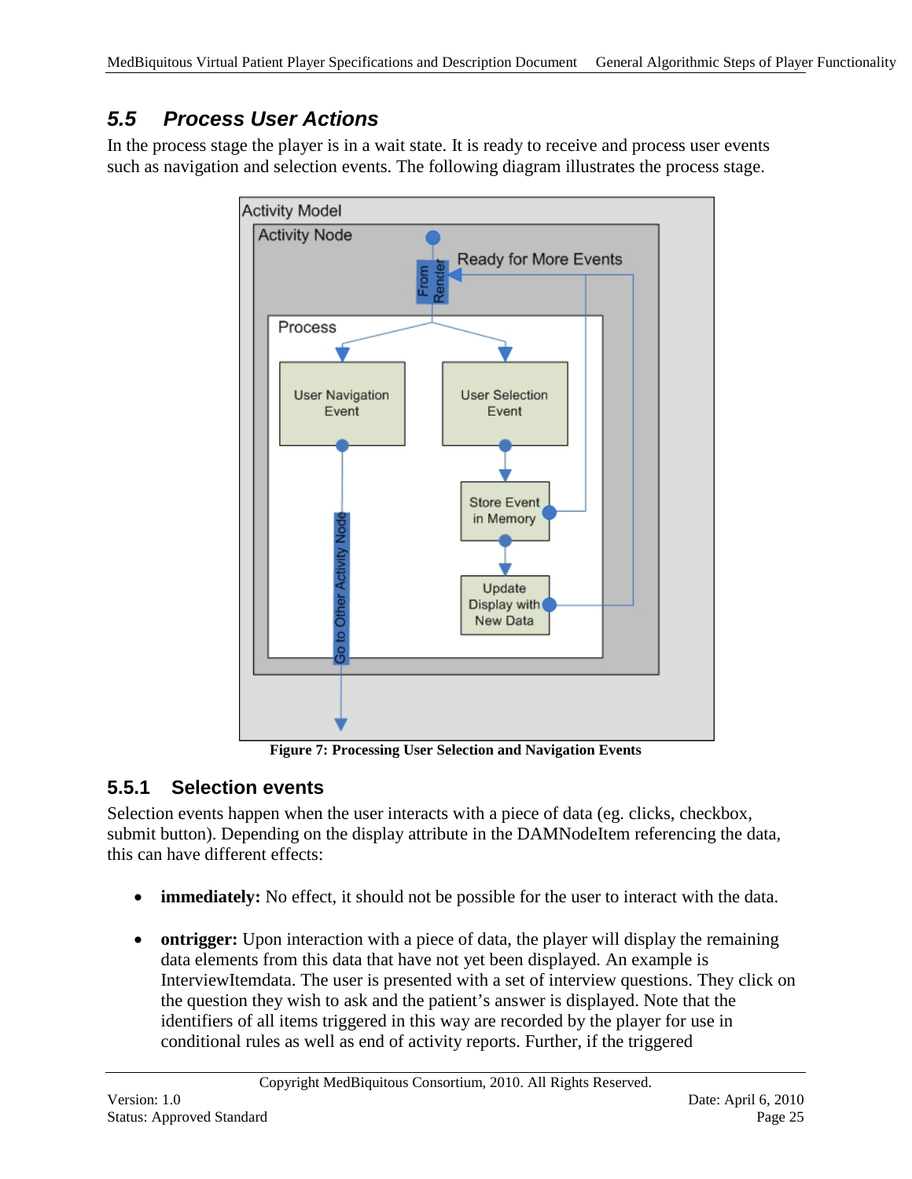## 5.5 Process User Actions

In the process stage the player is in a wait state. It is ready to receive and process user events such as navigation and selection events. The following diagram illustrates the process stage.

**Figure 7: Processing User Selection and Navigation Events**

### 5.5.1 Selection events

Selection events happen when the user interacts with a piece of data (eg. clicks, checkbox, submit button). Depending on the display attribute in the DAMNodeItem referencing the data, this can have different effects:

- **immediately:** No effect, it should not be possible for the user to interact with the data.
- **ontrigger:** Upon interaction with a piece of data, the player will display the remaining data elements from this data that have not yet been displayed. An example is InterviewItemdata. The user is presented with a set of interview questions. They click on the question they wish to ask and the patient's answer is displayed. Note that the identifiers of all items triggered in this way are recorded by the player for use in conditional rules as well as end of activity reports. Further, if the triggered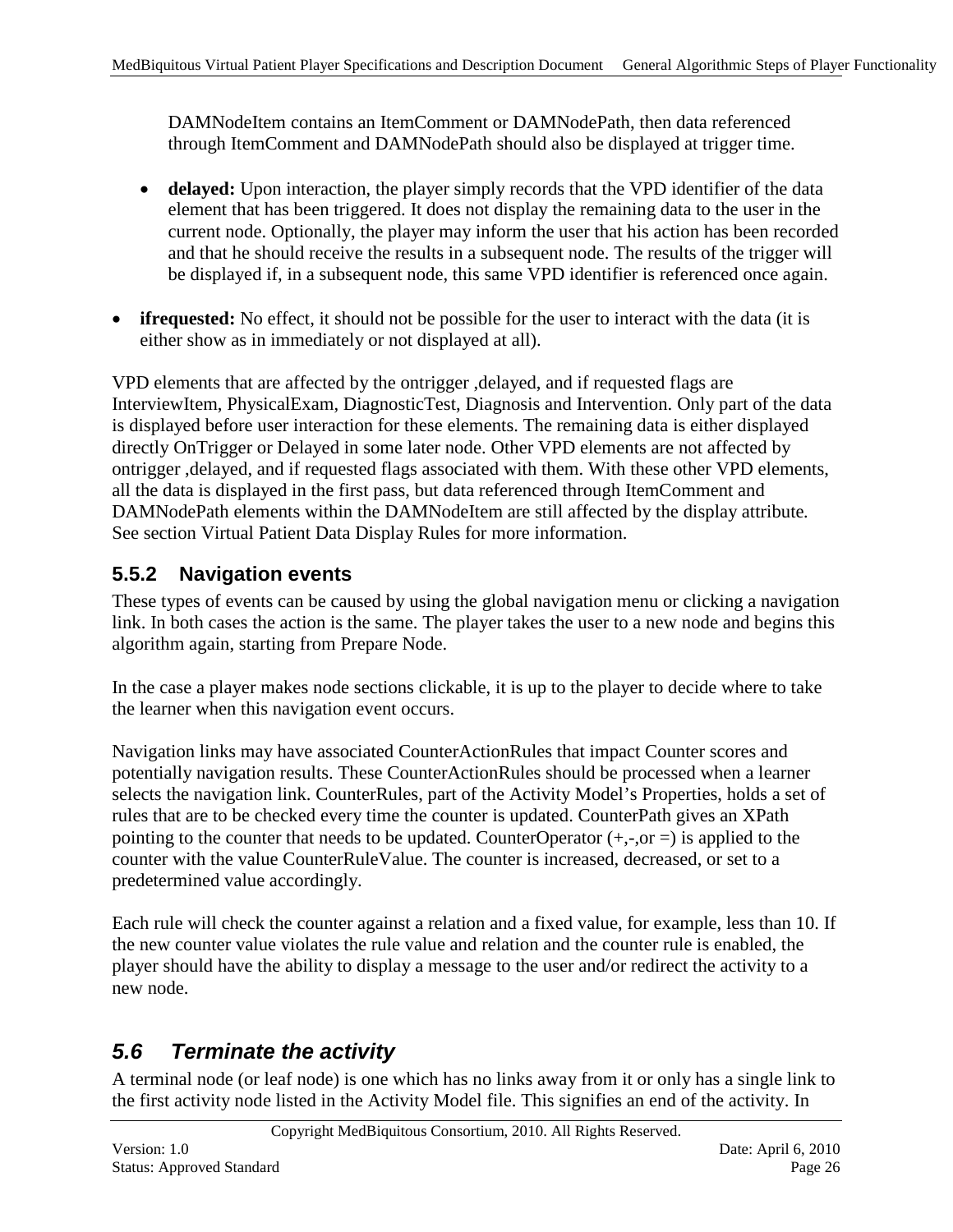DAMNodeItem contains an ItemComment or DAMNodePath, then data referenced through ItemComment and DAMNodePath should also be displayed at trigger time.

- **delayed:** Upon interaction, the player simply records that the VPD identifier of the data element that has been triggered. It does not display the remaining data to the user in the current node. Optionally, the player may inform the user that his action has been recorded and that he should receive the results in a subsequent node. The results of the trigger will be displayed if, in a subsequent node, this same VPD identifier is referenced once again.

- **ifrequested:** No effect, it should not be possible for the user to interact with the data (it is either show as in immediately or not displayed at all).

VPD elements that are affected by the ontrigger ,delayed, and if requested flags are InterviewItem, PhysicalExam, DiagnosticTest, Diagnosis and Intervention. Only part of the data is displayed before user interaction for these elements. The remaining data is either displayed directly OnTrigger or Delayed in some later node. Other VPD elements are not affected by ontrigger ,delayed, and if requested flags associated with them. With these other VPD elements, all the data is displayed in the first pass, but data referenced through ItemComment and DAMNodePath elements within the DAMNodeItem are still affected by the display attribute. See section Virtual Patient Data Display Rules for more information.

### 5.5.2 Navigation events

These types of events can be caused by using the global navigation menu or clicking a navigation link. In both cases the action is the same. The player takes the user to a new node and begins this algorithm again, starting from Prepare Node.

In the case a player makes node sections clickable, it is up to the player to decide where to take the learner when this navigation event occurs.

Navigation links may have associated CounterActionRules that impact Counter scores and potentially navigation results. These CounterActionRules should be processed when a learner selects the navigation link. CounterRules, part of the Activity Model's Properties, holds a set of rules that are to be checked every time the counter is updated. CounterPath gives an XPath pointing to the counter that needs to be updated. CounterOperator (+,-,or =) is applied to the counter with the value CounterRuleValue. The counter is increased, decreased, or set to a predetermined value accordingly.

Each rule will check the counter against a relation and a fixed value, for example, less than 10. If the new counter value violates the rule value and relation and the counter rule is enabled, the player should have the ability to display a message to the user and/or redirect the activity to a new node.

## *5.6 Terminate the activity*

A terminal node (or leaf node) is one which has no links away from it or only has a single link to the first activity node listed in the Activity Model file. This signifies an end of the activity. In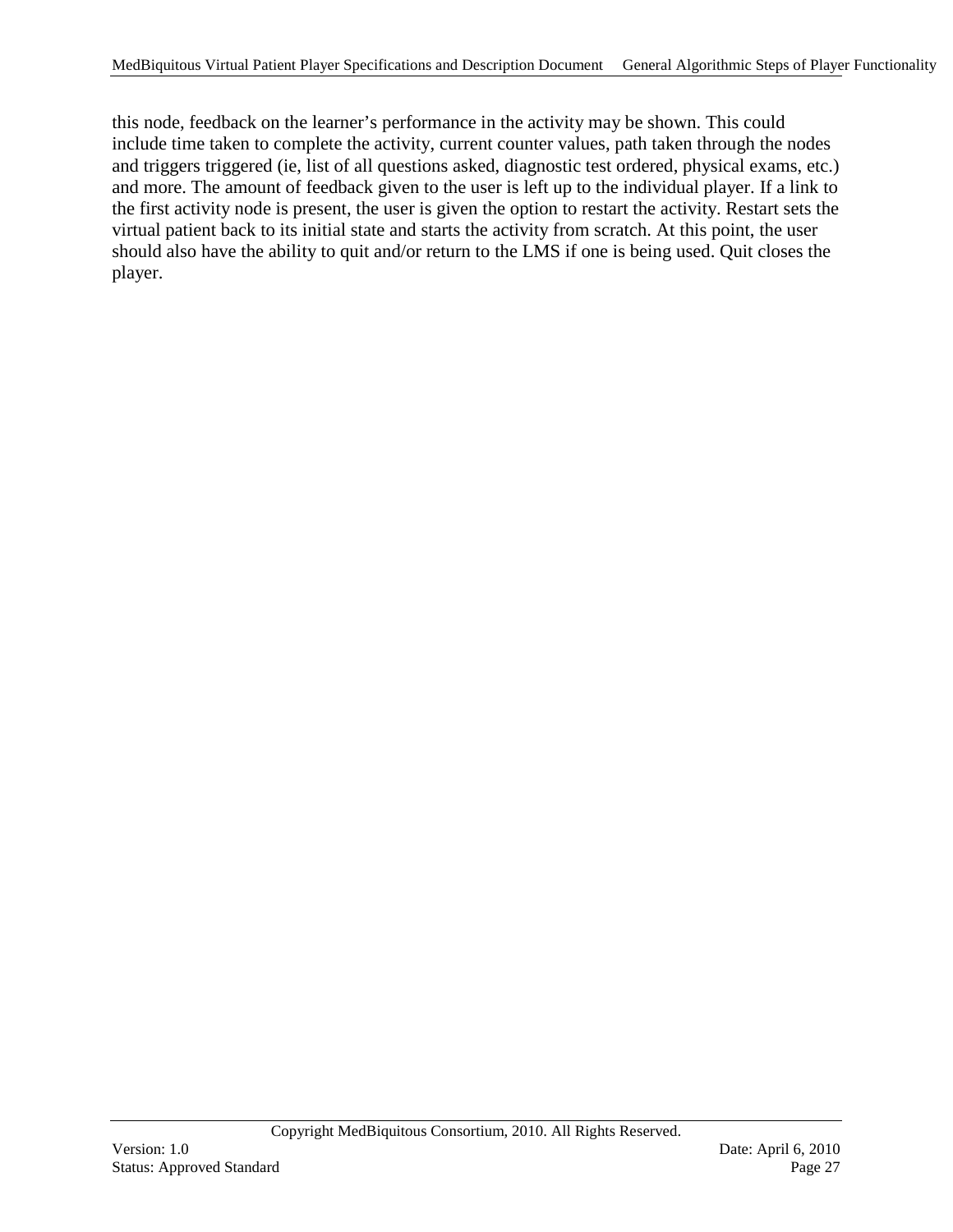this node, feedback on the learner's performance in the activity may be shown. This could include time taken to complete the activity, current counter values, path taken through the nodes and triggers triggered (ie, list of all questions asked, diagnostic test ordered, physical exams, etc.) and more. The amount of feedback given to the user is left up to the individual player. If a link to the first activity node is present, the user is given the option to restart the activity. Restart sets the virtual patient back to its initial state and starts the activity from scratch. At this point, the user should also have the ability to quit and/or return to the LMS if one is being used. Quit closes the player.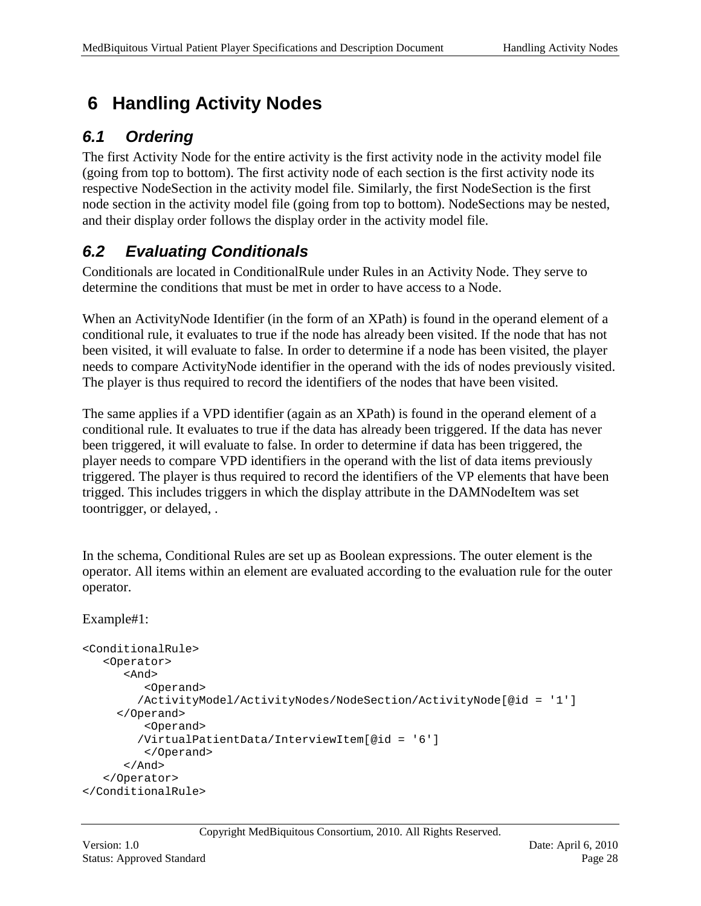# 6 Handling Activity Nodes

## 6.1 Ordering

The first Activity Node for the entire activity is the first activity node in the activity model file (going from top to bottom). The first activity node of each section is the first activity node its respective NodeSection in the activity model file. Similarly, the first NodeSection is the first node section in the activity model file (going from top to bottom). NodeSections may be nested, and their display order follows the display order in the activity model file.

## 6.2 Evaluating Conditionals

Conditionals are located in ConditionalRule under Rules in an Activity Node. They serve to determine the conditions that must be met in order to have access to a Node.

When an ActivityNode Identifier (in the form of an XPath) is found in the operand element of a conditional rule, it evaluates to true if the node has already been visited. If the node that has not been visited, it will evaluate to false. In order to determine if a node has been visited, the player needs to compare ActivityNode identifier in the operand with the ids of nodes previously visited. The player is thus required to record the identifiers of the nodes that have been visited.

The same applies if a VPD identifier (again as an XPath) is found in the operand element of a conditional rule. It evaluates to true if the data has already been triggered. If the data has never been triggered, it will evaluate to false. In order to determine if data has been triggered, the player needs to compare VPD identifiers in the operand with the list of data items previously triggered. The player is thus required to record the identifiers of the VP elements that have been trigged. This includes triggers in which the display attribute in the DAMNodeItem was set toontrigger, or delayed, .

In the schema, Conditional Rules are set up as Boolean expressions. The outer element is the operator. All items within an element are evaluated according to the evaluation rule for the outer operator.

Example#1:

```
<ConditionalRule>
   <Operator>
      <And>
         <Operand>
        /ActivityModel/ActivityNodes/NodeSection/ActivityNode[@id = '1']
     </Operand>
         <Operand>
        /VirtualPatientData/InterviewItem[@id = '6']
         </Operand>
      </And>
   </Operator>
</ConditionalRule>
```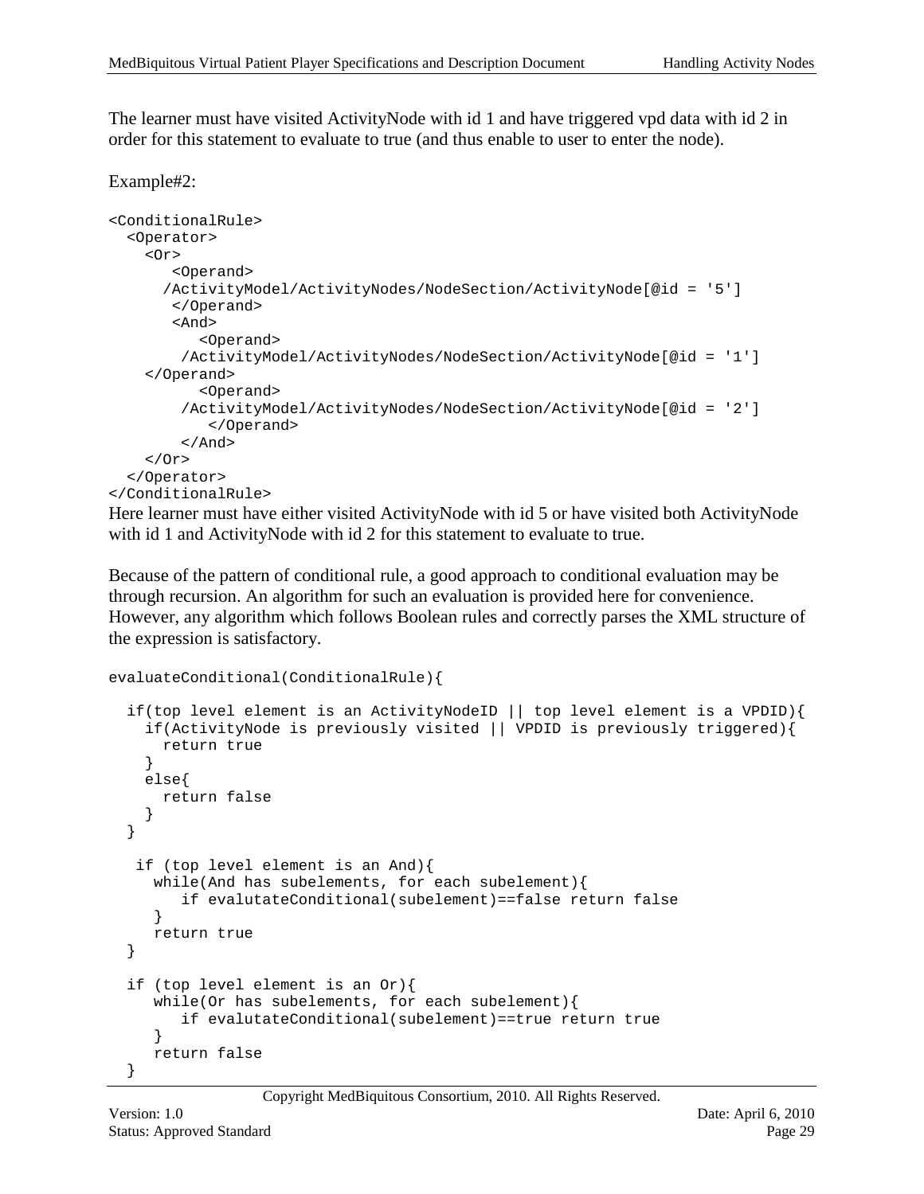The learner must have visited ActivityNode with id 1 and have triggered vpd data with id 2 in order for this statement to evaluate to true (and thus enable to user to enter the node).

Example#2:

```
<ConditionalRule>
  <Operator>
    <Or>
       <Operand>
      /ActivityModel/ActivityNodes/NodeSection/ActivityNode[@id = '5']
       </Operand>
       <And>
          <Operand>
        /ActivityModel/ActivityNodes/NodeSection/ActivityNode[@id = '1']
    </Operand>
          <Operand>
        /ActivityModel/ActivityNodes/NodeSection/ActivityNode[@id = '2']
           </Operand>
        </And>
    </Or>
  </Operator>
</ConditionalRule>
```

Here learner must have either visited ActivityNode with id 5 or have visited both ActivityNode with id 1 and ActivityNode with id 2 for this statement to evaluate to true.

Because of the pattern of conditional rule, a good approach to conditional evaluation may be through recursion. An algorithm for such an evaluation is provided here for convenience. However, any algorithm which follows Boolean rules and correctly parses the XML structure of the expression is satisfactory.

```
evaluateConditional(ConditionalRule){

  if(top level element is an ActivityNodeID || top level element is a VPDID){
    if(ActivityNode is previously visited || VPDID is previously triggered){
      return true
    }
    else{
      return false
    }
  }

   if (top level element is an And){
     while(And has subelements, for each subelement){
        if evalutateConditional(subelement)==false return false
     }
     return true
  }

  if (top level element is an Or){
     while(Or has subelements, for each subelement){
        if evalutateConditional(subelement)==true return true
     }
     return false
  }
```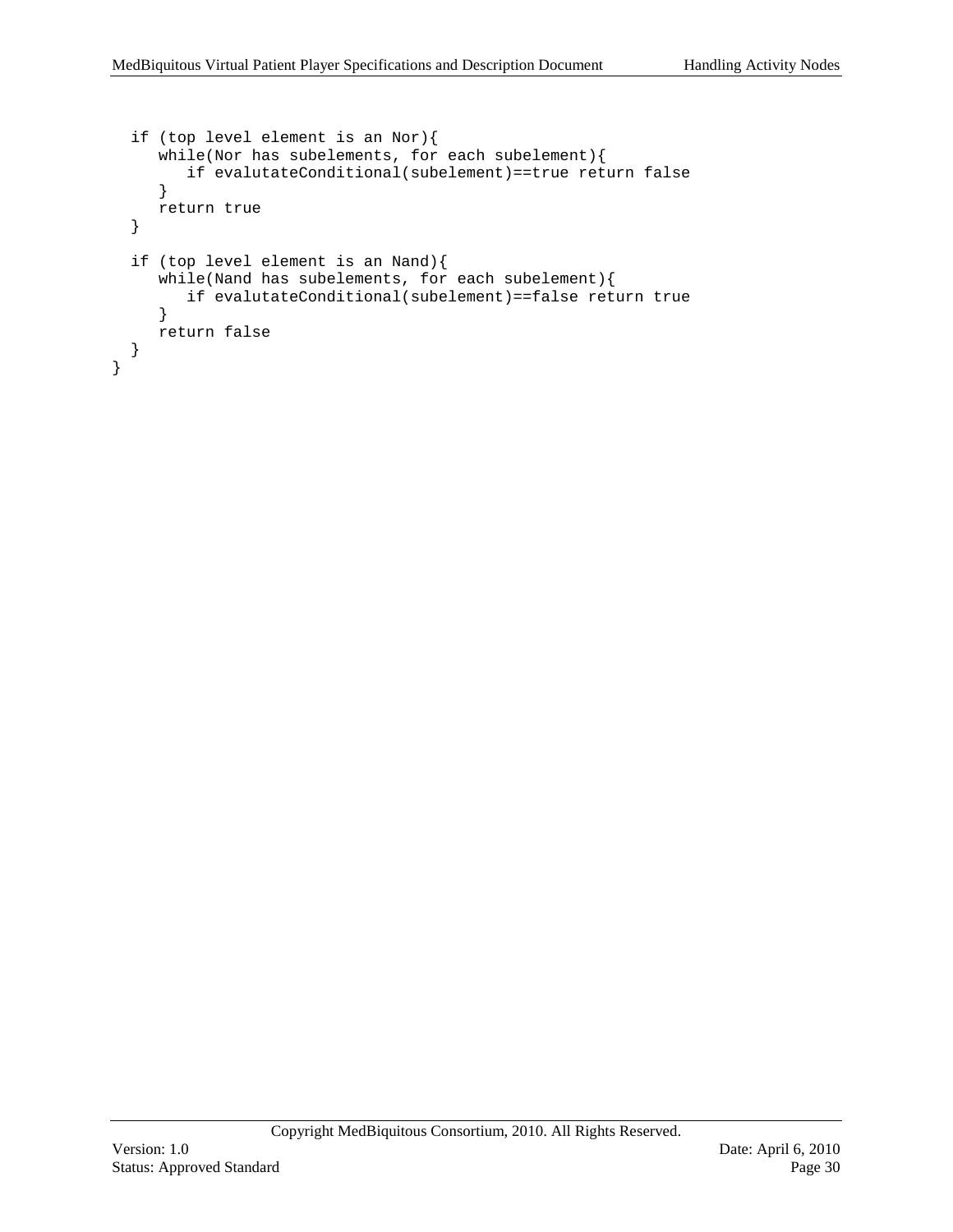```
  if (top level element is an Nor){
     while(Nor has subelements, for each subelement){
        if evalutateConditional(subelement)==true return false
     }
     return true
  }

  if (top level element is an Nand){
     while(Nand has subelements, for each subelement){
        if evalutateConditional(subelement)==false return true
     }
     return false
  }
}
```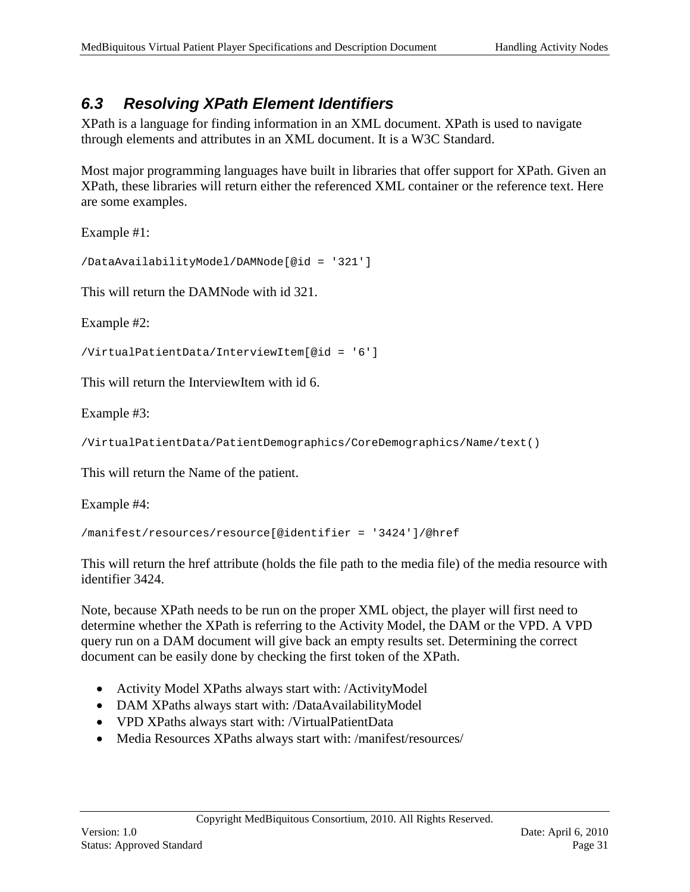### 6.3 Resolving XPath Element Identifiers

XPath is a language for finding information in an XML document. XPath is used to navigate through elements and attributes in an XML document. It is a W3C Standard.

Most major programming languages have built in libraries that offer support for XPath. Given an XPath, these libraries will return either the referenced XML container or the reference text. Here are some examples.

Example #1:

```
/DataAvailabilityModel/DAMNode[@id = '321']
```

This will return the DAMNode with id 321.

Example #2:

```
/VirtualPatientData/InterviewItem[@id = '6']
```

This will return the InterviewItem with id 6.

Example #3:

```
/VirtualPatientData/PatientDemographics/CoreDemographics/Name/text()
```

This will return the Name of the patient.

Example #4:

```
/manifest/resources/resource[@identifier = '3424']/@href
```

This will return the href attribute (holds the file path to the media file) of the media resource with identifier 3424.

Note, because XPath needs to be run on the proper XML object, the player will first need to determine whether the XPath is referring to the Activity Model, the DAM or the VPD. A VPD query run on a DAM document will give back an empty results set. Determining the correct document can be easily done by checking the first token of the XPath.

- Activity Model XPaths always start with: /ActivityModel
- DAM XPaths always start with: /DataAvailabilityModel
- VPD XPaths always start with: /VirtualPatientData
- Media Resources XPaths always start with: /manifest/resources/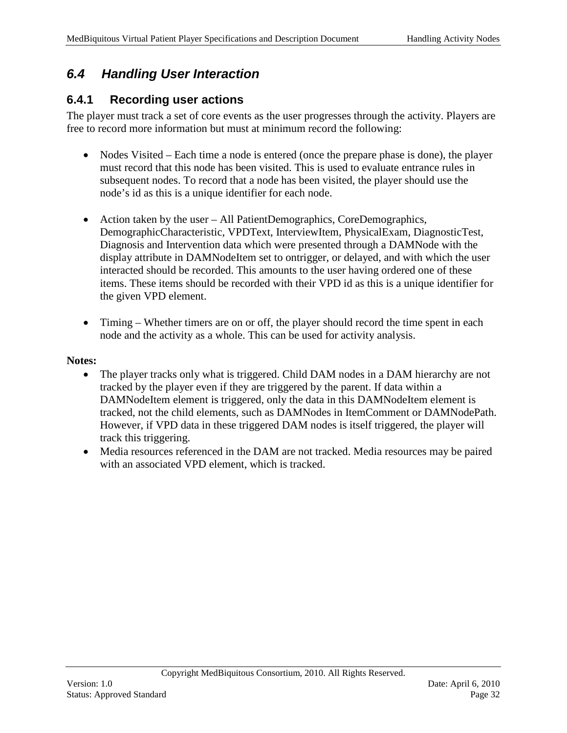## *6.4 Handling User Interaction*

### 6.4.1 Recording user actions

The player must track a set of core events as the user progresses through the activity. Players are free to record more information but must at minimum record the following:

- Nodes Visited – Each time a node is entered (once the prepare phase is done), the player must record that this node has been visited. This is used to evaluate entrance rules in subsequent nodes. To record that a node has been visited, the player should use the node's id as this is a unique identifier for each node.

- Action taken by the user – All PatientDemographics, CoreDemographics, DemographicCharacteristic, VPDText, InterviewItem, PhysicalExam, DiagnosticTest, Diagnosis and Intervention data which were presented through a DAMNode with the display attribute in DAMNodeItem set to ontrigger, or delayed, and with which the user interacted should be recorded. This amounts to the user having ordered one of these items. These items should be recorded with their VPD id as this is a unique identifier for the given VPD element.

- Timing – Whether timers are on or off, the player should record the time spent in each node and the activity as a whole. This can be used for activity analysis.

**Notes:**

- The player tracks only what is triggered. Child DAM nodes in a DAM hierarchy are not tracked by the player even if they are triggered by the parent. If data within a DAMNodeItem element is triggered, only the data in this DAMNodeItem element is tracked, not the child elements, such as DAMNodes in ItemComment or DAMNodePath. However, if VPD data in these triggered DAM nodes is itself triggered, the player will track this triggering.
- Media resources referenced in the DAM are not tracked. Media resources may be paired with an associated VPD element, which is tracked.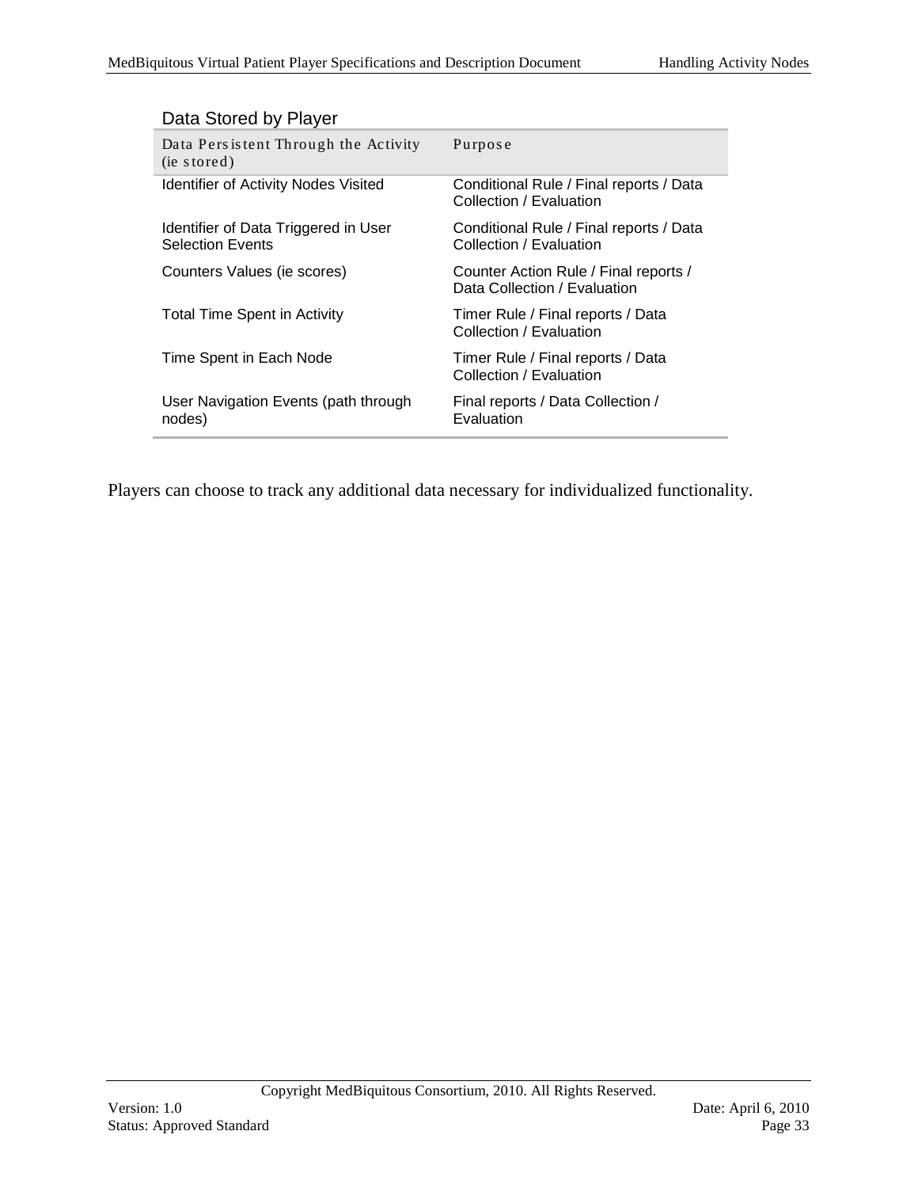Data Stored by Player

| Data Persistent Through the Activity (ie stored) | Purpose |
| --- | --- |
| Identifier of Activity Nodes Visited | Conditional Rule / Final reports / Data Collection / Evaluation |
| Identifier of Data Triggered in User Selection Events | Conditional Rule / Final reports / Data Collection / Evaluation |
| Counters Values (ie scores) | Counter Action Rule / Final reports / Data Collection / Evaluation |
| Total Time Spent in Activity | Timer Rule / Final reports / Data Collection / Evaluation |
| Time Spent in Each Node | Timer Rule / Final reports / Data Collection / Evaluation |
| User Navigation Events (path through nodes) | Final reports / Data Collection / Evaluation |

Players can choose to track any additional data necessary for individualized functionality.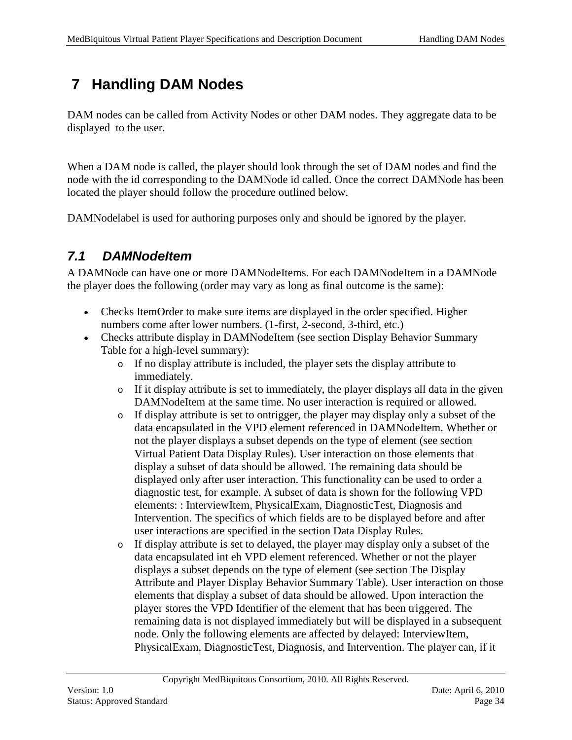# 7 Handling DAM Nodes

DAM nodes can be called from Activity Nodes or other DAM nodes. They aggregate data to be displayed to the user.

When a DAM node is called, the player should look through the set of DAM nodes and find the node with the id corresponding to the DAMNode id called. Once the correct DAMNode has been located the player should follow the procedure outlined below.

DAMNodelabel is used for authoring purposes only and should be ignored by the player.

## 7.1 DAMNodeItem

A DAMNode can have one or more DAMNodeItems. For each DAMNodeItem in a DAMNode the player does the following (order may vary as long as final outcome is the same):

- Checks ItemOrder to make sure items are displayed in the order specified. Higher numbers come after lower numbers. (1-first, 2-second, 3-third, etc.)
- Checks attribute display in DAMNodeItem (see section Display Behavior Summary Table for a high-level summary):
  - If no display attribute is included, the player sets the display attribute to immediately.
  - If it display attribute is set to immediately, the player displays all data in the given DAMNodeItem at the same time. No user interaction is required or allowed.
  - If display attribute is set to ontrigger, the player may display only a subset of the data encapsulated in the VPD element referenced in DAMNodeItem. Whether or not the player displays a subset depends on the type of element (see section Virtual Patient Data Display Rules). User interaction on those elements that display a subset of data should be allowed. The remaining data should be displayed only after user interaction. This functionality can be used to order a diagnostic test, for example. A subset of data is shown for the following VPD elements: : InterviewItem, PhysicalExam, DiagnosticTest, Diagnosis and Intervention. The specifics of which fields are to be displayed before and after user interactions are specified in the section Data Display Rules.
  - If display attribute is set to delayed, the player may display only a subset of the data encapsulated int eh VPD element referenced. Whether or not the player displays a subset depends on the type of element (see section The Display Attribute and Player Display Behavior Summary Table). User interaction on those elements that display a subset of data should be allowed. Upon interaction the player stores the VPD Identifier of the element that has been triggered. The remaining data is not displayed immediately but will be displayed in a subsequent node. Only the following elements are affected by delayed: InterviewItem, PhysicalExam, DiagnosticTest, Diagnosis, and Intervention. The player can, if it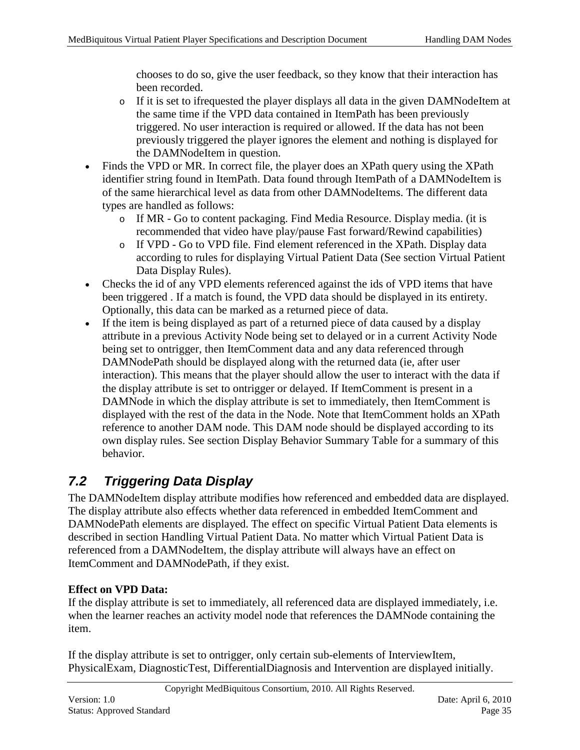chooses to do so, give the user feedback, so they know that their interaction has been recorded.
    - If it is set to ifrequested the player displays all data in the given DAMNodeItem at the same time if the VPD data contained in ItemPath has been previously triggered. No user interaction is required or allowed. If the data has not been previously triggered the player ignores the element and nothing is displayed for the DAMNodeItem in question.
- Finds the VPD or MR. In correct file, the player does an XPath query using the XPath identifier string found in ItemPath. Data found through ItemPath of a DAMNodeItem is of the same hierarchical level as data from other DAMNodeItems. The different data types are handled as follows:
    - If MR - Go to content packaging. Find Media Resource. Display media. (it is recommended that video have play/pause Fast forward/Rewind capabilities)
    - If VPD - Go to VPD file. Find element referenced in the XPath. Display data according to rules for displaying Virtual Patient Data (See section Virtual Patient Data Display Rules).
- Checks the id of any VPD elements referenced against the ids of VPD items that have been triggered . If a match is found, the VPD data should be displayed in its entirety. Optionally, this data can be marked as a returned piece of data.
- If the item is being displayed as part of a returned piece of data caused by a display attribute in a previous Activity Node being set to delayed or in a current Activity Node being set to ontrigger, then ItemComment data and any data referenced through DAMNodePath should be displayed along with the returned data (ie, after user interaction). This means that the player should allow the user to interact with the data if the display attribute is set to ontrigger or delayed. If ItemComment is present in a DAMNode in which the display attribute is set to immediately, then ItemComment is displayed with the rest of the data in the Node. Note that ItemComment holds an XPath reference to another DAM node. This DAM node should be displayed according to its own display rules. See section Display Behavior Summary Table for a summary of this behavior.

## 7.2 Triggering Data Display

The DAMNodeItem display attribute modifies how referenced and embedded data are displayed. The display attribute also effects whether data referenced in embedded ItemComment and DAMNodePath elements are displayed. The effect on specific Virtual Patient Data elements is described in section Handling Virtual Patient Data. No matter which Virtual Patient Data is referenced from a DAMNodeItem, the display attribute will always have an effect on ItemComment and DAMNodePath, if they exist.

**Effect on VPD Data:**

If the display attribute is set to immediately, all referenced data are displayed immediately, i.e. when the learner reaches an activity model node that references the DAMNode containing the item.

If the display attribute is set to ontrigger, only certain sub-elements of InterviewItem, PhysicalExam, DiagnosticTest, DifferentialDiagnosis and Intervention are displayed initially.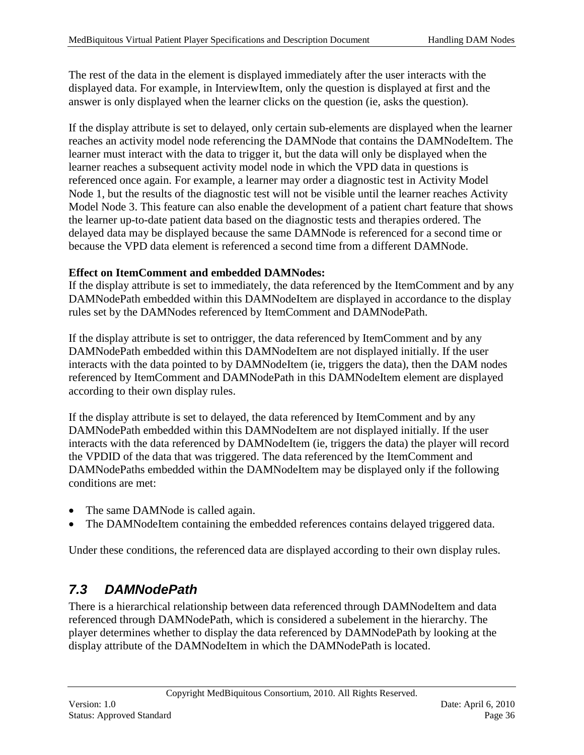The rest of the data in the element is displayed immediately after the user interacts with the displayed data. For example, in InterviewItem, only the question is displayed at first and the answer is only displayed when the learner clicks on the question (ie, asks the question).

If the display attribute is set to delayed, only certain sub-elements are displayed when the learner reaches an activity model node referencing the DAMNode that contains the DAMNodeItem. The learner must interact with the data to trigger it, but the data will only be displayed when the learner reaches a subsequent activity model node in which the VPD data in questions is referenced once again. For example, a learner may order a diagnostic test in Activity Model Node 1, but the results of the diagnostic test will not be visible until the learner reaches Activity Model Node 3. This feature can also enable the development of a patient chart feature that shows the learner up-to-date patient data based on the diagnostic tests and therapies ordered. The delayed data may be displayed because the same DAMNode is referenced for a second time or because the VPD data element is referenced a second time from a different DAMNode.

**Effect on ItemComment and embedded DAMNodes:**
If the display attribute is set to immediately, the data referenced by the ItemComment and by any DAMNodePath embedded within this DAMNodeItem are displayed in accordance to the display rules set by the DAMNodes referenced by ItemComment and DAMNodePath.

If the display attribute is set to ontrigger, the data referenced by ItemComment and by any DAMNodePath embedded within this DAMNodeItem are not displayed initially. If the user interacts with the data pointed to by DAMNodeItem (ie, triggers the data), then the DAM nodes referenced by ItemComment and DAMNodePath in this DAMNodeItem element are displayed according to their own display rules.

If the display attribute is set to delayed, the data referenced by ItemComment and by any DAMNodePath embedded within this DAMNodeItem are not displayed initially. If the user interacts with the data referenced by DAMNodeItem (ie, triggers the data) the player will record the VPDID of the data that was triggered. The data referenced by the ItemComment and DAMNodePaths embedded within the DAMNodeItem may be displayed only if the following conditions are met:

- The same DAMNode is called again.
- The DAMNodeItem containing the embedded references contains delayed triggered data.

Under these conditions, the referenced data are displayed according to their own display rules.

## 7.3 DAMNodePath

There is a hierarchical relationship between data referenced through DAMNodeItem and data referenced through DAMNodePath, which is considered a subelement in the hierarchy. The player determines whether to display the data referenced by DAMNodePath by looking at the display attribute of the DAMNodeItem in which the DAMNodePath is located.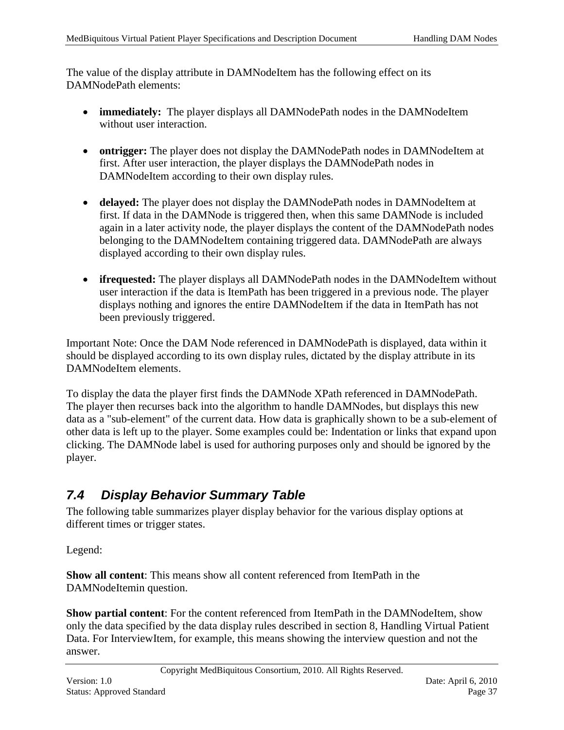The value of the display attribute in DAMNodeItem has the following effect on its DAMNodePath elements:

- **immediately:** The player displays all DAMNodePath nodes in the DAMNodeItem without user interaction.

- **ontrigger:** The player does not display the DAMNodePath nodes in DAMNodeItem at first. After user interaction, the player displays the DAMNodePath nodes in DAMNodeItem according to their own display rules.

- **delayed:** The player does not display the DAMNodePath nodes in DAMNodeItem at first. If data in the DAMNode is triggered then, when this same DAMNode is included again in a later activity node, the player displays the content of the DAMNodePath nodes belonging to the DAMNodeItem containing triggered data. DAMNodePath are always displayed according to their own display rules.

- **ifrequested:** The player displays all DAMNodePath nodes in the DAMNodeItem without user interaction if the data is ItemPath has been triggered in a previous node. The player displays nothing and ignores the entire DAMNodeItem if the data in ItemPath has not been previously triggered.

Important Note: Once the DAM Node referenced in DAMNodePath is displayed, data within it should be displayed according to its own display rules, dictated by the display attribute in its DAMNodeItem elements.

To display the data the player first finds the DAMNode XPath referenced in DAMNodePath. The player then recurses back into the algorithm to handle DAMNodes, but displays this new data as a "sub-element" of the current data. How data is graphically shown to be a sub-element of other data is left up to the player. Some examples could be: Indentation or links that expand upon clicking. The DAMNode label is used for authoring purposes only and should be ignored by the player.

## *7.4 Display Behavior Summary Table*

The following table summarizes player display behavior for the various display options at different times or trigger states.

Legend:

**Show all content**: This means show all content referenced from ItemPath in the DAMNodeItemin question.

**Show partial content**: For the content referenced from ItemPath in the DAMNodeItem, show only the data specified by the data display rules described in section 8, Handling Virtual Patient Data. For InterviewItem, for example, this means showing the interview question and not the answer.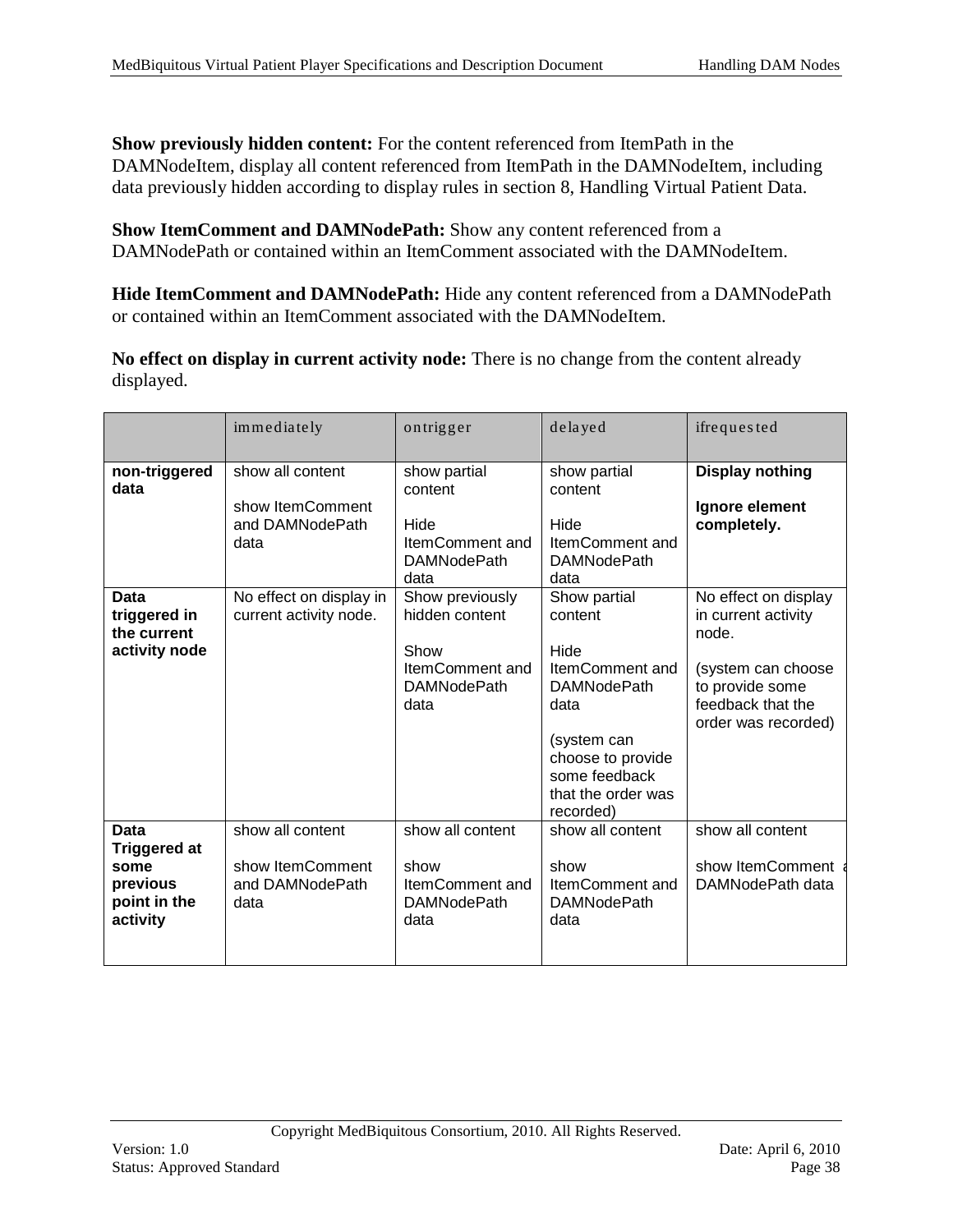**Show previously hidden content:** For the content referenced from ItemPath in the DAMNodeItem, display all content referenced from ItemPath in the DAMNodeItem, including data previously hidden according to display rules in section 8, Handling Virtual Patient Data.

**Show ItemComment and DAMNodePath:** Show any content referenced from a DAMNodePath or contained within an ItemComment associated with the DAMNodeItem.

**Hide ItemComment and DAMNodePath:** Hide any content referenced from a DAMNodePath or contained within an ItemComment associated with the DAMNodeItem.

**No effect on display in current activity node:** There is no change from the content already displayed.

| | immediately | ontrigger | delayed | ifrequested |
|---|---|---|---|---|
| **non-triggered data** | show all content<br><br>show ItemComment and DAMNodePath data | show partial content<br><br>Hide ItemComment and DAMNodePath data | show partial content<br><br>Hide ItemComment and DAMNodePath data | **Display nothing**<br><br>**Ignore element completely.** |
| **Data triggered in the current activity node** | No effect on display in current activity node. | Show previously hidden content<br><br>Show ItemComment and DAMNodePath data | Show partial content<br><br>Hide ItemComment and DAMNodePath data<br><br>(system can choose to provide some feedback that the order was recorded) | No effect on display in current activity node.<br><br>(system can choose to provide some feedback that the order was recorded) |
| **Data Triggered at some previous point in the activity** | show all content<br><br>show ItemComment and DAMNodePath data | show all content<br><br>show ItemComment and DAMNodePath data | show all content<br><br>show ItemComment and DAMNodePath data | show all content<br><br>show ItemComment and DAMNodePath data |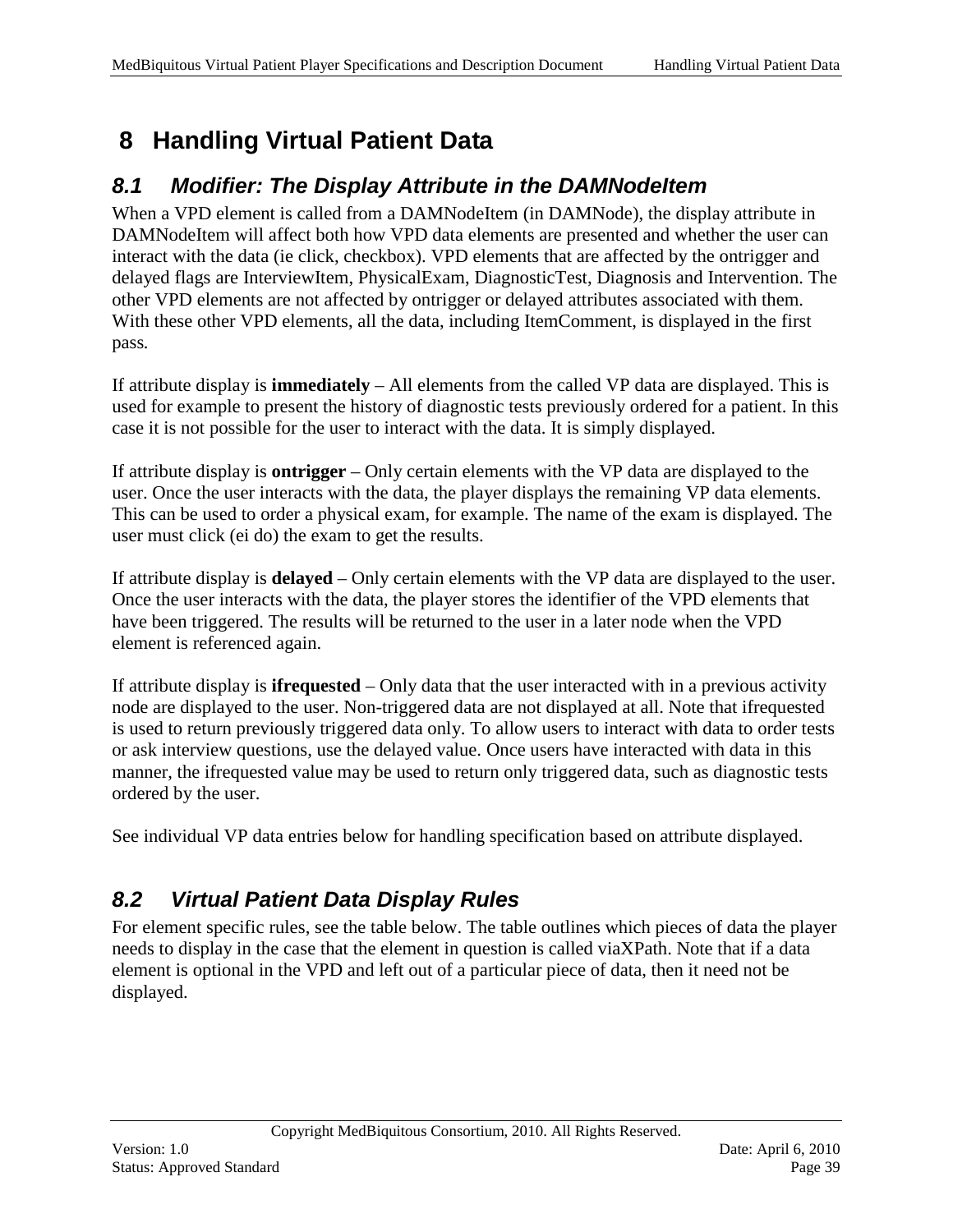# 8 Handling Virtual Patient Data

## *8.1 Modifier: The Display Attribute in the DAMNodeItem*

When a VPD element is called from a DAMNodeItem (in DAMNode), the display attribute in DAMNodeItem will affect both how VPD data elements are presented and whether the user can interact with the data (ie click, checkbox). VPD elements that are affected by the ontrigger and delayed flags are InterviewItem, PhysicalExam, DiagnosticTest, Diagnosis and Intervention. The other VPD elements are not affected by ontrigger or delayed attributes associated with them. With these other VPD elements, all the data, including ItemComment, is displayed in the first pass.

If attribute display is **immediately** – All elements from the called VP data are displayed. This is used for example to present the history of diagnostic tests previously ordered for a patient. In this case it is not possible for the user to interact with the data. It is simply displayed.

If attribute display is **ontrigger** – Only certain elements with the VP data are displayed to the user. Once the user interacts with the data, the player displays the remaining VP data elements. This can be used to order a physical exam, for example. The name of the exam is displayed. The user must click (ei do) the exam to get the results.

If attribute display is **delayed** – Only certain elements with the VP data are displayed to the user. Once the user interacts with the data, the player stores the identifier of the VPD elements that have been triggered. The results will be returned to the user in a later node when the VPD element is referenced again.

If attribute display is **ifrequested** – Only data that the user interacted with in a previous activity node are displayed to the user. Non-triggered data are not displayed at all. Note that ifrequested is used to return previously triggered data only. To allow users to interact with data to order tests or ask interview questions, use the delayed value. Once users have interacted with data in this manner, the ifrequested value may be used to return only triggered data, such as diagnostic tests ordered by the user.

See individual VP data entries below for handling specification based on attribute displayed.

## *8.2 Virtual Patient Data Display Rules*

For element specific rules, see the table below. The table outlines which pieces of data the player needs to display in the case that the element in question is called viaXPath. Note that if a data element is optional in the VPD and left out of a particular piece of data, then it need not be displayed.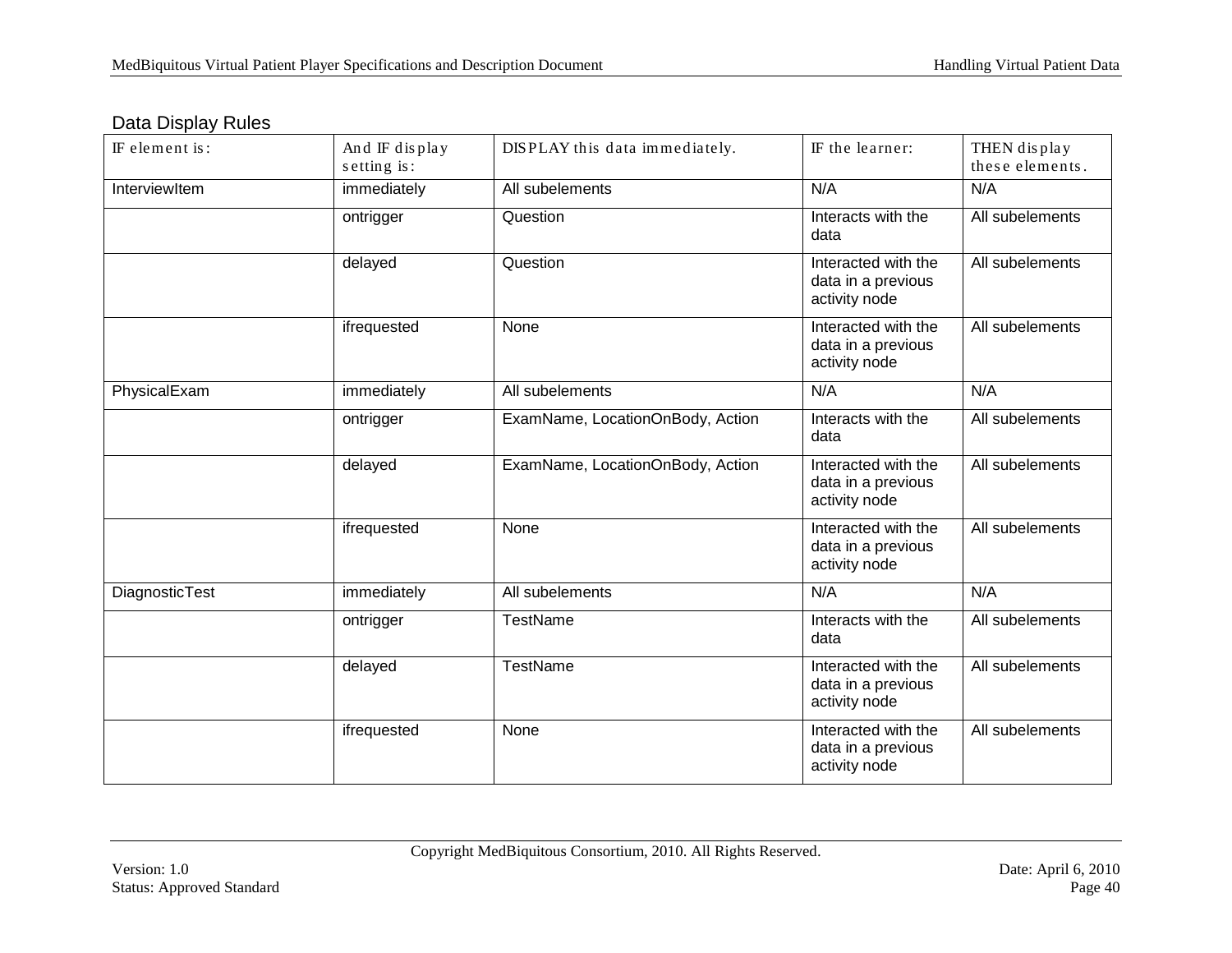### Data Display Rules

| IF element is: | And IF display setting is: | DISPLAY this data immediately. | IF the learner: | THEN display these elements. |
|---|---|---|---|---|
| InterviewItem | immediately | All subelements | N/A | N/A |
| | ontrigger | Question | Interacts with the data | All subelements |
| | delayed | Question | Interacted with the data in a previous activity node | All subelements |
| | ifrequested | None | Interacted with the data in a previous activity node | All subelements |
| PhysicalExam | immediately | All subelements | N/A | N/A |
| | ontrigger | ExamName, LocationOnBody, Action | Interacts with the data | All subelements |
| | delayed | ExamName, LocationOnBody, Action | Interacted with the data in a previous activity node | All subelements |
| | ifrequested | None | Interacted with the data in a previous activity node | All subelements |
| DiagnosticTest | immediately | All subelements | N/A | N/A |
| | ontrigger | TestName | Interacts with the data | All subelements |
| | delayed | TestName | Interacted with the data in a previous activity node | All subelements |
| | ifrequested | None | Interacted with the data in a previous activity node | All subelements |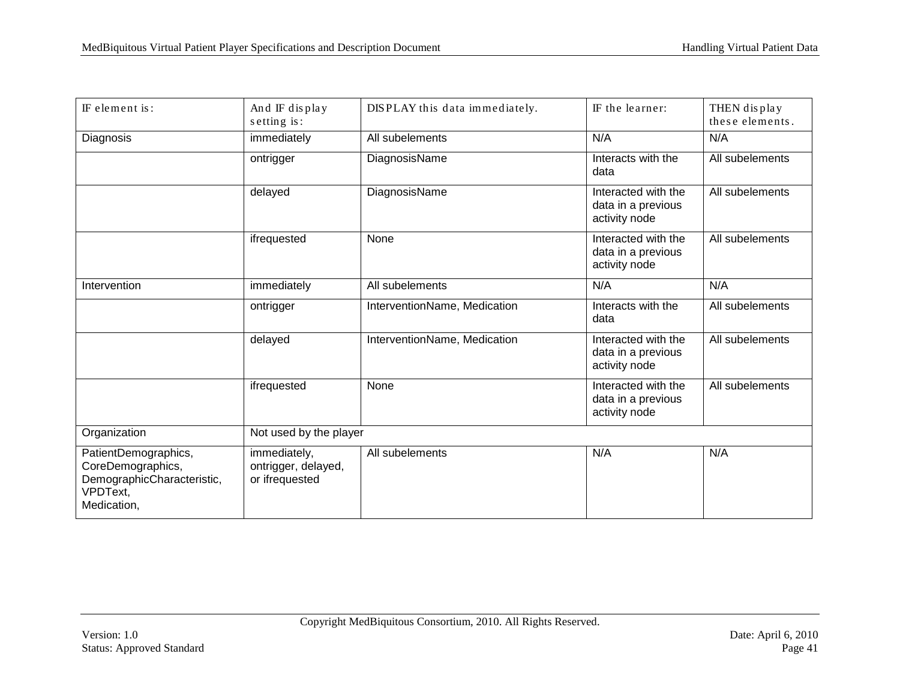| IF element is: | And IF display setting is: | DISPLAY this data immediately. | IF the learner: | THEN display these elements. |
|---|---|---|---|---|
| Diagnosis | immediately | All subelements | N/A | N/A |
| | ontrigger | DiagnosisName | Interacts with the data | All subelements |
| | delayed | DiagnosisName | Interacted with the data in a previous activity node | All subelements |
| | ifrequested | None | Interacted with the data in a previous activity node | All subelements |
| Intervention | immediately | All subelements | N/A | N/A |
| | ontrigger | InterventionName, Medication | Interacts with the data | All subelements |
| | delayed | InterventionName, Medication | Interacted with the data in a previous activity node | All subelements |
| | ifrequested | None | Interacted with the data in a previous activity node | All subelements |
| Organization | Not used by the player | | | |
| PatientDemographics, CoreDemographics, DemographicCharacteristic, VPDText, Medication, | immediately, ontrigger, delayed, or ifrequested | All subelements | N/A | N/A |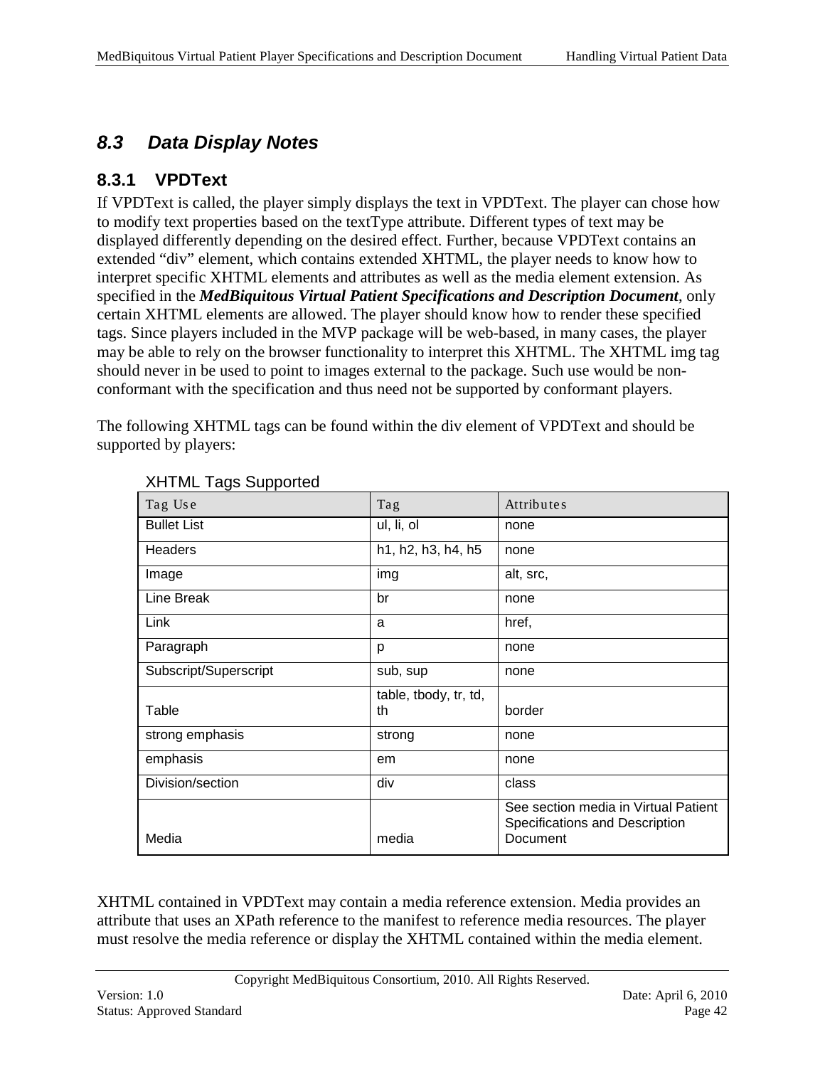## 8.3 Data Display Notes

### 8.3.1 VPDText

If VPDText is called, the player simply displays the text in VPDText. The player can chose how to modify text properties based on the textType attribute. Different types of text may be displayed differently depending on the desired effect. Further, because VPDText contains an extended "div" element, which contains extended XHTML, the player needs to know how to interpret specific XHTML elements and attributes as well as the media element extension. As specified in the ***MedBiquitous Virtual Patient Specifications and Description Document***, only certain XHTML elements are allowed. The player should know how to render these specified tags. Since players included in the MVP package will be web-based, in many cases, the player may be able to rely on the browser functionality to interpret this XHTML. The XHTML img tag should never in be used to point to images external to the package. Such use would be non-conformant with the specification and thus need not be supported by conformant players.

The following XHTML tags can be found within the div element of VPDText and should be supported by players:

XHTML Tags Supported

| Tag Use | Tag | Attributes |
|---|---|---|
| Bullet List | ul, li, ol | none |
| Headers | h1, h2, h3, h4, h5 | none |
| Image | img | alt, src, |
| Line Break | br | none |
| Link | a | href, |
| Paragraph | p | none |
| Subscript/Superscript | sub, sup | none |
| Table | table, tbody, tr, td, th | border |
| strong emphasis | strong | none |
| emphasis | em | none |
| Division/section | div | class |
| Media | media | See section media in Virtual Patient Specifications and Description Document |

XHTML contained in VPDText may contain a media reference extension. Media provides an attribute that uses an XPath reference to the manifest to reference media resources. The player must resolve the media reference or display the XHTML contained within the media element.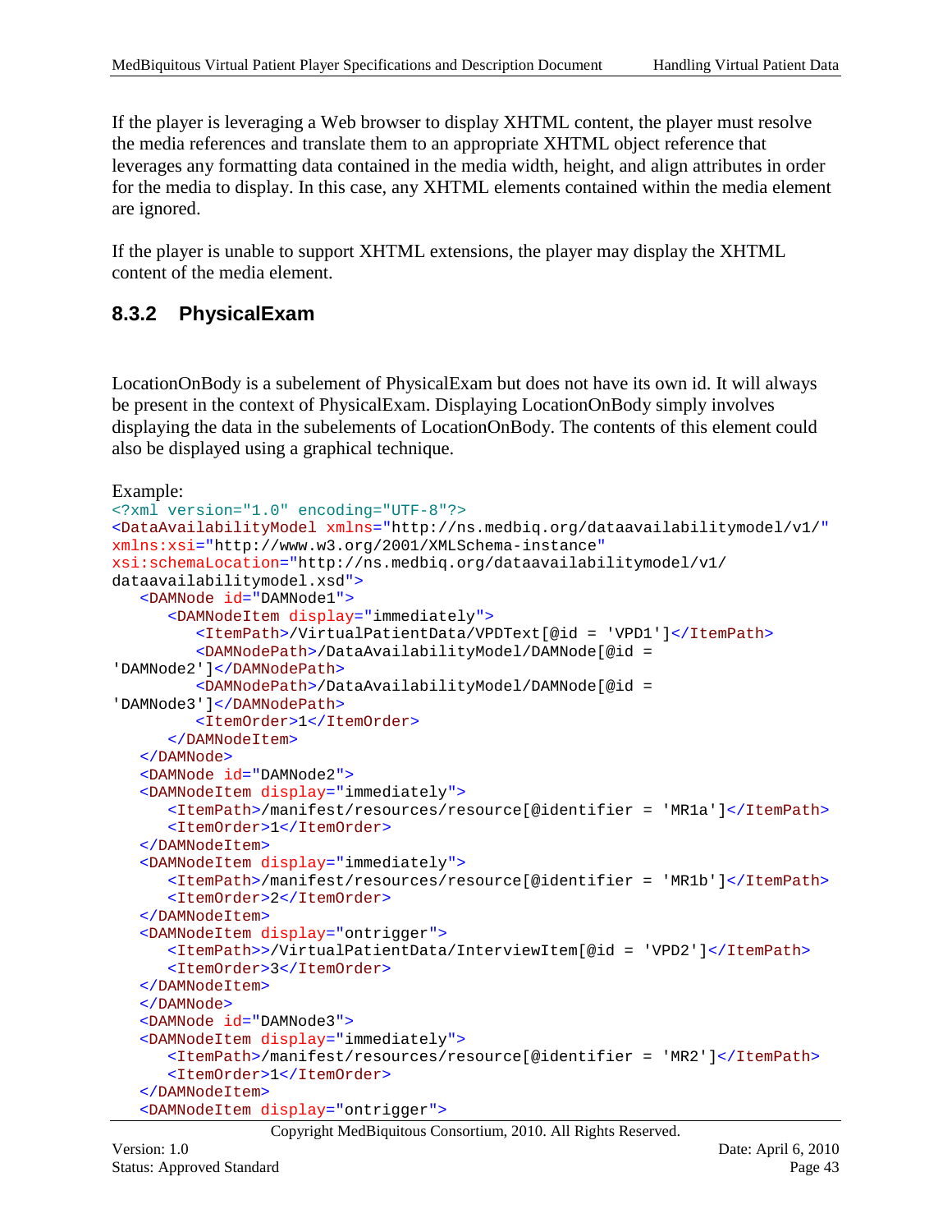If the player is leveraging a Web browser to display XHTML content, the player must resolve the media references and translate them to an appropriate XHTML object reference that leverages any formatting data contained in the media width, height, and align attributes in order for the media to display. In this case, any XHTML elements contained within the media element are ignored.

If the player is unable to support XHTML extensions, the player may display the XHTML content of the media element.

### 8.3.2 PhysicalExam

LocationOnBody is a subelement of PhysicalExam but does not have its own id. It will always be present in the context of PhysicalExam. Displaying LocationOnBody simply involves displaying the data in the subelements of LocationOnBody. The contents of this element could also be displayed using a graphical technique.

Example:

```
<?xml version="1.0" encoding="UTF-8"?>
<DataAvailabilityModel xmlns="http://ns.medbiq.org/dataavailabilitymodel/v1/"
xmlns:xsi="http://www.w3.org/2001/XMLSchema-instance"
xsi:schemaLocation="http://ns.medbiq.org/dataavailabilitymodel/v1/
dataavailabilitymodel.xsd">
   <DAMNode id="DAMNode1">
      <DAMNodeItem display="immediately">
         <ItemPath>/VirtualPatientData/VPDText[@id = 'VPD1']</ItemPath>
         <DAMNodePath>/DataAvailabilityModel/DAMNode[@id =
'DAMNode2']</DAMNodePath>
         <DAMNodePath>/DataAvailabilityModel/DAMNode[@id =
'DAMNode3']</DAMNodePath>
         <ItemOrder>1</ItemOrder>
      </DAMNodeItem>
   </DAMNode>
   <DAMNode id="DAMNode2">
   <DAMNodeItem display="immediately">
      <ItemPath>/manifest/resources/resource[@identifier = 'MR1a']</ItemPath>
      <ItemOrder>1</ItemOrder>
   </DAMNodeItem>
   <DAMNodeItem display="immediately">
      <ItemPath>/manifest/resources/resource[@identifier = 'MR1b']</ItemPath>
      <ItemOrder>2</ItemOrder>
   </DAMNodeItem>
   <DAMNodeItem display="ontrigger">
      <ItemPath>>/VirtualPatientData/InterviewItem[@id = 'VPD2']</ItemPath>
      <ItemOrder>3</ItemOrder>
   </DAMNodeItem>
   </DAMNode>
   <DAMNode id="DAMNode3">
   <DAMNodeItem display="immediately">
      <ItemPath>/manifest/resources/resource[@identifier = 'MR2']</ItemPath>
      <ItemOrder>1</ItemOrder>
   </DAMNodeItem>
   <DAMNodeItem display="ontrigger">
```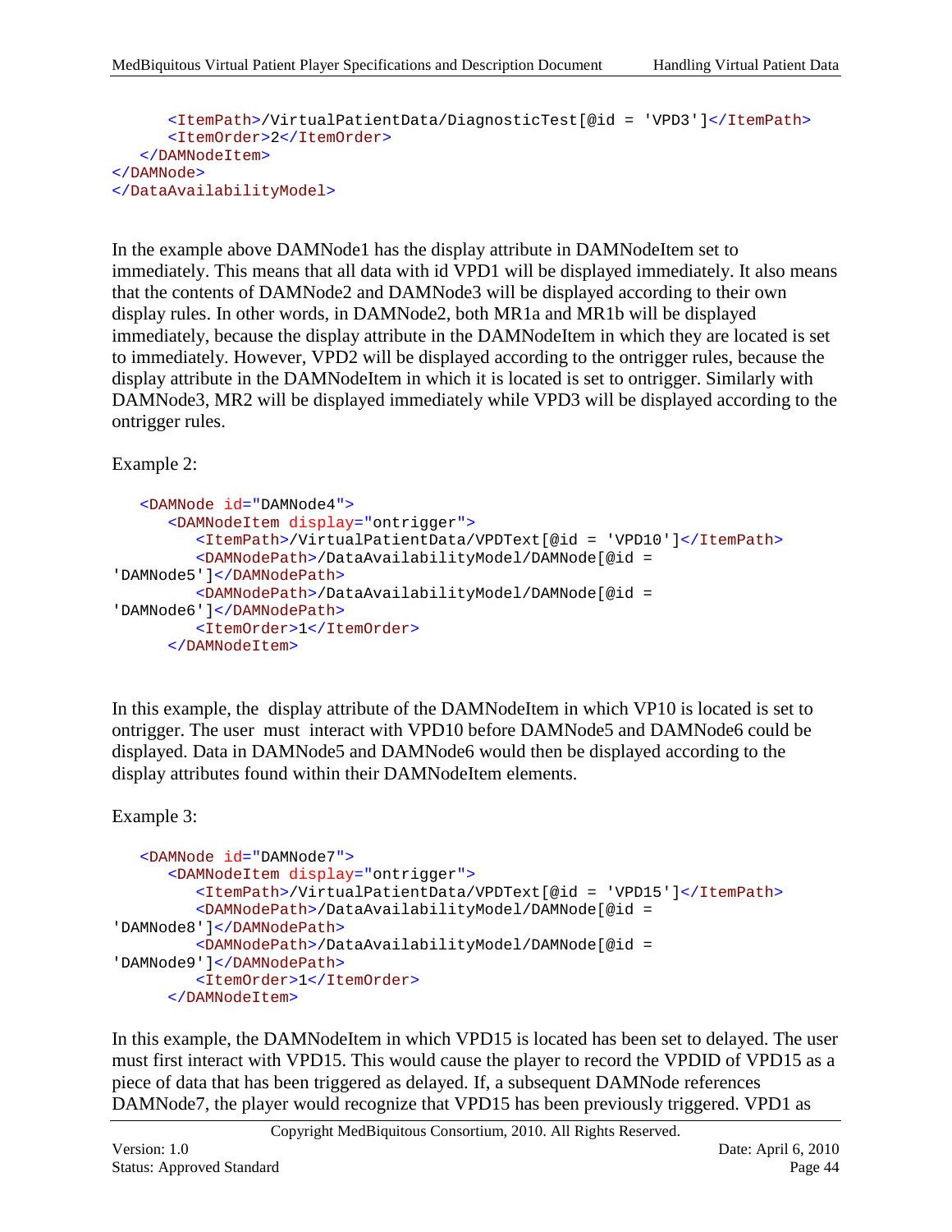```
      <ItemPath>/VirtualPatientData/DiagnosticTest[@id = 'VPD3']</ItemPath>
      <ItemOrder>2</ItemOrder>
   </DAMNodeItem>
</DAMNode>
</DataAvailabilityModel>
```

In the example above DAMNode1 has the display attribute in DAMNodeItem set to immediately. This means that all data with id VPD1 will be displayed immediately. It also means that the contents of DAMNode2 and DAMNode3 will be displayed according to their own display rules. In other words, in DAMNode2, both MR1a and MR1b will be displayed immediately, because the display attribute in the DAMNodeItem in which they are located is set to immediately. However, VPD2 will be displayed according to the ontrigger rules, because the display attribute in the DAMNodeItem in which it is located is set to ontrigger. Similarly with DAMNode3, MR2 will be displayed immediately while VPD3 will be displayed according to the ontrigger rules.

Example 2:

```
   <DAMNode id="DAMNode4">
      <DAMNodeItem display="ontrigger">
         <ItemPath>/VirtualPatientData/VPDText[@id = 'VPD10']</ItemPath>
         <DAMNodePath>/DataAvailabilityModel/DAMNode[@id =
'DAMNode5']</DAMNodePath>
         <DAMNodePath>/DataAvailabilityModel/DAMNode[@id =
'DAMNode6']</DAMNodePath>
         <ItemOrder>1</ItemOrder>
      </DAMNodeItem>
```

In this example, the display attribute of the DAMNodeItem in which VP10 is located is set to ontrigger. The user must interact with VPD10 before DAMNode5 and DAMNode6 could be displayed. Data in DAMNode5 and DAMNode6 would then be displayed according to the display attributes found within their DAMNodeItem elements.

Example 3:

```
   <DAMNode id="DAMNode7">
      <DAMNodeItem display="ontrigger">
         <ItemPath>/VirtualPatientData/VPDText[@id = 'VPD15']</ItemPath>
         <DAMNodePath>/DataAvailabilityModel/DAMNode[@id =
'DAMNode8']</DAMNodePath>
         <DAMNodePath>/DataAvailabilityModel/DAMNode[@id =
'DAMNode9']</DAMNodePath>
         <ItemOrder>1</ItemOrder>
      </DAMNodeItem>
```

In this example, the DAMNodeItem in which VPD15 is located has been set to delayed. The user must first interact with VPD15. This would cause the player to record the VPDID of VPD15 as a piece of data that has been triggered as delayed. If, a subsequent DAMNode references DAMNode7, the player would recognize that VPD15 has been previously triggered. VPD1 as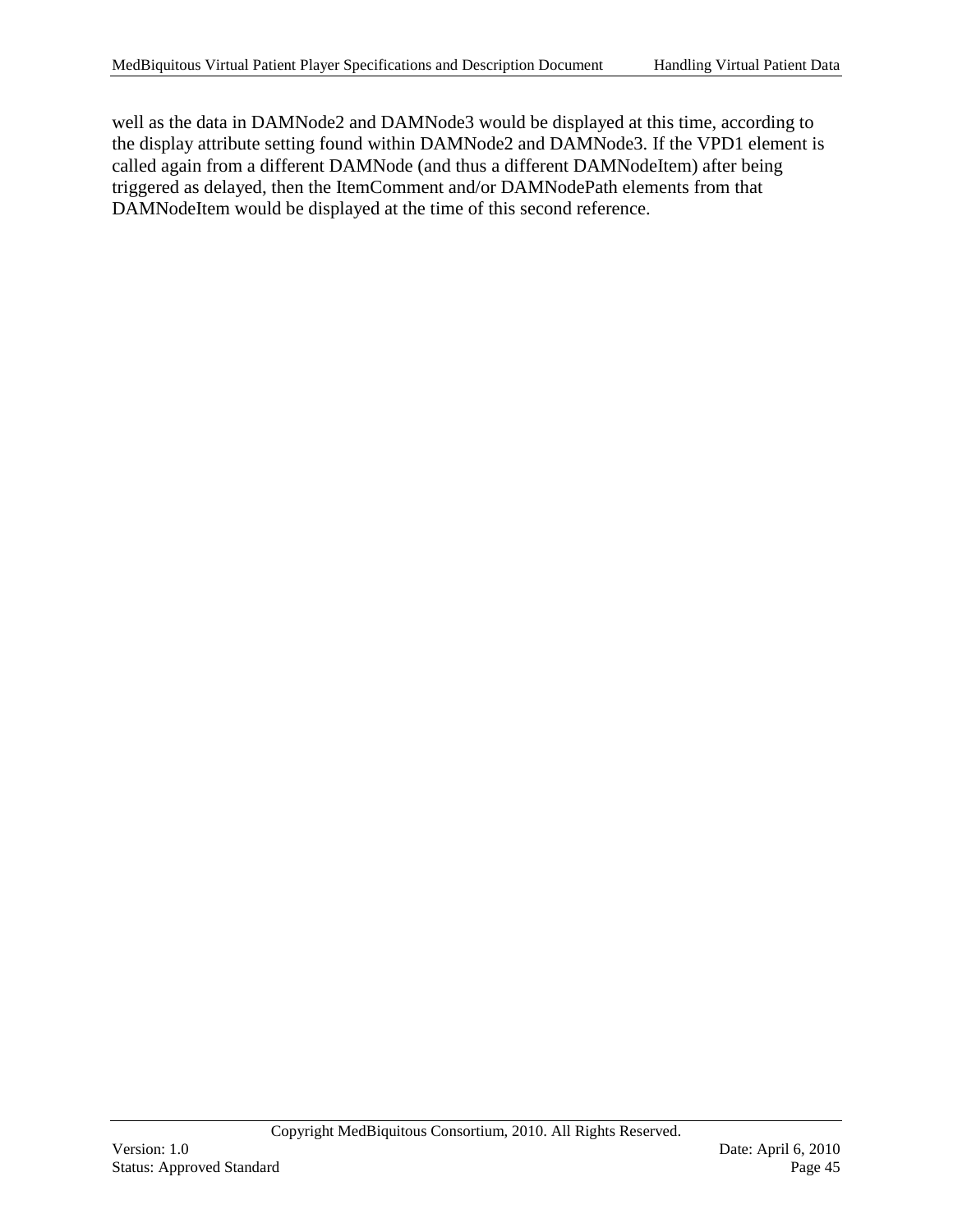well as the data in DAMNode2 and DAMNode3 would be displayed at this time, according to the display attribute setting found within DAMNode2 and DAMNode3. If the VPD1 element is called again from a different DAMNode (and thus a different DAMNodeItem) after being triggered as delayed, then the ItemComment and/or DAMNodePath elements from that DAMNodeItem would be displayed at the time of this second reference.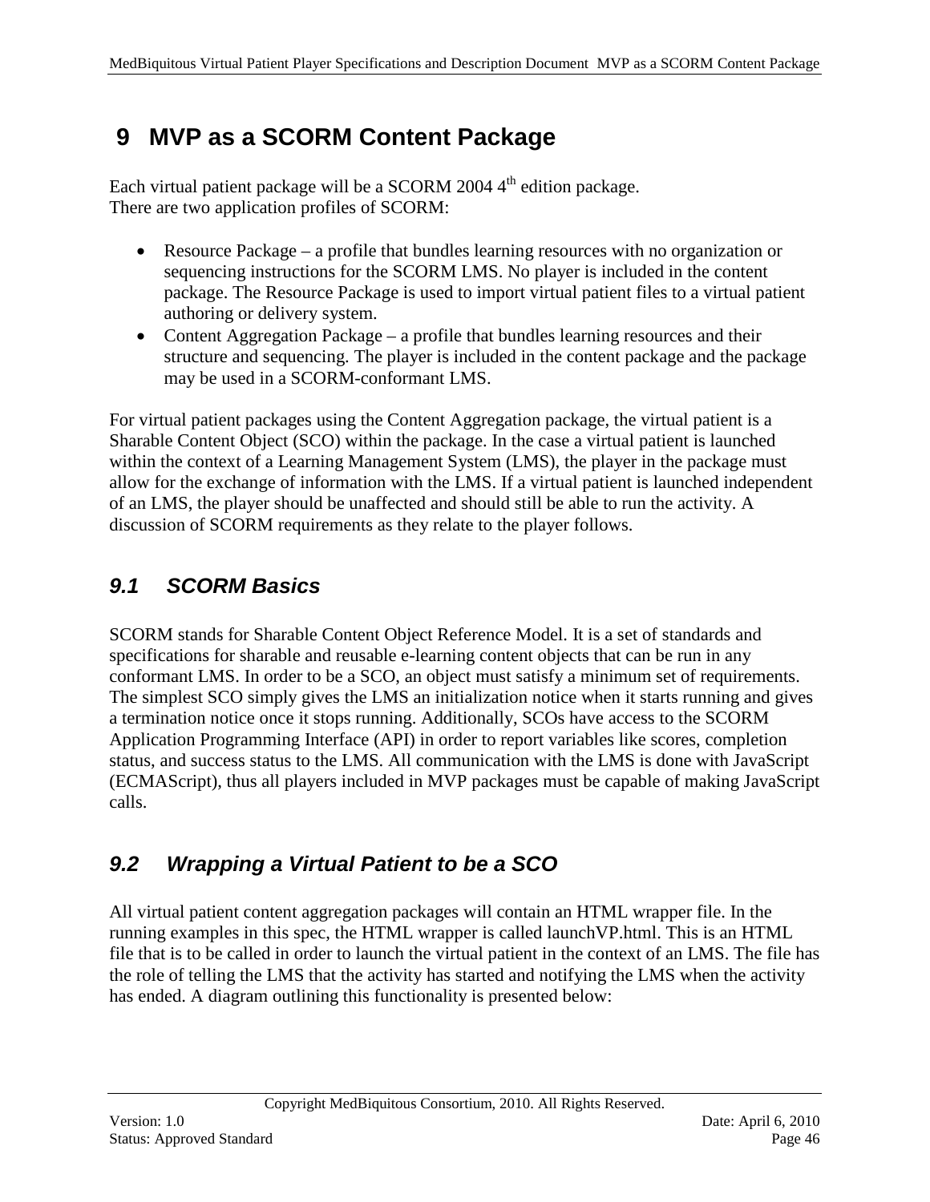# 9 MVP as a SCORM Content Package

Each virtual patient package will be a SCORM 2004 4th edition package.
There are two application profiles of SCORM:

- Resource Package – a profile that bundles learning resources with no organization or sequencing instructions for the SCORM LMS. No player is included in the content package. The Resource Package is used to import virtual patient files to a virtual patient authoring or delivery system.
- Content Aggregation Package – a profile that bundles learning resources and their structure and sequencing. The player is included in the content package and the package may be used in a SCORM-conformant LMS.

For virtual patient packages using the Content Aggregation package, the virtual patient is a Sharable Content Object (SCO) within the package. In the case a virtual patient is launched within the context of a Learning Management System (LMS), the player in the package must allow for the exchange of information with the LMS. If a virtual patient is launched independent of an LMS, the player should be unaffected and should still be able to run the activity. A discussion of SCORM requirements as they relate to the player follows.

## *9.1 SCORM Basics*

SCORM stands for Sharable Content Object Reference Model. It is a set of standards and specifications for sharable and reusable e-learning content objects that can be run in any conformant LMS. In order to be a SCO, an object must satisfy a minimum set of requirements. The simplest SCO simply gives the LMS an initialization notice when it starts running and gives a termination notice once it stops running. Additionally, SCOs have access to the SCORM Application Programming Interface (API) in order to report variables like scores, completion status, and success status to the LMS. All communication with the LMS is done with JavaScript (ECMAScript), thus all players included in MVP packages must be capable of making JavaScript calls.

## *9.2 Wrapping a Virtual Patient to be a SCO*

All virtual patient content aggregation packages will contain an HTML wrapper file. In the running examples in this spec, the HTML wrapper is called launchVP.html. This is an HTML file that is to be called in order to launch the virtual patient in the context of an LMS. The file has the role of telling the LMS that the activity has started and notifying the LMS when the activity has ended. A diagram outlining this functionality is presented below: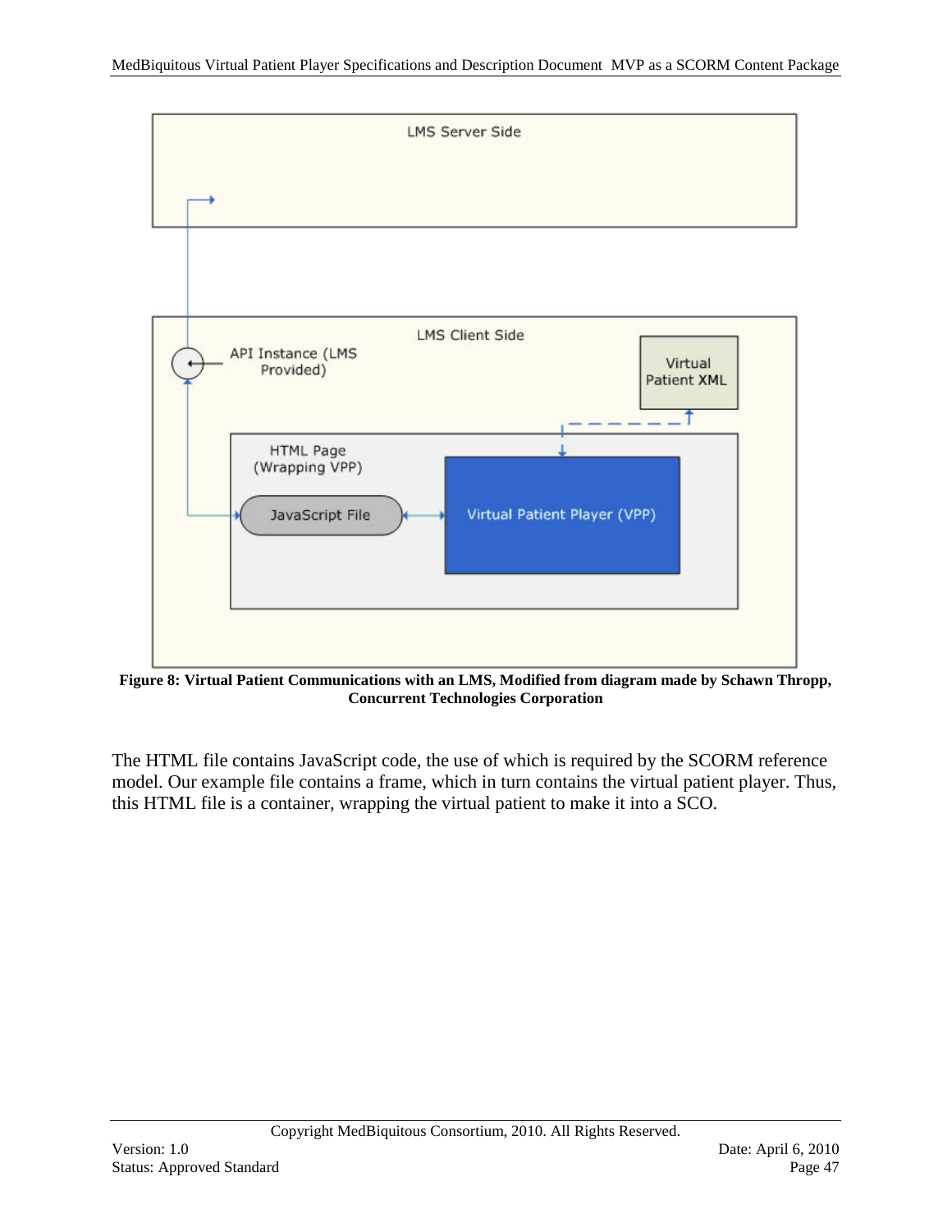**Figure 8: Virtual Patient Communications with an LMS, Modified from diagram made by Schawn Thropp, Concurrent Technologies Corporation**

The HTML file contains JavaScript code, the use of which is required by the SCORM reference model. Our example file contains a frame, which in turn contains the virtual patient player. Thus, this HTML file is a container, wrapping the virtual patient to make it into a SCO.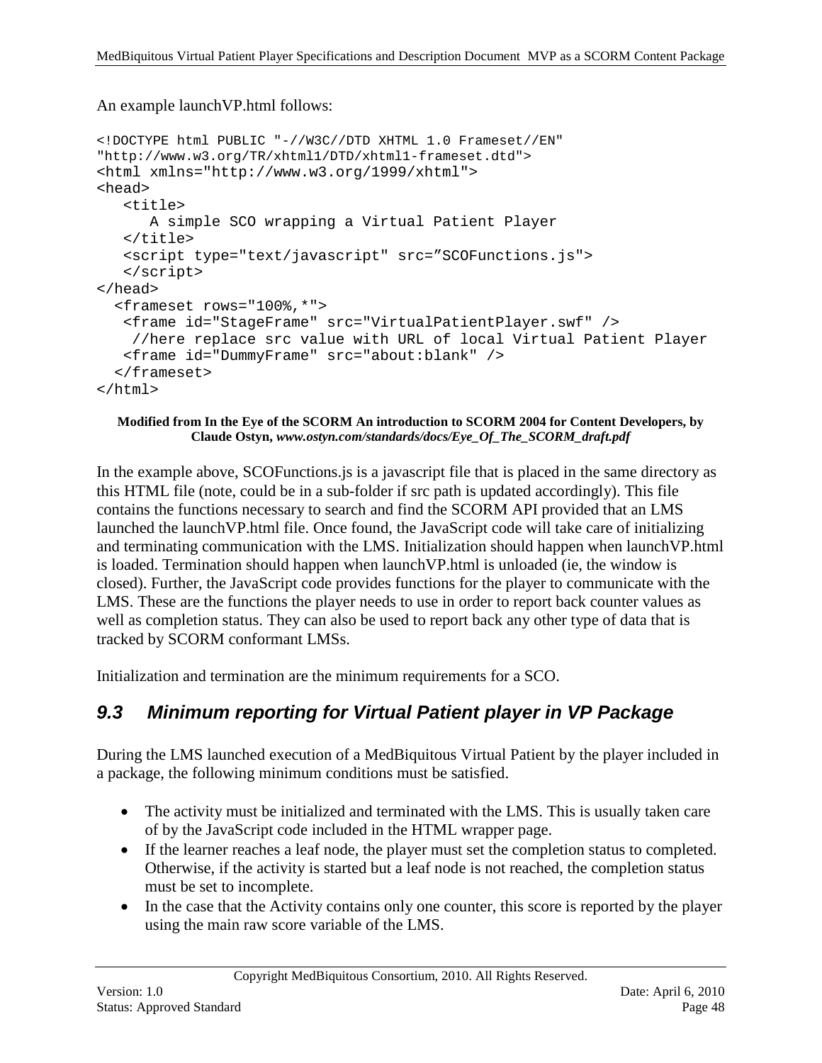An example launchVP.html follows:

```
<!DOCTYPE html PUBLIC "-//W3C//DTD XHTML 1.0 Frameset//EN"
"http://www.w3.org/TR/xhtml1/DTD/xhtml1-frameset.dtd">
<html xmlns="http://www.w3.org/1999/xhtml">
<head>
   <title>
      A simple SCO wrapping a Virtual Patient Player
   </title>
   <script type="text/javascript" src=”SCOFunctions.js">
   </script>
</head>
  <frameset rows="100%,*">
   <frame id="StageFrame" src="VirtualPatientPlayer.swf" />
    //here replace src value with URL of local Virtual Patient Player
   <frame id="DummyFrame" src="about:blank" />
  </frameset>
</html>
```

**Modified from In the Eye of the SCORM An introduction to SCORM 2004 for Content Developers, by Claude Ostyn,** ***www.ostyn.com/standards/docs/Eye_Of_The_SCORM_draft.pdf***

In the example above, SCOFunctions.js is a javascript file that is placed in the same directory as this HTML file (note, could be in a sub-folder if src path is updated accordingly). This file contains the functions necessary to search and find the SCORM API provided that an LMS launched the launchVP.html file. Once found, the JavaScript code will take care of initializing and terminating communication with the LMS. Initialization should happen when launchVP.html is loaded. Termination should happen when launchVP.html is unloaded (ie, the window is closed). Further, the JavaScript code provides functions for the player to communicate with the LMS. These are the functions the player needs to use in order to report back counter values as well as completion status. They can also be used to report back any other type of data that is tracked by SCORM conformant LMSs.

Initialization and termination are the minimum requirements for a SCO.

## 9.3 Minimum reporting for Virtual Patient player in VP Package

During the LMS launched execution of a MedBiquitous Virtual Patient by the player included in a package, the following minimum conditions must be satisfied.

- The activity must be initialized and terminated with the LMS. This is usually taken care of by the JavaScript code included in the HTML wrapper page.
- If the learner reaches a leaf node, the player must set the completion status to completed. Otherwise, if the activity is started but a leaf node is not reached, the completion status must be set to incomplete.
- In the case that the Activity contains only one counter, this score is reported by the player using the main raw score variable of the LMS.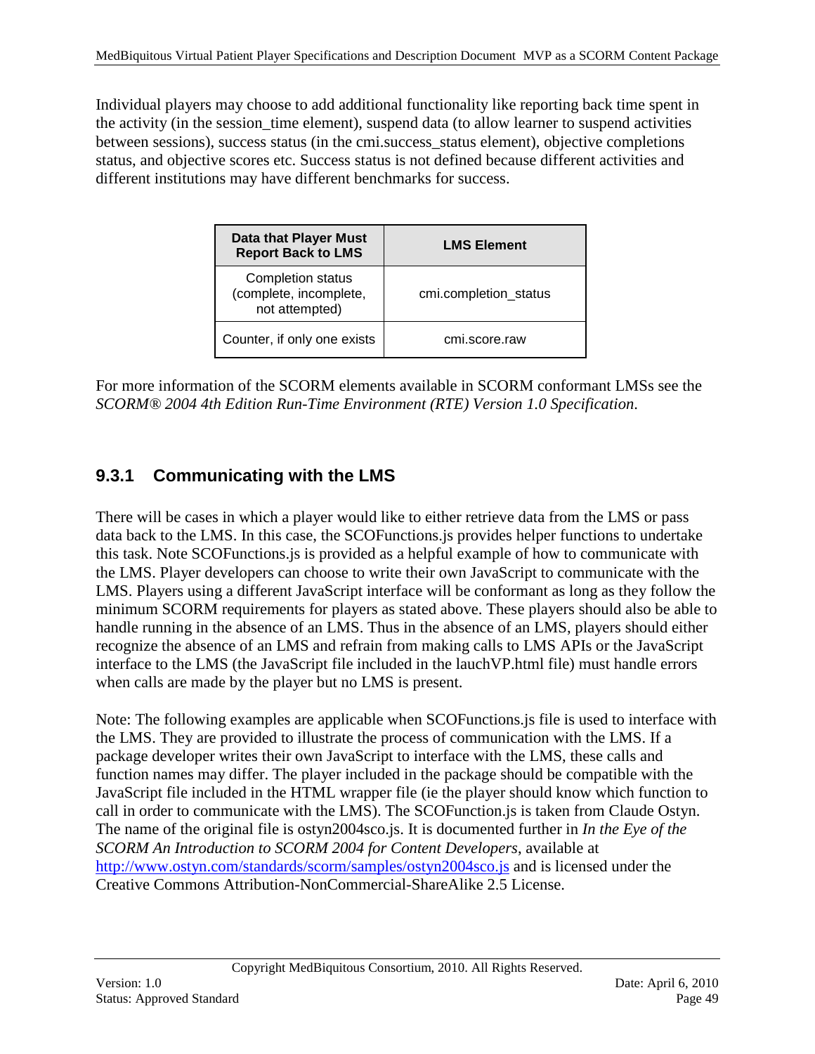Individual players may choose to add additional functionality like reporting back time spent in the activity (in the session_time element), suspend data (to allow learner to suspend activities between sessions), success status (in the cmi.success_status element), objective completions status, and objective scores etc. Success status is not defined because different activities and different institutions may have different benchmarks for success.

| Data that Player Must Report Back to LMS | LMS Element |
| --- | --- |
| Completion status (complete, incomplete, not attempted) | cmi.completion_status |
| Counter, if only one exists | cmi.score.raw |

For more information of the SCORM elements available in SCORM conformant LMSs see the *SCORM® 2004 4th Edition Run-Time Environment (RTE) Version 1.0 Specification.*

### 9.3.1 Communicating with the LMS

There will be cases in which a player would like to either retrieve data from the LMS or pass data back to the LMS. In this case, the SCOFunctions.js provides helper functions to undertake this task. Note SCOFunctions.js is provided as a helpful example of how to communicate with the LMS. Player developers can choose to write their own JavaScript to communicate with the LMS. Players using a different JavaScript interface will be conformant as long as they follow the minimum SCORM requirements for players as stated above. These players should also be able to handle running in the absence of an LMS. Thus in the absence of an LMS, players should either recognize the absence of an LMS and refrain from making calls to LMS APIs or the JavaScript interface to the LMS (the JavaScript file included in the lauchVP.html file) must handle errors when calls are made by the player but no LMS is present.

Note: The following examples are applicable when SCOFunctions.js file is used to interface with the LMS. They are provided to illustrate the process of communication with the LMS. If a package developer writes their own JavaScript to interface with the LMS, these calls and function names may differ. The player included in the package should be compatible with the JavaScript file included in the HTML wrapper file (ie the player should know which function to call in order to communicate with the LMS). The SCOFunction.js is taken from Claude Ostyn. The name of the original file is ostyn2004sco.js. It is documented further in *In the Eye of the SCORM An Introduction to SCORM 2004 for Content Developers*, available at http://www.ostyn.com/standards/scorm/samples/ostyn2004sco.js and is licensed under the Creative Commons Attribution-NonCommercial-ShareAlike 2.5 License.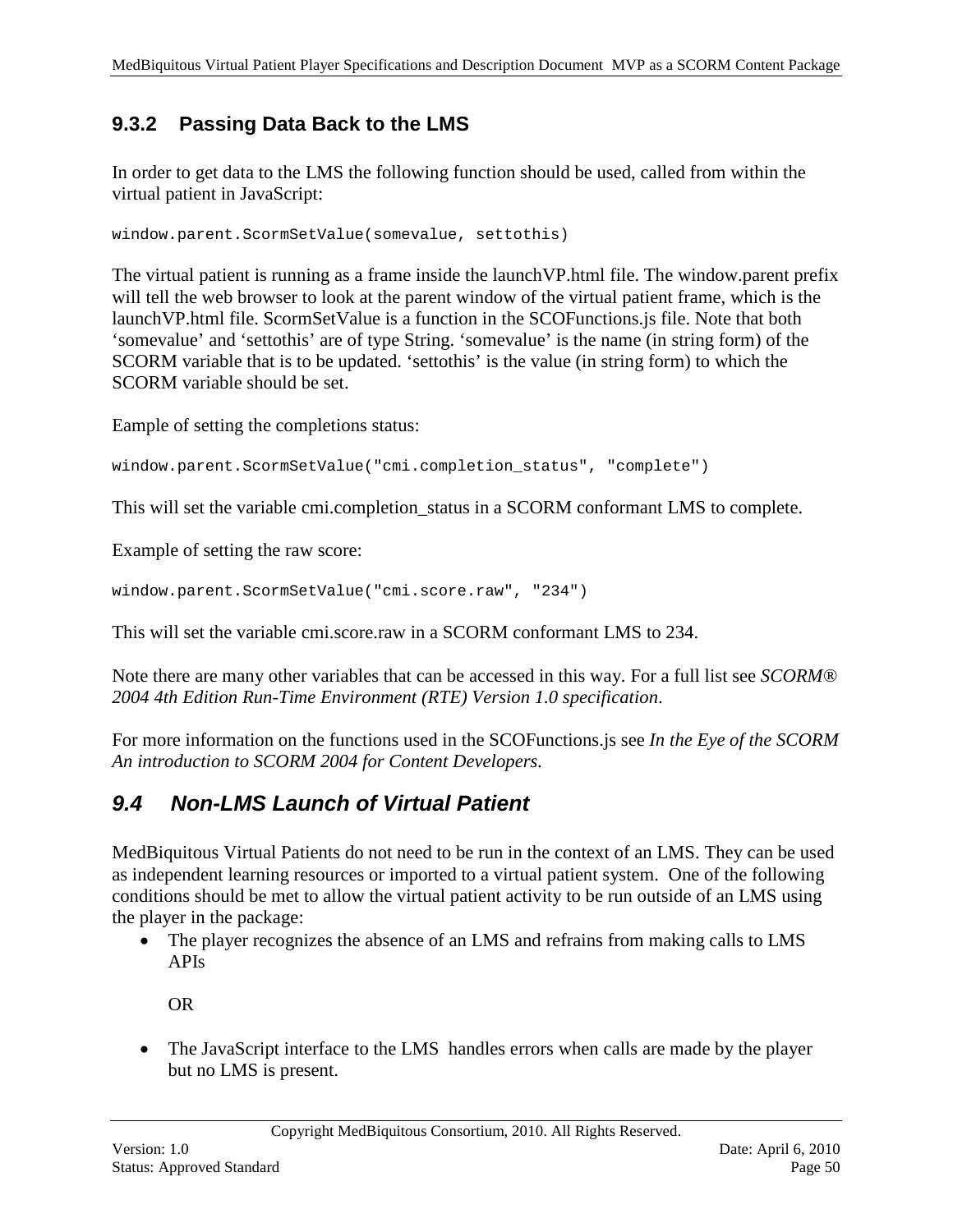### 9.3.2 Passing Data Back to the LMS

In order to get data to the LMS the following function should be used, called from within the virtual patient in JavaScript:

```
window.parent.ScormSetValue(somevalue, settothis)
```

The virtual patient is running as a frame inside the launchVP.html file. The window.parent prefix will tell the web browser to look at the parent window of the virtual patient frame, which is the launchVP.html file. ScormSetValue is a function in the SCOFunctions.js file. Note that both 'somevalue' and 'settothis' are of type String. 'somevalue' is the name (in string form) of the SCORM variable that is to be updated. 'settothis' is the value (in string form) to which the SCORM variable should be set.

Eample of setting the completions status:

```
window.parent.ScormSetValue("cmi.completion_status", "complete")
```

This will set the variable cmi.completion_status in a SCORM conformant LMS to complete.

Example of setting the raw score:

```
window.parent.ScormSetValue("cmi.score.raw", "234")
```

This will set the variable cmi.score.raw in a SCORM conformant LMS to 234.

Note there are many other variables that can be accessed in this way. For a full list see *SCORM® 2004 4th Edition Run-Time Environment (RTE) Version 1.0 specification*.

For more information on the functions used in the SCOFunctions.js see *In the Eye of the SCORM An introduction to SCORM 2004 for Content Developers.*

## 9.4 Non-LMS Launch of Virtual Patient

MedBiquitous Virtual Patients do not need to be run in the context of an LMS. They can be used as independent learning resources or imported to a virtual patient system. One of the following conditions should be met to allow the virtual patient activity to be run outside of an LMS using the player in the package:

- The player recognizes the absence of an LMS and refrains from making calls to LMS APIs

  OR

- The JavaScript interface to the LMS handles errors when calls are made by the player but no LMS is present.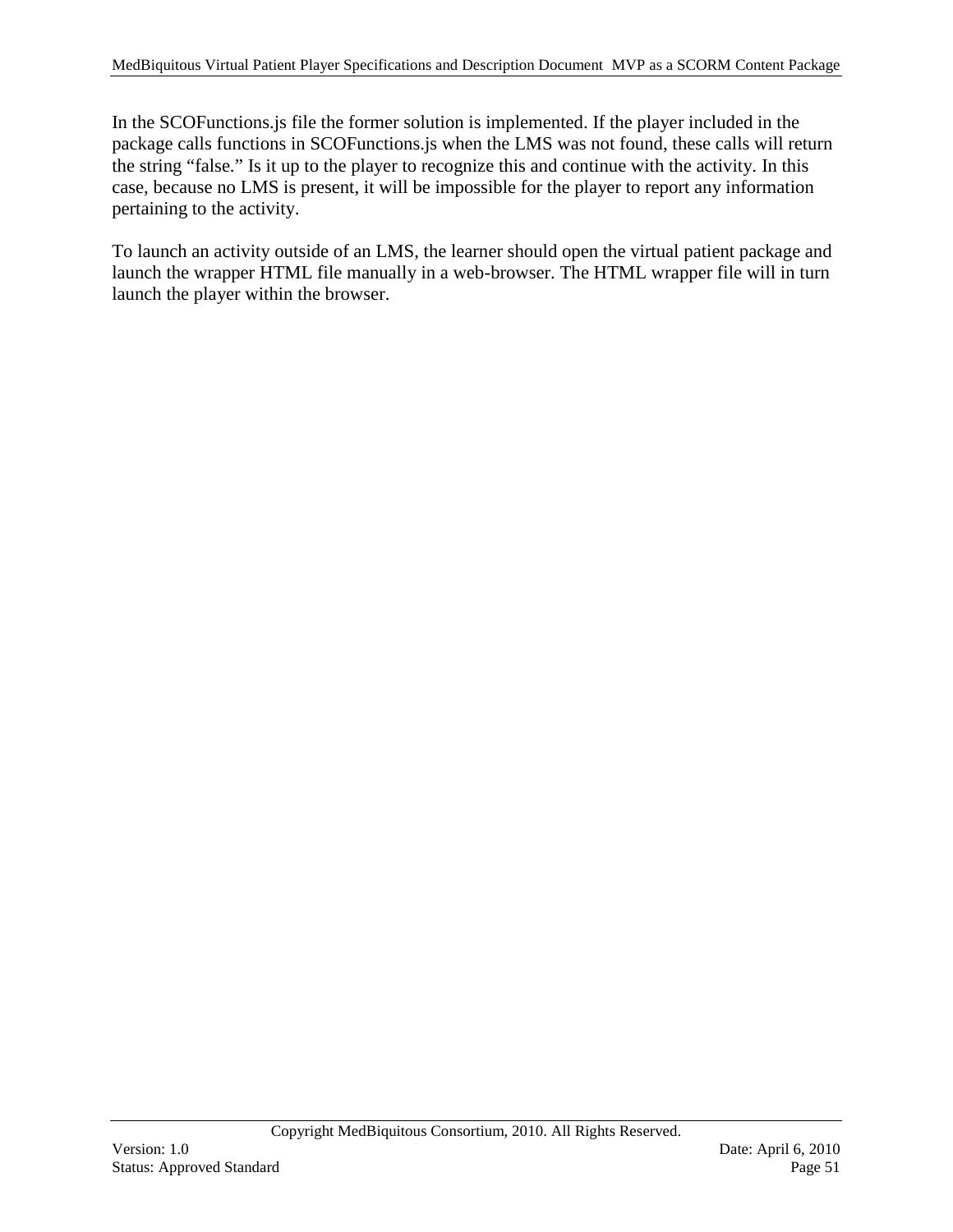In the SCOFunctions.js file the former solution is implemented. If the player included in the package calls functions in SCOFunctions.js when the LMS was not found, these calls will return the string “false.” Is it up to the player to recognize this and continue with the activity. In this case, because no LMS is present, it will be impossible for the player to report any information pertaining to the activity.

To launch an activity outside of an LMS, the learner should open the virtual patient package and launch the wrapper HTML file manually in a web-browser. The HTML wrapper file will in turn launch the player within the browser.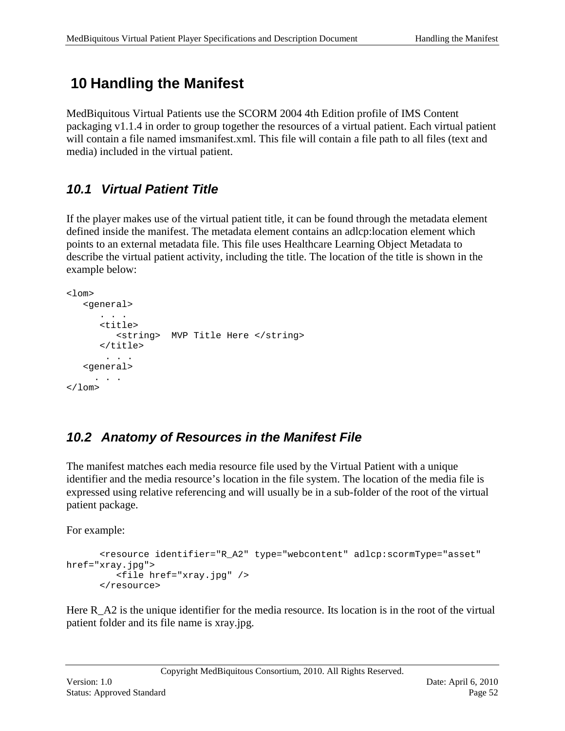# 10 Handling the Manifest

MedBiquitous Virtual Patients use the SCORM 2004 4th Edition profile of IMS Content packaging v1.1.4 in order to group together the resources of a virtual patient. Each virtual patient will contain a file named imsmanifest.xml. This file will contain a file path to all files (text and media) included in the virtual patient.

## 10.1 Virtual Patient Title

If the player makes use of the virtual patient title, it can be found through the metadata element defined inside the manifest. The metadata element contains an adlcp:location element which points to an external metadata file. This file uses Healthcare Learning Object Metadata to describe the virtual patient activity, including the title. The location of the title is shown in the example below:

```
<lom>
   <general>
      . . .
      <title>
         <string>  MVP Title Here </string>
      </title>
       . . .
   <general>
     . . .
</lom>
```

## 10.2 Anatomy of Resources in the Manifest File

The manifest matches each media resource file used by the Virtual Patient with a unique identifier and the media resource's location in the file system. The location of the media file is expressed using relative referencing and will usually be in a sub-folder of the root of the virtual patient package.

For example:

```
      <resource identifier="R_A2" type="webcontent" adlcp:scormType="asset"
href="xray.jpg">
         <file href="xray.jpg" />
      </resource>
```

Here R_A2 is the unique identifier for the media resource. Its location is in the root of the virtual patient folder and its file name is xray.jpg.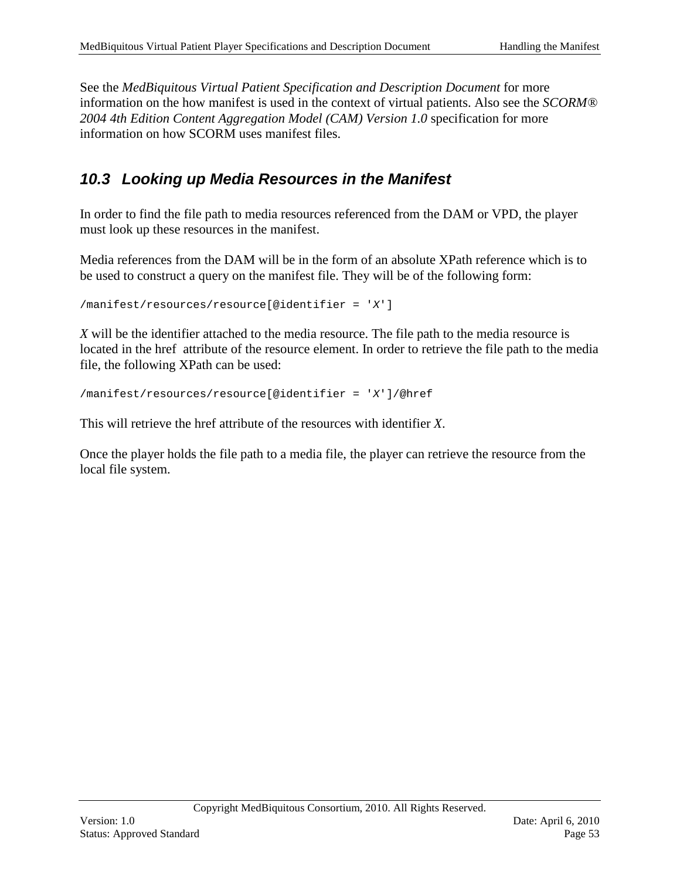See the *MedBiquitous Virtual Patient Specification and Description Document* for more information on the how manifest is used in the context of virtual patients. Also see the *SCORM® 2004 4th Edition Content Aggregation Model (CAM) Version 1.0* specification for more information on how SCORM uses manifest files.

## 10.3 Looking up Media Resources in the Manifest

In order to find the file path to media resources referenced from the DAM or VPD, the player must look up these resources in the manifest.

Media references from the DAM will be in the form of an absolute XPath reference which is to be used to construct a query on the manifest file. They will be of the following form:

```
/manifest/resources/resource[@identifier = 'X']
```

*X* will be the identifier attached to the media resource. The file path to the media resource is located in the href attribute of the resource element. In order to retrieve the file path to the media file, the following XPath can be used:

```
/manifest/resources/resource[@identifier = 'X']/@href
```

This will retrieve the href attribute of the resources with identifier *X*.

Once the player holds the file path to a media file, the player can retrieve the resource from the local file system.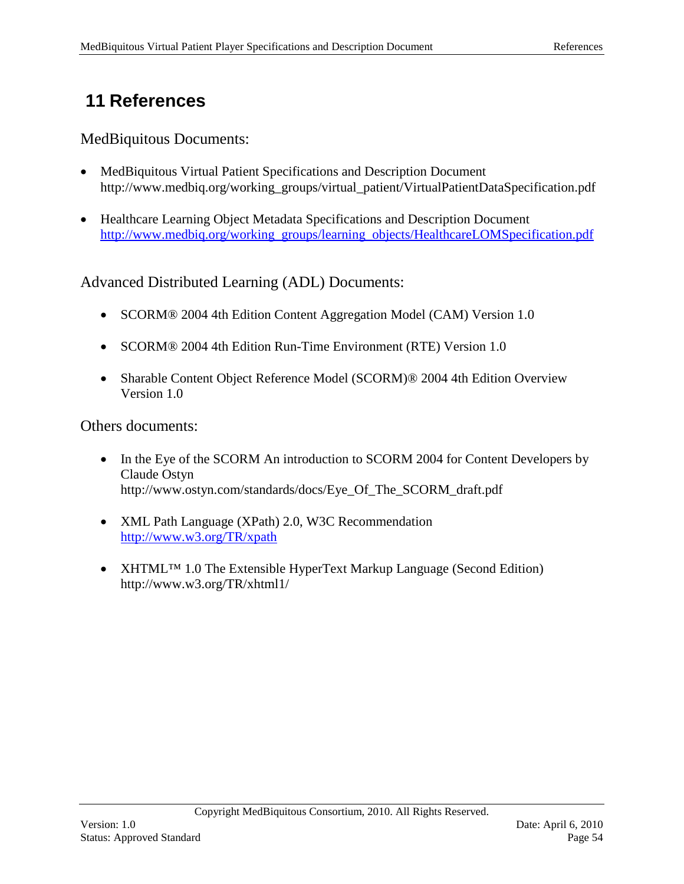# 11 References

## MedBiquitous Documents:

- MedBiquitous Virtual Patient Specifications and Description Document
  http://www.medbiq.org/working_groups/virtual_patient/VirtualPatientDataSpecification.pdf

- Healthcare Learning Object Metadata Specifications and Description Document
  http://www.medbiq.org/working_groups/learning_objects/HealthcareLOMSpecification.pdf

## Advanced Distributed Learning (ADL) Documents:

- SCORM® 2004 4th Edition Content Aggregation Model (CAM) Version 1.0

- SCORM® 2004 4th Edition Run-Time Environment (RTE) Version 1.0

- Sharable Content Object Reference Model (SCORM)® 2004 4th Edition Overview Version 1.0

## Others documents:

- In the Eye of the SCORM An introduction to SCORM 2004 for Content Developers by Claude Ostyn
  http://www.ostyn.com/standards/docs/Eye_Of_The_SCORM_draft.pdf

- XML Path Language (XPath) 2.0, W3C Recommendation
  http://www.w3.org/TR/xpath

- XHTML™ 1.0 The Extensible HyperText Markup Language (Second Edition)
  http://www.w3.org/TR/xhtml1/